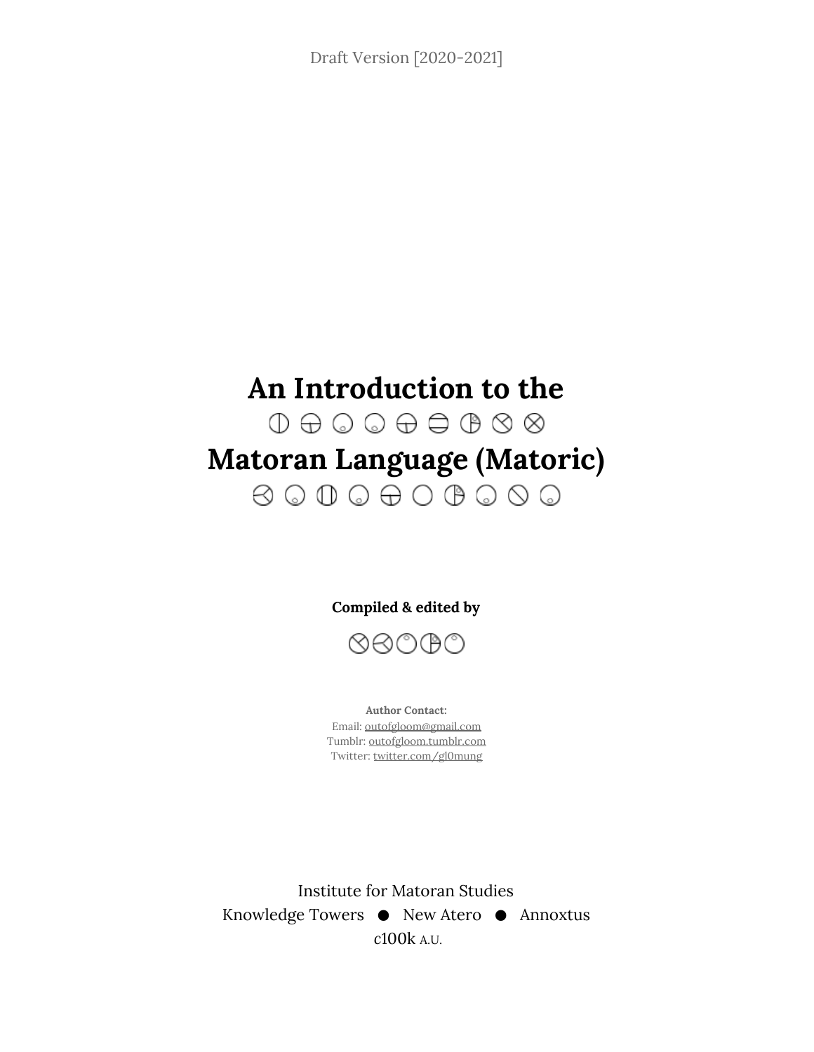Draft Version [2020-2021]

# An Introduction to the Matoran Language (Matoric)

**Compiled & edited by**

**Author Contact:**
Email: outofgloom@gmail.com
Tumblr: outofgloom.tumblr.com
Twitter: twitter.com/gl0mung

Institute for Matoran Studies
Knowledge Towers ● New Atero ● Annoxtus
c100k A.U.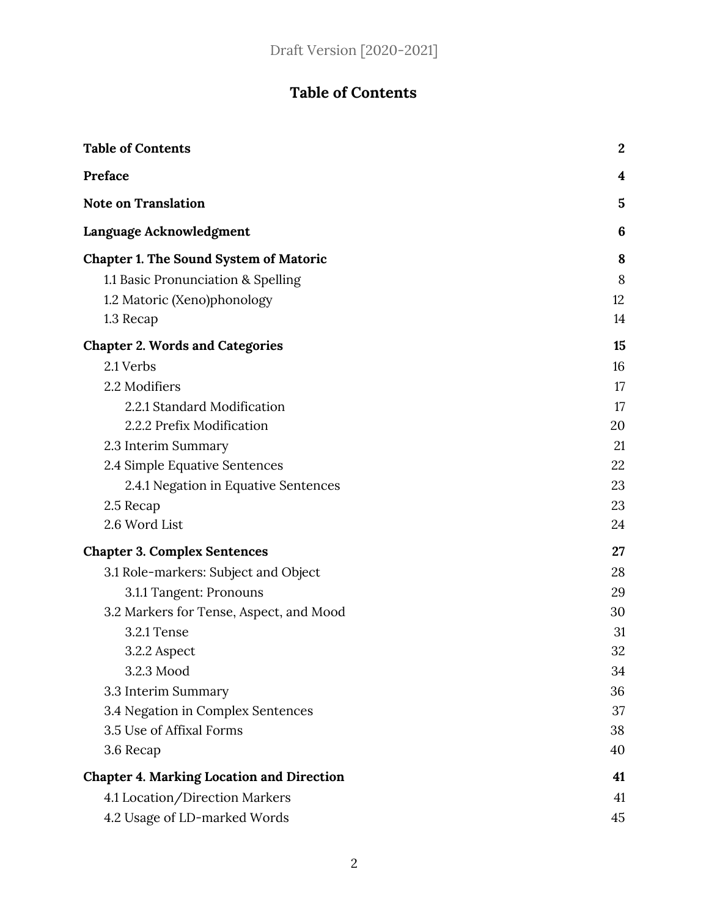# Table of Contents

| | |
|---|---|
| **Table of Contents** | **2** |
| **Preface** | **4** |
| **Note on Translation** | **5** |
| **Language Acknowledgment** | **6** |
| **Chapter 1. The Sound System of Matoric** | **8** |
| 1.1 Basic Pronunciation & Spelling | 8 |
| 1.2 Matoric (Xeno)phonology | 12 |
| 1.3 Recap | 14 |
| **Chapter 2. Words and Categories** | **15** |
| 2.1 Verbs | 16 |
| 2.2 Modifiers | 17 |
| 2.2.1 Standard Modification | 17 |
| 2.2.2 Prefix Modification | 20 |
| 2.3 Interim Summary | 21 |
| 2.4 Simple Equative Sentences | 22 |
| 2.4.1 Negation in Equative Sentences | 23 |
| 2.5 Recap | 23 |
| 2.6 Word List | 24 |
| **Chapter 3. Complex Sentences** | **27** |
| 3.1 Role-markers: Subject and Object | 28 |
| 3.1.1 Tangent: Pronouns | 29 |
| 3.2 Markers for Tense, Aspect, and Mood | 30 |
| 3.2.1 Tense | 31 |
| 3.2.2 Aspect | 32 |
| 3.2.3 Mood | 34 |
| 3.3 Interim Summary | 36 |
| 3.4 Negation in Complex Sentences | 37 |
| 3.5 Use of Affixal Forms | 38 |
| 3.6 Recap | 40 |
| **Chapter 4. Marking Location and Direction** | **41** |
| 4.1 Location/Direction Markers | 41 |
| 4.2 Usage of LD-marked Words | 45 |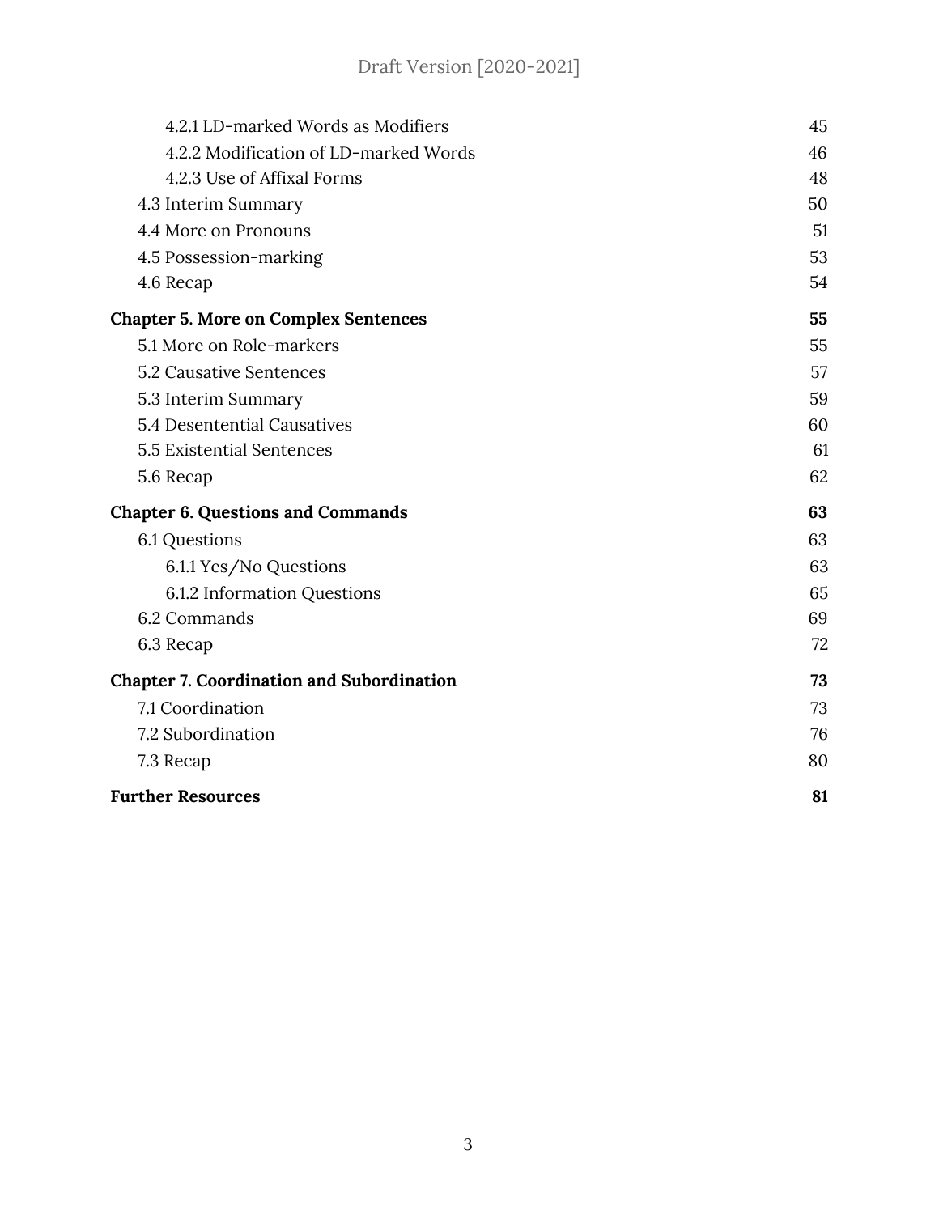| | |
|---|---|
| 4.2.1 LD-marked Words as Modifiers | 45 |
| 4.2.2 Modification of LD-marked Words | 46 |
| 4.2.3 Use of Affixal Forms | 48 |
| 4.3 Interim Summary | 50 |
| 4.4 More on Pronouns | 51 |
| 4.5 Possession-marking | 53 |
| 4.6 Recap | 54 |
| **Chapter 5. More on Complex Sentences** | **55** |
| 5.1 More on Role-markers | 55 |
| 5.2 Causative Sentences | 57 |
| 5.3 Interim Summary | 59 |
| 5.4 Desentential Causatives | 60 |
| 5.5 Existential Sentences | 61 |
| 5.6 Recap | 62 |
| **Chapter 6. Questions and Commands** | **63** |
| 6.1 Questions | 63 |
| 6.1.1 Yes/No Questions | 63 |
| 6.1.2 Information Questions | 65 |
| 6.2 Commands | 69 |
| 6.3 Recap | 72 |
| **Chapter 7. Coordination and Subordination** | **73** |
| 7.1 Coordination | 73 |
| 7.2 Subordination | 76 |
| 7.3 Recap | 80 |
| **Further Resources** | **81** |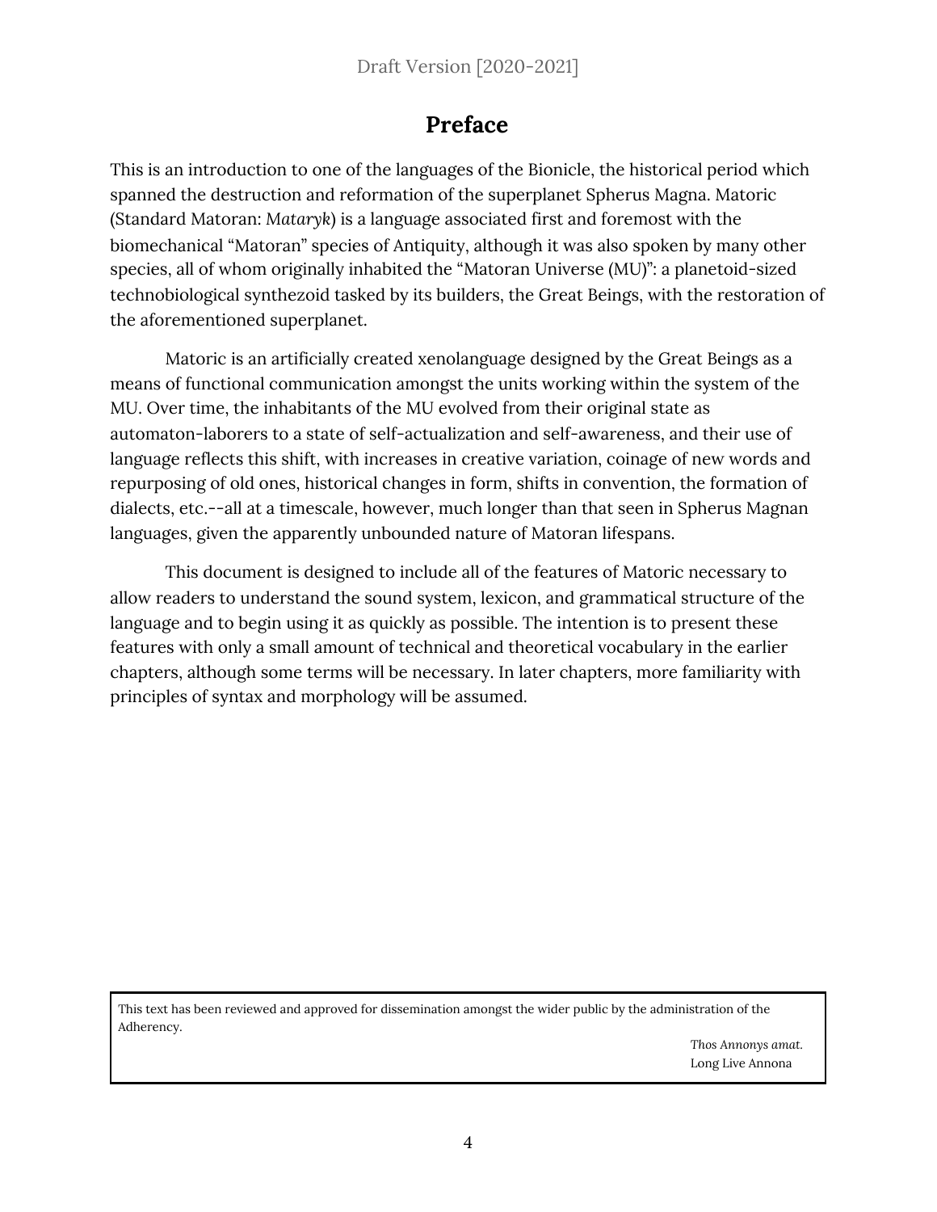# Preface

This is an introduction to one of the languages of the Bionicle, the historical period which spanned the destruction and reformation of the superplanet Spherus Magna. Matoric (Standard Matoran: *Mataryk*) is a language associated first and foremost with the biomechanical "Matoran" species of Antiquity, although it was also spoken by many other species, all of whom originally inhabited the "Matoran Universe (MU)": a planetoid-sized technobiological synthezoid tasked by its builders, the Great Beings, with the restoration of the aforementioned superplanet.

Matoric is an artificially created xenolanguage designed by the Great Beings as a means of functional communication amongst the units working within the system of the MU. Over time, the inhabitants of the MU evolved from their original state as automaton-laborers to a state of self-actualization and self-awareness, and their use of language reflects this shift, with increases in creative variation, coinage of new words and repurposing of old ones, historical changes in form, shifts in convention, the formation of dialects, etc.--all at a timescale, however, much longer than that seen in Spherus Magnan languages, given the apparently unbounded nature of Matoran lifespans.

This document is designed to include all of the features of Matoric necessary to allow readers to understand the sound system, lexicon, and grammatical structure of the language and to begin using it as quickly as possible. The intention is to present these features with only a small amount of technical and theoretical vocabulary in the earlier chapters, although some terms will be necessary. In later chapters, more familiarity with principles of syntax and morphology will be assumed.

> This text has been reviewed and approved for dissemination amongst the wider public by the administration of the Adherency.
>
> *Thos Annonys amat.*
> Long Live Annona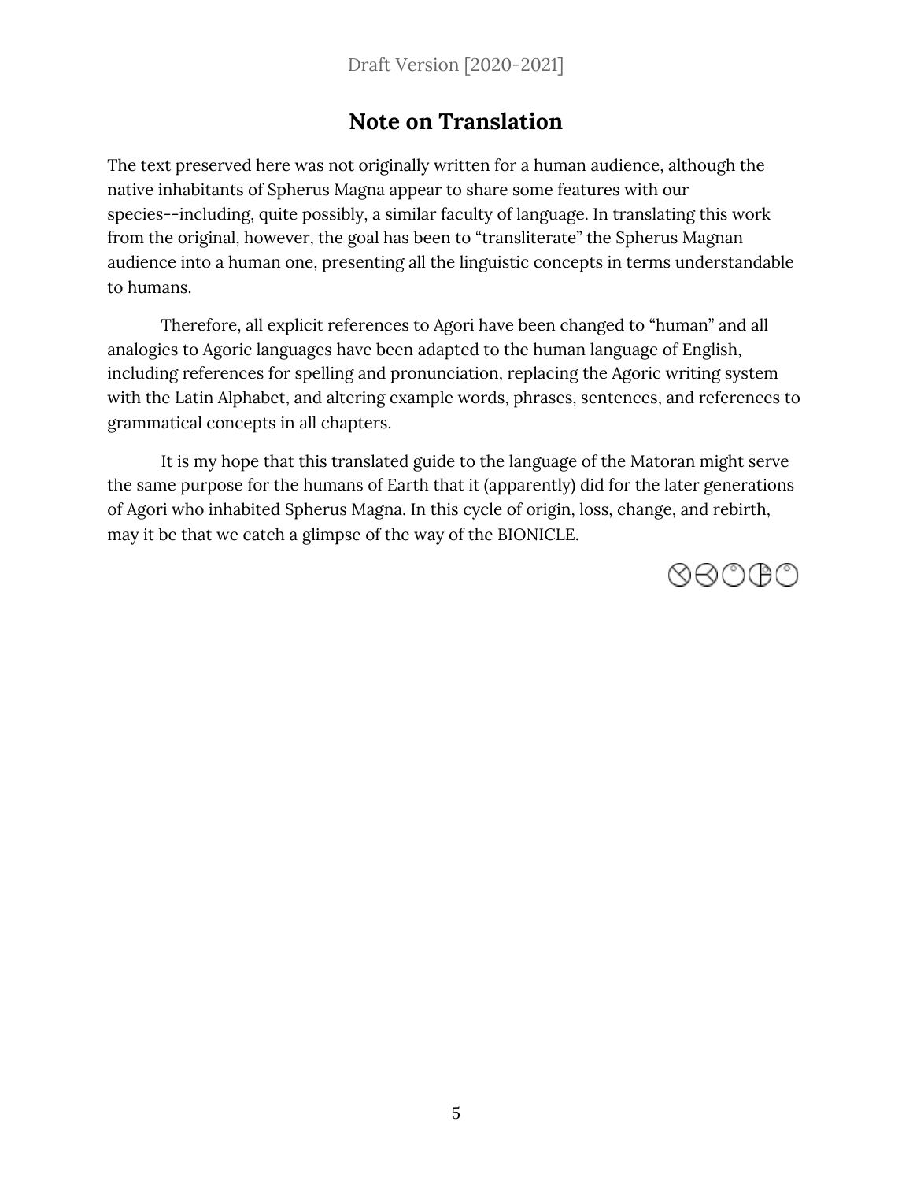## Note on Translation

The text preserved here was not originally written for a human audience, although the native inhabitants of Spherus Magna appear to share some features with our species--including, quite possibly, a similar faculty of language. In translating this work from the original, however, the goal has been to "transliterate" the Spherus Magnan audience into a human one, presenting all the linguistic concepts in terms understandable to humans.

Therefore, all explicit references to Agori have been changed to "human" and all analogies to Agoric languages have been adapted to the human language of English, including references for spelling and pronunciation, replacing the Agoric writing system with the Latin Alphabet, and altering example words, phrases, sentences, and references to grammatical concepts in all chapters.

It is my hope that this translated guide to the language of the Matoran might serve the same purpose for the humans of Earth that it (apparently) did for the later generations of Agori who inhabited Spherus Magna. In this cycle of origin, loss, change, and rebirth, may it be that we catch a glimpse of the way of the BIONICLE.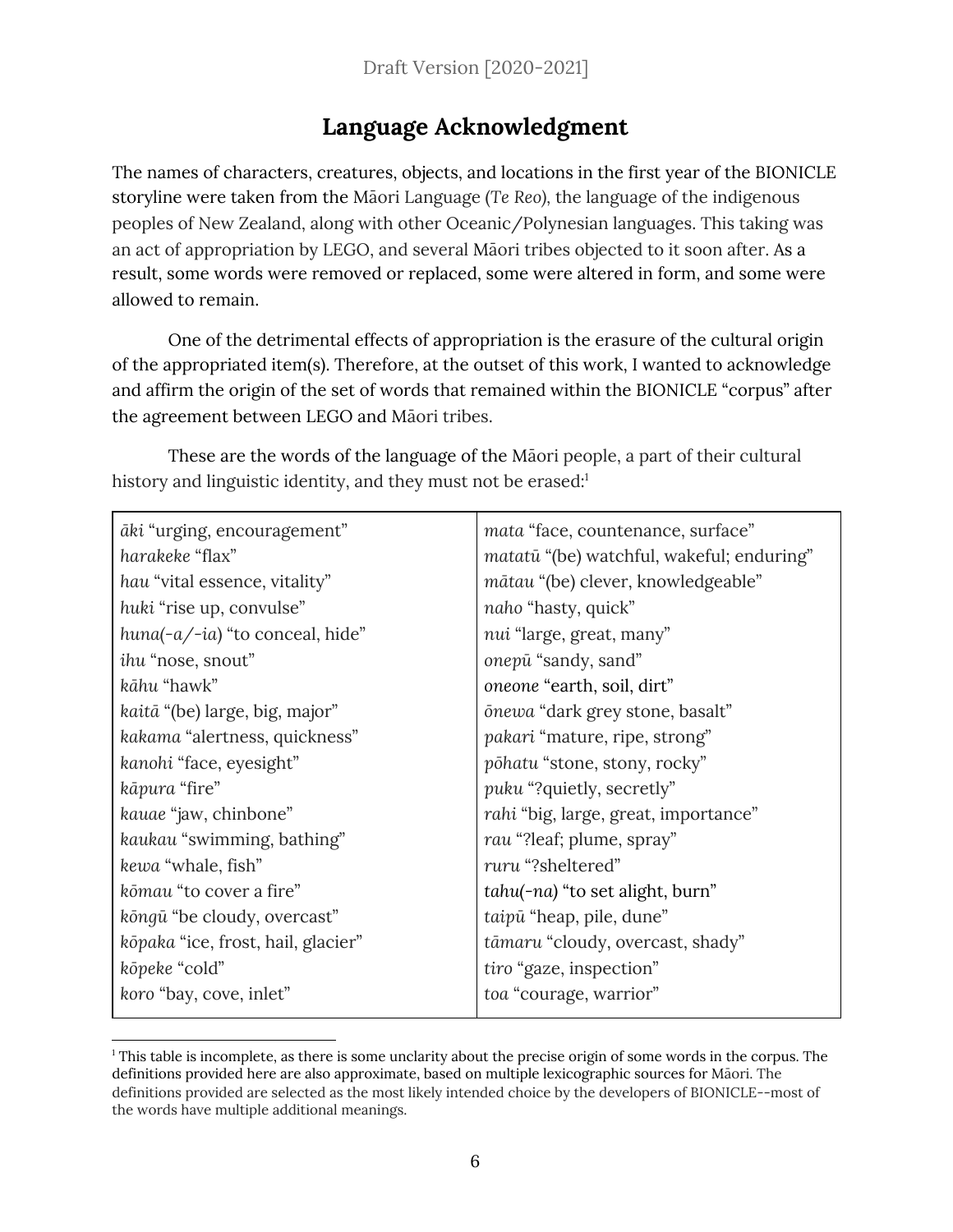# Language Acknowledgment

The names of characters, creatures, objects, and locations in the first year of the BIONICLE storyline were taken from the Māori Language (*Te Reo*), the language of the indigenous peoples of New Zealand, along with other Oceanic/Polynesian languages. This taking was an act of appropriation by LEGO, and several Māori tribes objected to it soon after. As a result, some words were removed or replaced, some were altered in form, and some were allowed to remain.

One of the detrimental effects of appropriation is the erasure of the cultural origin of the appropriated item(s). Therefore, at the outset of this work, I wanted to acknowledge and affirm the origin of the set of words that remained within the BIONICLE "corpus" after the agreement between LEGO and Māori tribes.

These are the words of the language of the Māori people, a part of their cultural history and linguistic identity, and they must not be erased:[1]

| | |
|---|---|
| *āki* "urging, encouragement" | *mata* "face, countenance, surface" |
| *harakeke* "flax" | *matatū* "(be) watchful, wakeful; enduring" |
| *hau* "vital essence, vitality" | *mātau* "(be) clever, knowledgeable" |
| *huki* "rise up, convulse" | *naho* "hasty, quick" |
| *huna(-a/-ia)* "to conceal, hide" | *nui* "large, great, many" |
| *ihu* "nose, snout" | *onepū* "sandy, sand" |
| *kāhu* "hawk" | *oneone* "earth, soil, dirt" |
| *kaitā* "(be) large, big, major" | *ōnewa* "dark grey stone, basalt" |
| *kakama* "alertness, quickness" | *pakari* "mature, ripe, strong" |
| *kanohi* "face, eyesight" | *pōhatu* "stone, stony, rocky" |
| *kāpura* "fire" | *puku* "?quietly, secretly" |
| *kauae* "jaw, chinbone" | *rahi* "big, large, great, importance" |
| *kaukau* "swimming, bathing" | *rau* "?leaf; plume, spray" |
| *kewa* "whale, fish" | *ruru* "?sheltered" |
| *kōmau* "to cover a fire" | *tahu(-na)* "to set alight, burn" |
| *kōngū* "be cloudy, overcast" | *taipū* "heap, pile, dune" |
| *kōpaka* "ice, frost, hail, glacier" | *tāmaru* "cloudy, overcast, shady" |
| *kōpeke* "cold" | *tiro* "gaze, inspection" |
| *koro* "bay, cove, inlet" | *toa* "courage, warrior" |

[1] This table is incomplete, as there is some unclarity about the precise origin of some words in the corpus. The definitions provided here are also approximate, based on multiple lexicographic sources for Māori. The definitions provided are selected as the most likely intended choice by the developers of BIONICLE--most of the words have multiple additional meanings.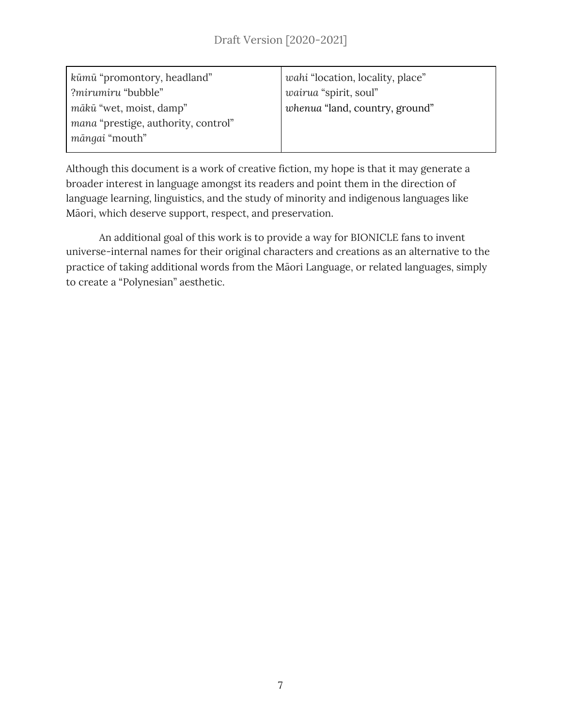| | |
|---|---|
| *kūmū* "promontory, headland"<br>?*mirumiru* "bubble"<br>*mākū* "wet, moist, damp"<br>*mana* "prestige, authority, control"<br>*māngai* "mouth" | *wahi* "location, locality, place"<br>*wairua* "spirit, soul"<br>*whenua* "land, country, ground" |

Although this document is a work of creative fiction, my hope is that it may generate a broader interest in language amongst its readers and point them in the direction of language learning, linguistics, and the study of minority and indigenous languages like Māori, which deserve support, respect, and preservation.

An additional goal of this work is to provide a way for BIONICLE fans to invent universe-internal names for their original characters and creations as an alternative to the practice of taking additional words from the Māori Language, or related languages, simply to create a "Polynesian" aesthetic.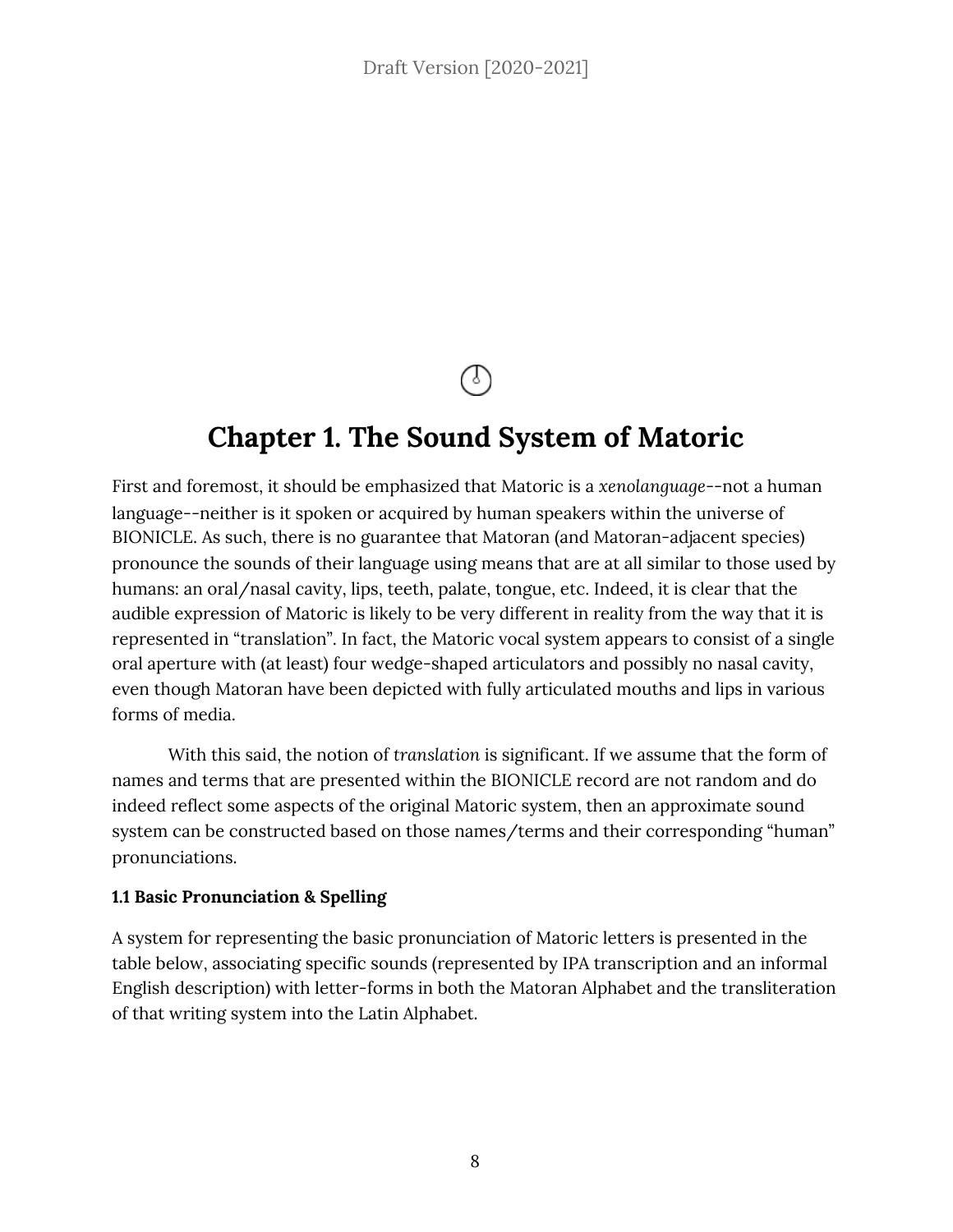# Chapter 1. The Sound System of Matoric

First and foremost, it should be emphasized that Matoric is a *xenolanguage*--not a human language--neither is it spoken or acquired by human speakers within the universe of BIONICLE. As such, there is no guarantee that Matoran (and Matoran-adjacent species) pronounce the sounds of their language using means that are at all similar to those used by humans: an oral/nasal cavity, lips, teeth, palate, tongue, etc. Indeed, it is clear that the audible expression of Matoric is likely to be very different in reality from the way that it is represented in "translation". In fact, the Matoric vocal system appears to consist of a single oral aperture with (at least) four wedge-shaped articulators and possibly no nasal cavity, even though Matoran have been depicted with fully articulated mouths and lips in various forms of media.

With this said, the notion of *translation* is significant. If we assume that the form of names and terms that are presented within the BIONICLE record are not random and do indeed reflect some aspects of the original Matoric system, then an approximate sound system can be constructed based on those names/terms and their corresponding "human" pronunciations.

### 1.1 Basic Pronunciation & Spelling

A system for representing the basic pronunciation of Matoric letters is presented in the table below, associating specific sounds (represented by IPA transcription and an informal English description) with letter-forms in both the Matoran Alphabet and the transliteration of that writing system into the Latin Alphabet.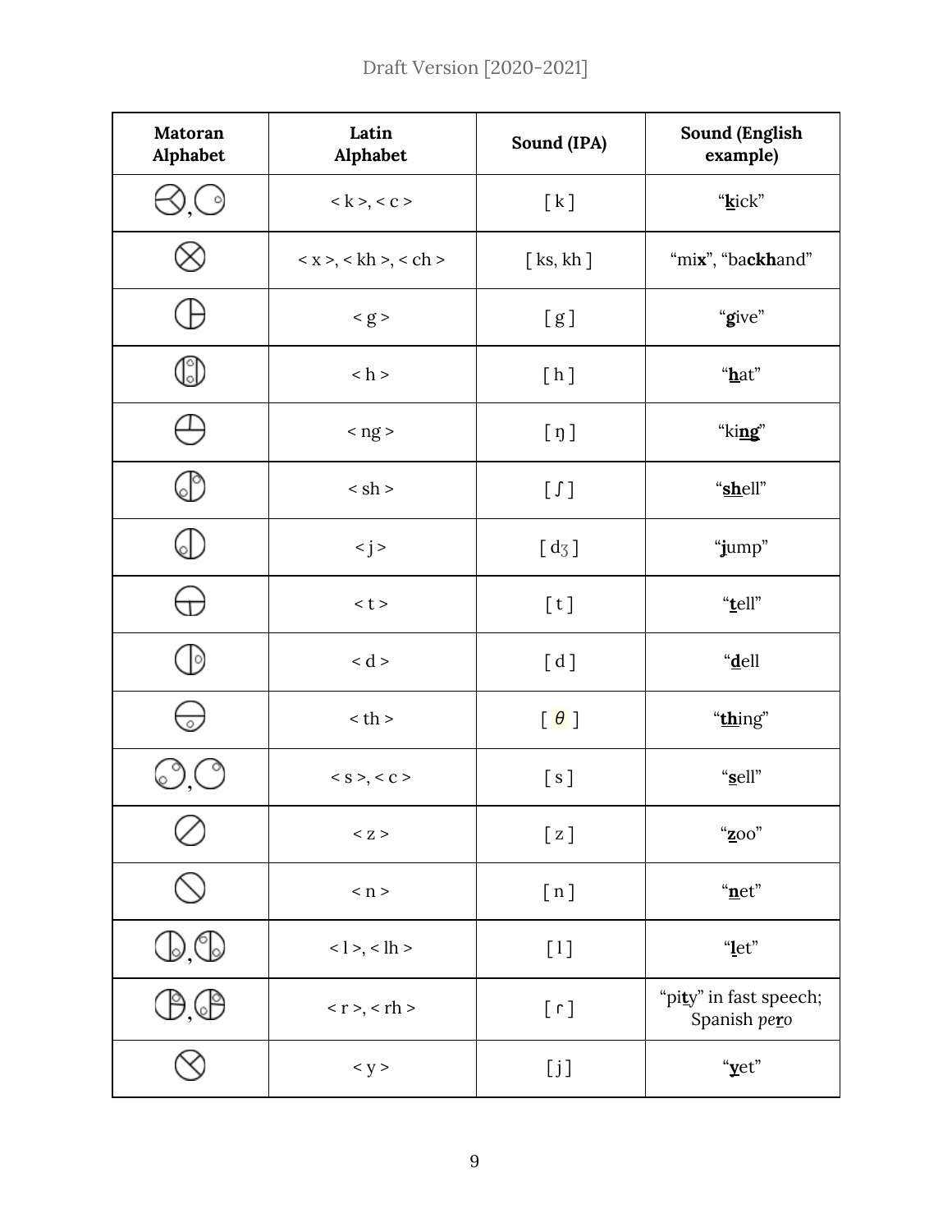| Matoran Alphabet | Latin Alphabet | Sound (IPA) | Sound (English example) |
|---|---|---|---|
|  | < k >, < c > | [ k ] | "**k**ick" |
|  | < x >, < kh >, < ch > | [ ks, kh ] | "mi**x**", "ba**ckh**and" |
|  | < g > | [ g ] | "**g**ive" |
|  | < h > | [ h ] | "**h**at" |
|  | < ng > | [ ŋ ] | "ki**ng**" |
|  | < sh > | [ ʃ ] | "**sh**ell" |
|  | < j > | [ dʒ ] | "**j**ump" |
|  | < t > | [ t ] | "**t**ell" |
|  | < d > | [ d ] | "**d**ell |
|  | < th > | [ θ ] | "**th**ing" |
|  | < s >, < c > | [ s ] | "**s**ell" |
|  | < z > | [ z ] | "**z**oo" |
|  | < n > | [ n ] | "**n**et" |
|  | < l >, < lh > | [ l ] | "**l**et" |
|  | < r >, < rh > | [ ɾ ] | "pi**t**y" in fast speech; Spanish *pe**r**o* |
|  | < y > | [ j ] | "**y**et" |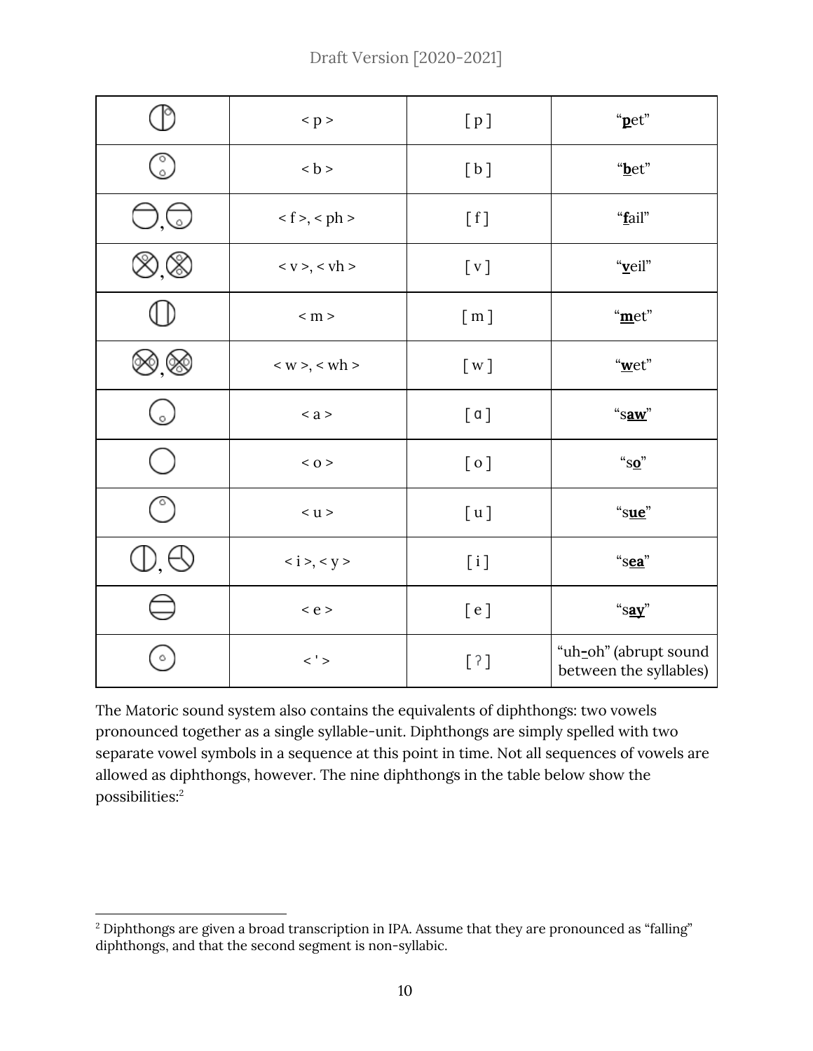| | < p > | [ p ] | "**p**et" |
|---|---|---|---|
| | < b > | [ b ] | "**b**et" |
| , | < f >, < ph > | [ f ] | "**f**ail" |
| , | < v >, < vh > | [ v ] | "**v**eil" |
| | < m > | [ m ] | "**m**et" |
| , | < w >, < wh > | [ w ] | "**w**et" |
| | < a > | [ ɑ ] | "s**aw**" |
| | < o > | [ o ] | "s**o**" |
| | < u > | [ u ] | "s**ue**" |
| , | < i >, < y > | [ i ] | "s**ea**" |
| | < e > | [ e ] | "s**ay**" |
| | < ' > | [ ʔ ] | "uh**-**oh" (abrupt sound between the syllables) |

The Matoric sound system also contains the equivalents of diphthongs: two vowels pronounced together as a single syllable-unit. Diphthongs are simply spelled with two separate vowel symbols in a sequence at this point in time. Not all sequences of vowels are allowed as diphthongs, however. The nine diphthongs in the table below show the possibilities:[2]

[2] Diphthongs are given a broad transcription in IPA. Assume that they are pronounced as "falling" diphthongs, and that the second segment is non-syllabic.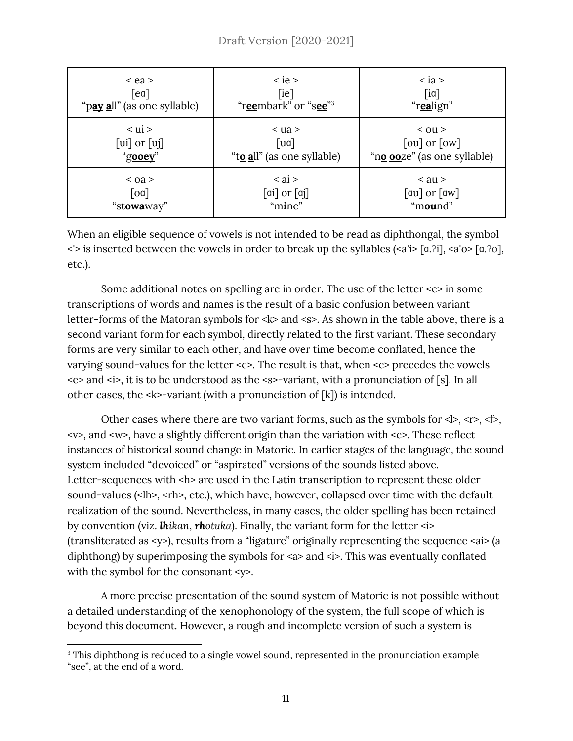| < ea ><br>[eɑ]<br>"p**ay** **a**ll" (as one syllable) | < ie ><br>[ie]<br>"r**ee**mbark" or "s**ee**"[3] | < ia ><br>[iɑ]<br>"r**ea**lign" |
|---|---|---|
| < ui ><br>[ui] or [uj]<br>"g**ooey**" | < ua ><br>[uɑ]<br>"t**o** **a**ll" (as one syllable) | < ou ><br>[ou] or [ow]<br>"n**o** **oo**ze" (as one syllable) |
| < oa ><br>[oɑ]<br>"st**owa**way" | < ai ><br>[ɑi] or [ɑj]<br>"m**i**ne" | < au ><br>[ɑu] or [ɑw]<br>"m**ou**nd" |

When an eligible sequence of vowels is not intended to be read as diphthongal, the symbol <'> is inserted between the vowels in order to break up the syllables (<a'i> [ɑ.ʔi], <a'o> [ɑ.ʔo], etc.).

Some additional notes on spelling are in order. The use of the letter <c> in some transcriptions of words and names is the result of a basic confusion between variant letter-forms of the Matoran symbols for <k> and <s>. As shown in the table above, there is a second variant form for each symbol, directly related to the first variant. These secondary forms are very similar to each other, and have over time become conflated, hence the varying sound-values for the letter <c>. The result is that, when <c> precedes the vowels <e> and <i>, it is to be understood as the <s>-variant, with a pronunciation of [s]. In all other cases, the <k>-variant (with a pronunciation of [k]) is intended.

Other cases where there are two variant forms, such as the symbols for <l>, <r>, <f>, <v>, and <w>, have a slightly different origin than the variation with <c>. These reflect instances of historical sound change in Matoric. In earlier stages of the language, the sound system included "devoiced" or "aspirated" versions of the sounds listed above. Letter-sequences with <h> are used in the Latin transcription to represent these older sound-values (<lh>, <rh>, etc.), which have, however, collapsed over time with the default realization of the sound. Nevertheless, in many cases, the older spelling has been retained by convention (viz. ***lh****ikan*, ***rh****otuka*). Finally, the variant form for the letter <i> (transliterated as <y>), results from a "ligature" originally representing the sequence <ai> (a diphthong) by superimposing the symbols for <a> and <i>. This was eventually conflated with the symbol for the consonant <y>.

A more precise presentation of the sound system of Matoric is not possible without a detailed understanding of the xenophonology of the system, the full scope of which is beyond this document. However, a rough and incomplete version of such a system is

[3] This diphthong is reduced to a single vowel sound, represented in the pronunciation example "s<u>ee</u>", at the end of a word.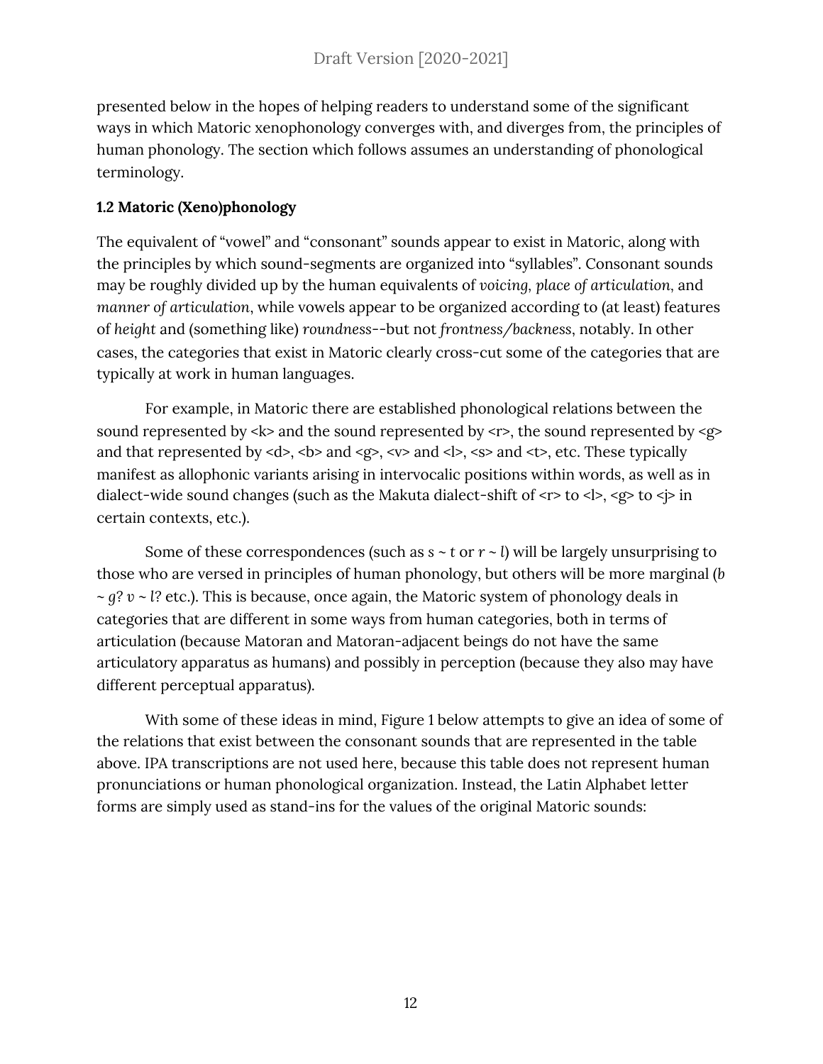presented below in the hopes of helping readers to understand some of the significant ways in which Matoric xenophonology converges with, and diverges from, the principles of human phonology. The section which follows assumes an understanding of phonological terminology.

**1.2 Matoric (Xeno)phonology**

The equivalent of "vowel" and "consonant" sounds appear to exist in Matoric, along with the principles by which sound-segments are organized into "syllables". Consonant sounds may be roughly divided up by the human equivalents of *voicing*, *place of articulation*, and *manner of articulation*, while vowels appear to be organized according to (at least) features of *height* and (something like) *roundness*--but not *frontness/backness*, notably. In other cases, the categories that exist in Matoric clearly cross-cut some of the categories that are typically at work in human languages.

For example, in Matoric there are established phonological relations between the sound represented by <k> and the sound represented by <r>, the sound represented by <g> and that represented by <d>, <b> and <g>, <v> and <l>, <s> and <t>, etc. These typically manifest as allophonic variants arising in intervocalic positions within words, as well as in dialect-wide sound changes (such as the Makuta dialect-shift of <r> to <l>, <g> to <j> in certain contexts, etc.).

Some of these correspondences (such as *s ~ t* or *r ~ l*) will be largely unsurprising to those who are versed in principles of human phonology, but others will be more marginal (*b ~ g*? *v ~ l*? etc.). This is because, once again, the Matoric system of phonology deals in categories that are different in some ways from human categories, both in terms of articulation (because Matoran and Matoran-adjacent beings do not have the same articulatory apparatus as humans) and possibly in perception (because they also may have different perceptual apparatus).

With some of these ideas in mind, Figure 1 below attempts to give an idea of some of the relations that exist between the consonant sounds that are represented in the table above. IPA transcriptions are not used here, because this table does not represent human pronunciations or human phonological organization. Instead, the Latin Alphabet letter forms are simply used as stand-ins for the values of the original Matoric sounds: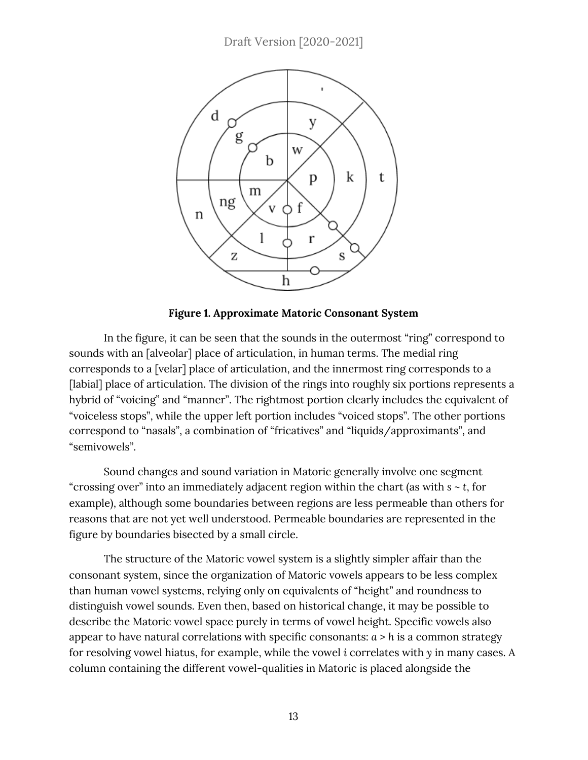**Figure 1. Approximate Matoric Consonant System**

In the figure, it can be seen that the sounds in the outermost "ring" correspond to sounds with an [alveolar] place of articulation, in human terms. The medial ring corresponds to a [velar] place of articulation, and the innermost ring corresponds to a [labial] place of articulation. The division of the rings into roughly six portions represents a hybrid of "voicing" and "manner". The rightmost portion clearly includes the equivalent of "voiceless stops", while the upper left portion includes "voiced stops". The other portions correspond to "nasals", a combination of "fricatives" and "liquids/approximants", and "semivowels".

Sound changes and sound variation in Matoric generally involve one segment "crossing over" into an immediately adjacent region within the chart (as with *s* ~ *t*, for example), although some boundaries between regions are less permeable than others for reasons that are not yet well understood. Permeable boundaries are represented in the figure by boundaries bisected by a small circle.

The structure of the Matoric vowel system is a slightly simpler affair than the consonant system, since the organization of Matoric vowels appears to be less complex than human vowel systems, relying only on equivalents of "height" and roundness to distinguish vowel sounds. Even then, based on historical change, it may be possible to describe the Matoric vowel space purely in terms of vowel height. Specific vowels also appear to have natural correlations with specific consonants: *a* > *h* is a common strategy for resolving vowel hiatus, for example, while the vowel *i* correlates with *y* in many cases. A column containing the different vowel-qualities in Matoric is placed alongside the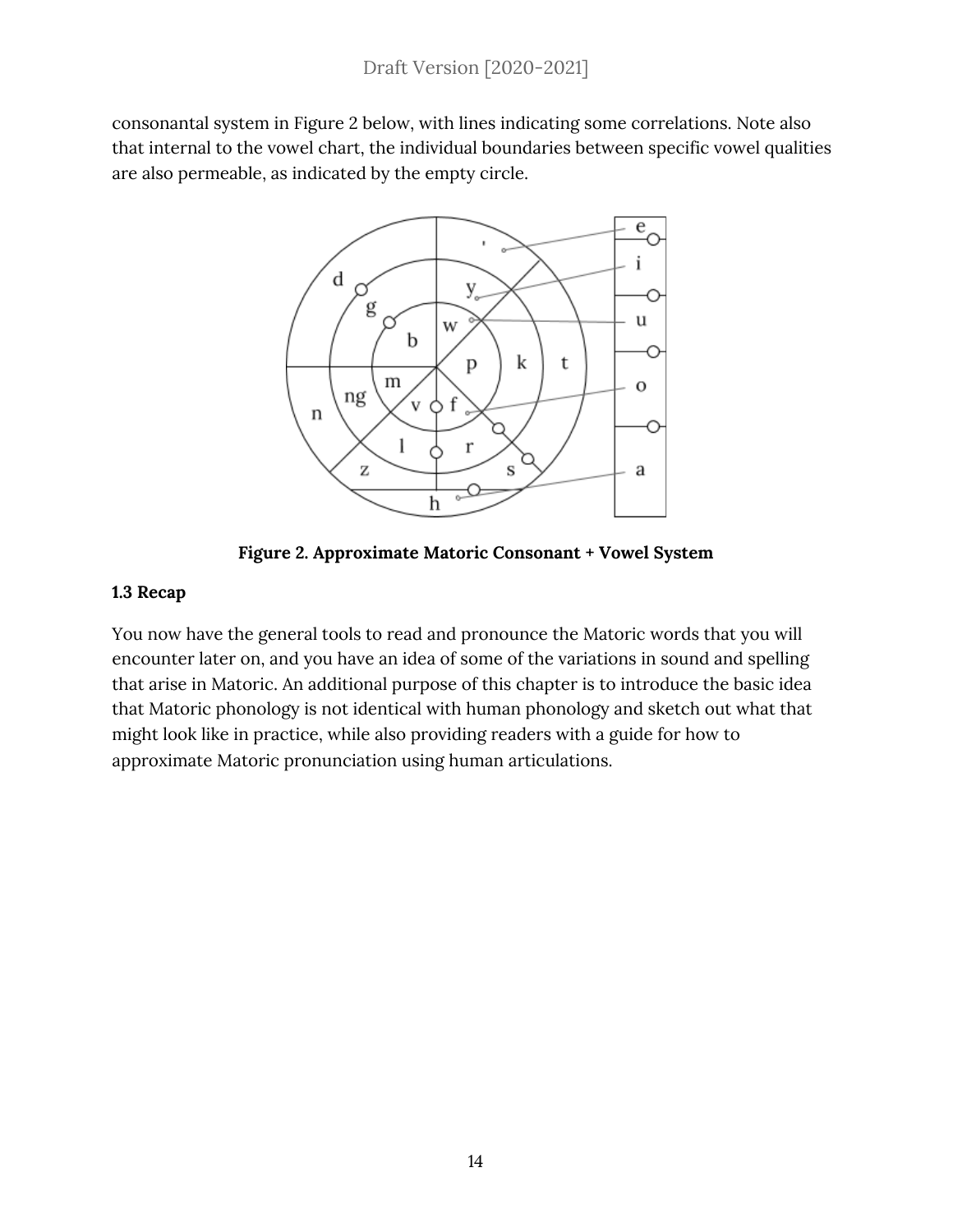consonantal system in Figure 2 below, with lines indicating some correlations. Note also that internal to the vowel chart, the individual boundaries between specific vowel qualities are also permeable, as indicated by the empty circle.

**Figure 2. Approximate Matoric Consonant + Vowel System**

**1.3 Recap**

You now have the general tools to read and pronounce the Matoric words that you will encounter later on, and you have an idea of some of the variations in sound and spelling that arise in Matoric. An additional purpose of this chapter is to introduce the basic idea that Matoric phonology is not identical with human phonology and sketch out what that might look like in practice, while also providing readers with a guide for how to approximate Matoric pronunciation using human articulations.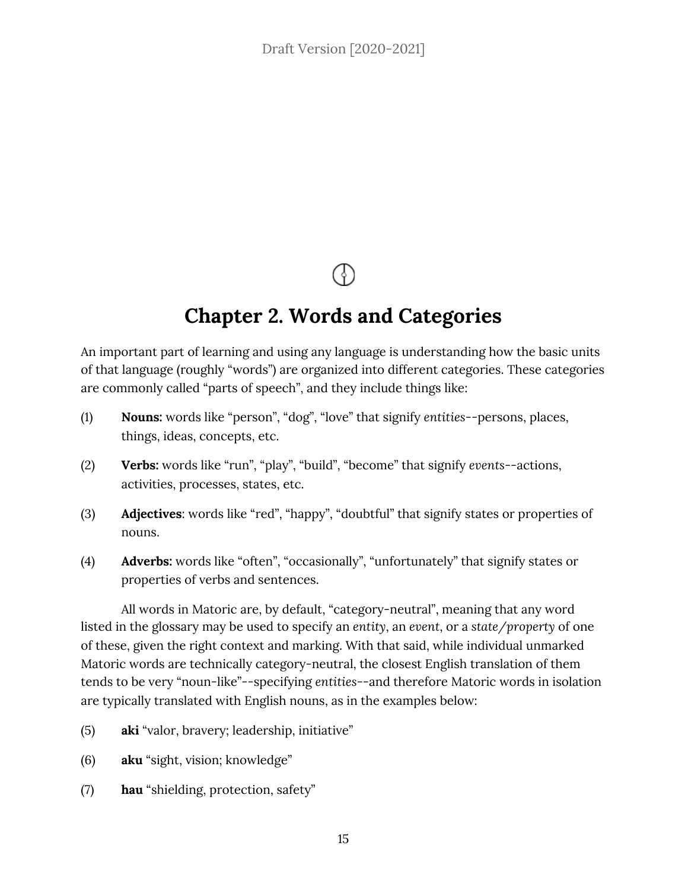# Chapter 2. Words and Categories

An important part of learning and using any language is understanding how the basic units of that language (roughly "words") are organized into different categories. These categories are commonly called "parts of speech", and they include things like:

(1) **Nouns:** words like "person", "dog", "love" that signify *entities*--persons, places, things, ideas, concepts, etc.

(2) **Verbs:** words like "run", "play", "build", "become" that signify *events*--actions, activities, processes, states, etc.

(3) **Adjectives**: words like "red", "happy", "doubtful" that signify states or properties of nouns.

(4) **Adverbs:** words like "often", "occasionally", "unfortunately" that signify states or properties of verbs and sentences.

All words in Matoric are, by default, "category-neutral", meaning that any word listed in the glossary may be used to specify an *entity*, an *event*, or a *state/property* of one of these, given the right context and marking. With that said, while individual unmarked Matoric words are technically category-neutral, the closest English translation of them tends to be very "noun-like"--specifying *entities*--and therefore Matoric words in isolation are typically translated with English nouns, as in the examples below:

(5) **aki** "valor, bravery; leadership, initiative"

(6) **aku** "sight, vision; knowledge"

(7) **hau** "shielding, protection, safety"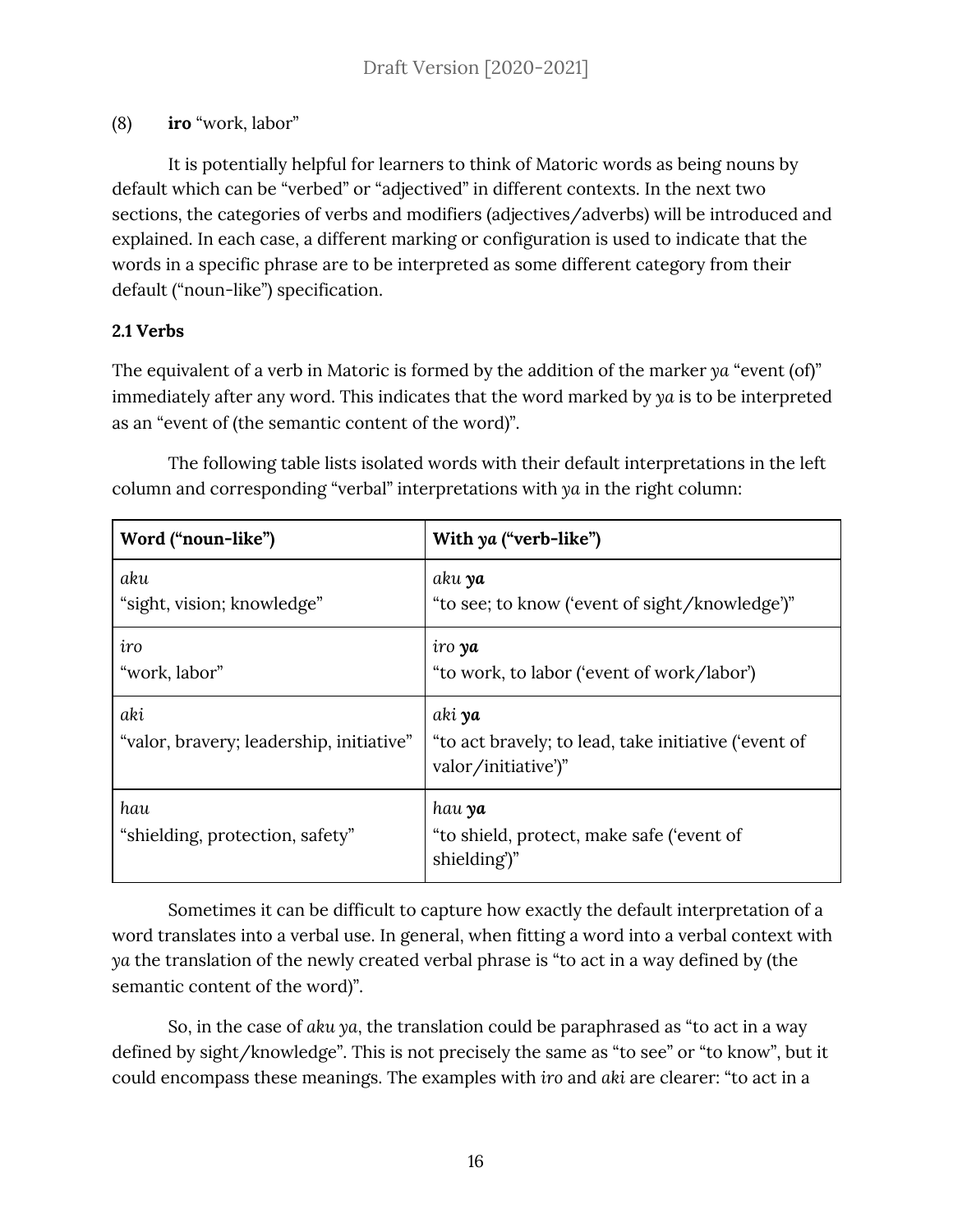(8) **iro** "work, labor"

It is potentially helpful for learners to think of Matoric words as being nouns by default which can be "verbed" or "adjectived" in different contexts. In the next two sections, the categories of verbs and modifiers (adjectives/adverbs) will be introduced and explained. In each case, a different marking or configuration is used to indicate that the words in a specific phrase are to be interpreted as some different category from their default ("noun-like") specification.

### 2.1 Verbs

The equivalent of a verb in Matoric is formed by the addition of the marker *ya* "event (of)" immediately after any word. This indicates that the word marked by *ya* is to be interpreted as an "event of (the semantic content of the word)".

The following table lists isolated words with their default interpretations in the left column and corresponding "verbal" interpretations with *ya* in the right column:

| **Word ("noun-like")** | **With *ya* ("verb-like")** |
| --- | --- |
| *aku*<br>"sight, vision; knowledge" | *aku* ***ya***<br>"to see; to know ('event of sight/knowledge')" |
| *iro*<br>"work, labor" | *iro* ***ya***<br>"to work, to labor ('event of work/labor') |
| *aki*<br>"valor, bravery; leadership, initiative" | *aki* ***ya***<br>"to act bravely; to lead, take initiative ('event of valor/initiative')" |
| *hau*<br>"shielding, protection, safety" | *hau* ***ya***<br>"to shield, protect, make safe ('event of shielding')" |

Sometimes it can be difficult to capture how exactly the default interpretation of a word translates into a verbal use. In general, when fitting a word into a verbal context with *ya* the translation of the newly created verbal phrase is "to act in a way defined by (the semantic content of the word)".

So, in the case of *aku ya*, the translation could be paraphrased as "to act in a way defined by sight/knowledge". This is not precisely the same as "to see" or "to know", but it could encompass these meanings. The examples with *iro* and *aki* are clearer: "to act in a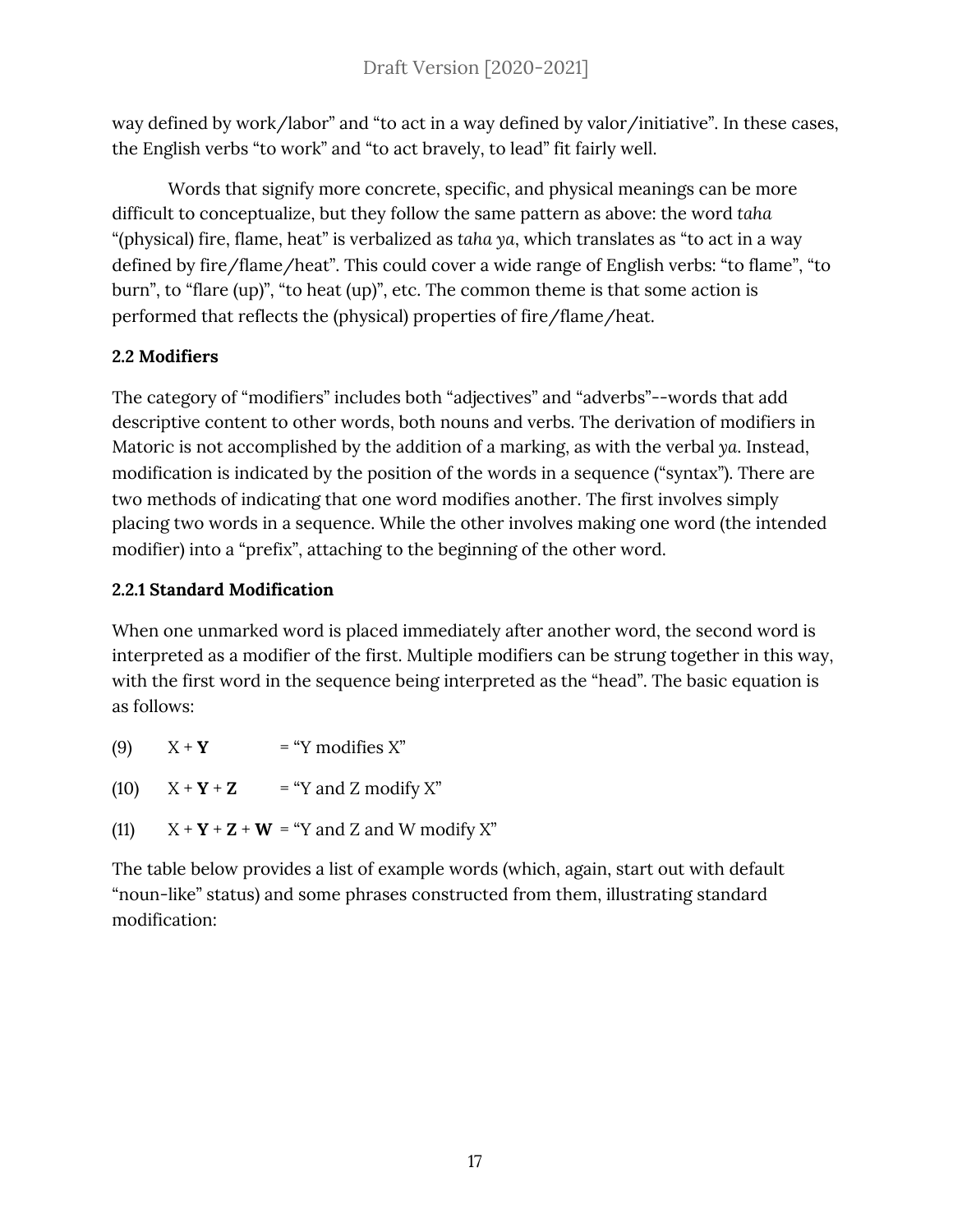way defined by work/labor" and "to act in a way defined by valor/initiative". In these cases, the English verbs "to work" and "to act bravely, to lead" fit fairly well.

Words that signify more concrete, specific, and physical meanings can be more difficult to conceptualize, but they follow the same pattern as above: the word *taha* "(physical) fire, flame, heat" is verbalized as *taha ya*, which translates as "to act in a way defined by fire/flame/heat". This could cover a wide range of English verbs: "to flame", "to burn", to "flare (up)", "to heat (up)", etc. The common theme is that some action is performed that reflects the (physical) properties of fire/flame/heat.

### 2.2 Modifiers

The category of "modifiers" includes both "adjectives" and "adverbs"--words that add descriptive content to other words, both nouns and verbs. The derivation of modifiers in Matoric is not accomplished by the addition of a marking, as with the verbal *ya*. Instead, modification is indicated by the position of the words in a sequence ("syntax"). There are two methods of indicating that one word modifies another. The first involves simply placing two words in a sequence. While the other involves making one word (the intended modifier) into a "prefix", attaching to the beginning of the other word.

#### 2.2.1 Standard Modification

When one unmarked word is placed immediately after another word, the second word is interpreted as a modifier of the first. Multiple modifiers can be strung together in this way, with the first word in the sequence being interpreted as the "head". The basic equation is as follows:

(9) X + **Y** = "Y modifies X"

(10) X + **Y** + **Z** = "Y and Z modify X"

(11) X + **Y** + **Z** + **W** = "Y and Z and W modify X"

The table below provides a list of example words (which, again, start out with default "noun-like" status) and some phrases constructed from them, illustrating standard modification: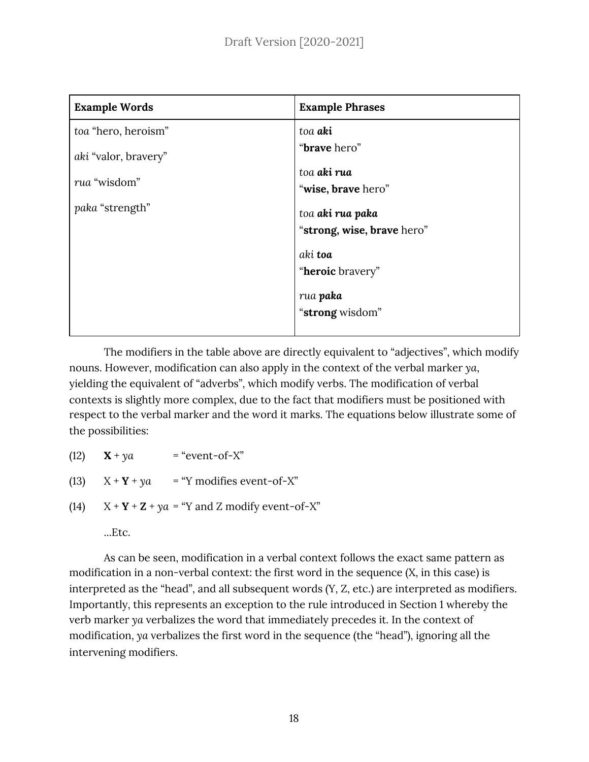| **Example Words** | **Example Phrases** |
| --- | --- |
| *toa* "hero, heroism"<br><br>*aki* "valor, bravery"<br><br>*rua* "wisdom"<br><br>*paka* "strength" | *toa* ***aki***<br>"**brave** hero"<br><br>*toa* ***aki rua***<br>"**wise, brave** hero"<br><br>*toa* ***aki rua paka***<br>"**strong, wise, brave** hero"<br><br>*aki* ***toa***<br>"**heroic** bravery"<br><br>*rua* ***paka***<br>"**strong** wisdom" |

The modifiers in the table above are directly equivalent to "adjectives", which modify nouns. However, modification can also apply in the context of the verbal marker *ya*, yielding the equivalent of "adverbs", which modify verbs. The modification of verbal contexts is slightly more complex, due to the fact that modifiers must be positioned with respect to the verbal marker and the word it marks. The equations below illustrate some of the possibilities:

(12) **X** + *ya* = "event-of-X"

(13) X + **Y** + *ya* = "Y modifies event-of-X"

(14) X + **Y** + **Z** + *ya* = "Y and Z modify event-of-X"

…Etc.

As can be seen, modification in a verbal context follows the exact same pattern as modification in a non-verbal context: the first word in the sequence (X, in this case) is interpreted as the "head", and all subsequent words (Y, Z, etc.) are interpreted as modifiers. Importantly, this represents an exception to the rule introduced in Section 1 whereby the verb marker *ya* verbalizes the word that immediately precedes it. In the context of modification, *ya* verbalizes the first word in the sequence (the "head"), ignoring all the intervening modifiers.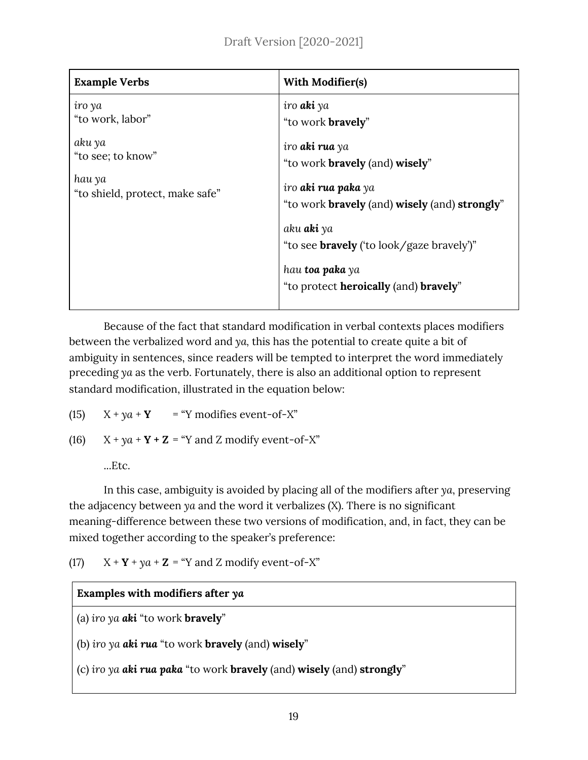| Example Verbs | With Modifier(s) |
|---|---|
| *iro ya*<br>"to work, labor"<br><br>*aku ya*<br>"to see; to know"<br><br>*hau ya*<br>"to shield, protect, make safe" | *iro **aki** ya*<br>"to work **bravely**"<br><br>*iro **aki rua** ya*<br>"to work **bravely** (and) **wisely**"<br><br>*iro **aki rua paka** ya*<br>"to work **bravely** (and) **wisely** (and) **strongly**"<br><br>*aku **aki** ya*<br>"to see **bravely** ('to look/gaze bravely')"<br><br>*hau **toa paka** ya*<br>"to protect **heroically** (and) **bravely**" |

Because of the fact that standard modification in verbal contexts places modifiers between the verbalized word and *ya*, this has the potential to create quite a bit of ambiguity in sentences, since readers will be tempted to interpret the word immediately preceding *ya* as the verb. Fortunately, there is also an additional option to represent standard modification, illustrated in the equation below:

(15) X + *ya* + **Y** = "Y modifies event-of-X"

(16) X + *ya* + **Y + Z** = "Y and Z modify event-of-X"

...Etc.

In this case, ambiguity is avoided by placing all of the modifiers after *ya*, preserving the adjacency between *ya* and the word it verbalizes (X). There is no significant meaning-difference between these two versions of modification, and, in fact, they can be mixed together according to the speaker's preference:

(17) X + **Y** + *ya* + **Z** = "Y and Z modify event-of-X"

| Examples with modifiers after *ya* |
|---|
| (a) *iro ya **aki*** "to work **bravely**" |
| (b) *iro ya **aki rua*** "to work **bravely** (and) **wisely**" |
| (c) *iro ya **aki rua paka*** "to work **bravely** (and) **wisely** (and) **strongly**" |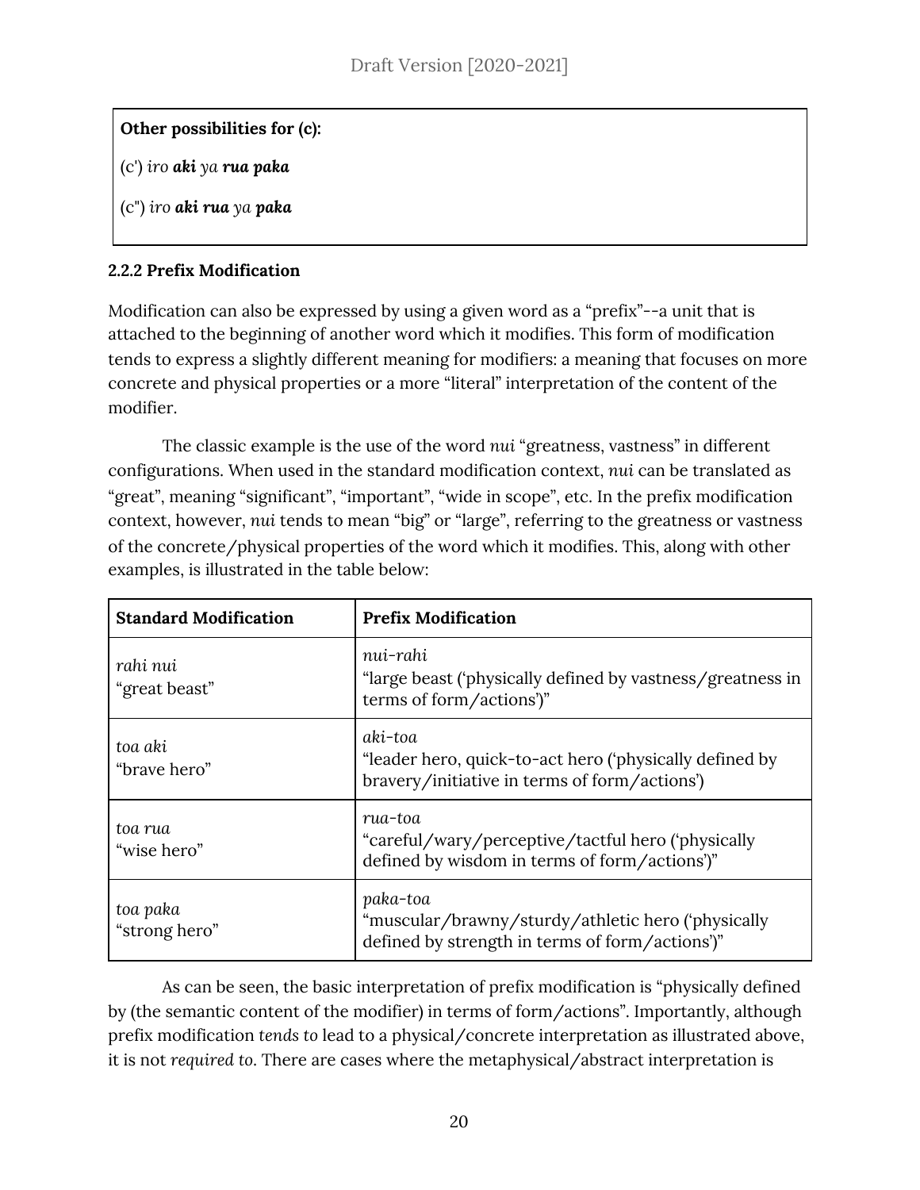**Other possibilities for (c):**

(c') *iro* ***aki*** *ya* ***rua paka***

(c") *iro* ***aki rua*** *ya* ***paka***

### 2.2.2 Prefix Modification

Modification can also be expressed by using a given word as a "prefix"--a unit that is attached to the beginning of another word which it modifies. This form of modification tends to express a slightly different meaning for modifiers: a meaning that focuses on more concrete and physical properties or a more "literal" interpretation of the content of the modifier.

The classic example is the use of the word *nui* "greatness, vastness" in different configurations. When used in the standard modification context, *nui* can be translated as "great", meaning "significant", "important", "wide in scope", etc. In the prefix modification context, however, *nui* tends to mean "big" or "large", referring to the greatness or vastness of the concrete/physical properties of the word which it modifies. This, along with other examples, is illustrated in the table below:

| **Standard Modification** | **Prefix Modification** |
|---|---|
| *rahi nui*<br>"great beast" | *nui-rahi*<br>"large beast ('physically defined by vastness/greatness in terms of form/actions')" |
| *toa aki*<br>"brave hero" | *aki-toa*<br>"leader hero, quick-to-act hero ('physically defined by bravery/initiative in terms of form/actions') |
| *toa rua*<br>"wise hero" | *rua-toa*<br>"careful/wary/perceptive/tactful hero ('physically defined by wisdom in terms of form/actions')" |
| *toa paka*<br>"strong hero" | *paka-toa*<br>"muscular/brawny/sturdy/athletic hero ('physically defined by strength in terms of form/actions')" |

As can be seen, the basic interpretation of prefix modification is "physically defined by (the semantic content of the modifier) in terms of form/actions". Importantly, although prefix modification *tends to* lead to a physical/concrete interpretation as illustrated above, it is not *required to*. There are cases where the metaphysical/abstract interpretation is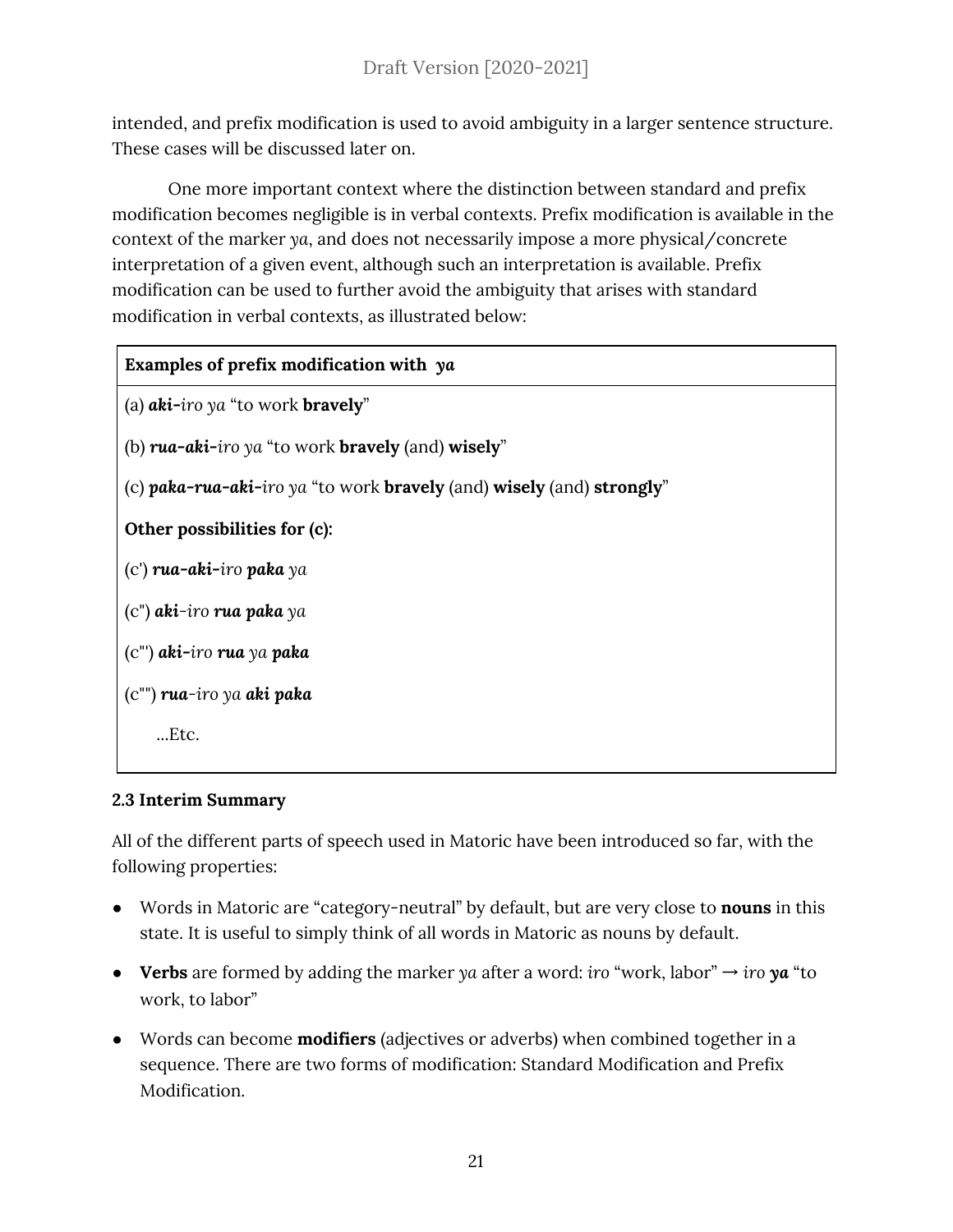intended, and prefix modification is used to avoid ambiguity in a larger sentence structure. These cases will be discussed later on.

One more important context where the distinction between standard and prefix modification becomes negligible is in verbal contexts. Prefix modification is available in the context of the marker *ya*, and does not necessarily impose a more physical/concrete interpretation of a given event, although such an interpretation is available. Prefix modification can be used to further avoid the ambiguity that arises with standard modification in verbal contexts, as illustrated below:

| **Examples of prefix modification with** ***ya*** |
|---|
| (a) ***aki-****iro ya* "to work **bravely**" |
| (b) ***rua-aki-****iro ya* "to work **bravely** (and) **wisely**" |
| (c) ***paka-rua-aki-****iro ya* "to work **bravely** (and) **wisely** (and) **strongly**" |
| **Other possibilities for (c):** |
| (c') ***rua-aki-****iro* ***paka*** *ya* |
| (c'') ***aki****-iro* ***rua paka*** *ya* |
| (c''') ***aki-****iro* ***rua*** *ya* ***paka*** |
| (c'''') ***rua****-iro ya* ***aki paka*** |
| ...Etc. |

**2.3 Interim Summary**

All of the different parts of speech used in Matoric have been introduced so far, with the following properties:

- Words in Matoric are "category-neutral" by default, but are very close to **nouns** in this state. It is useful to simply think of all words in Matoric as nouns by default.
- **Verbs** are formed by adding the marker *ya* after a word: *iro* "work, labor" → *iro* ***ya*** "to work, to labor"
- Words can become **modifiers** (adjectives or adverbs) when combined together in a sequence. There are two forms of modification: Standard Modification and Prefix Modification.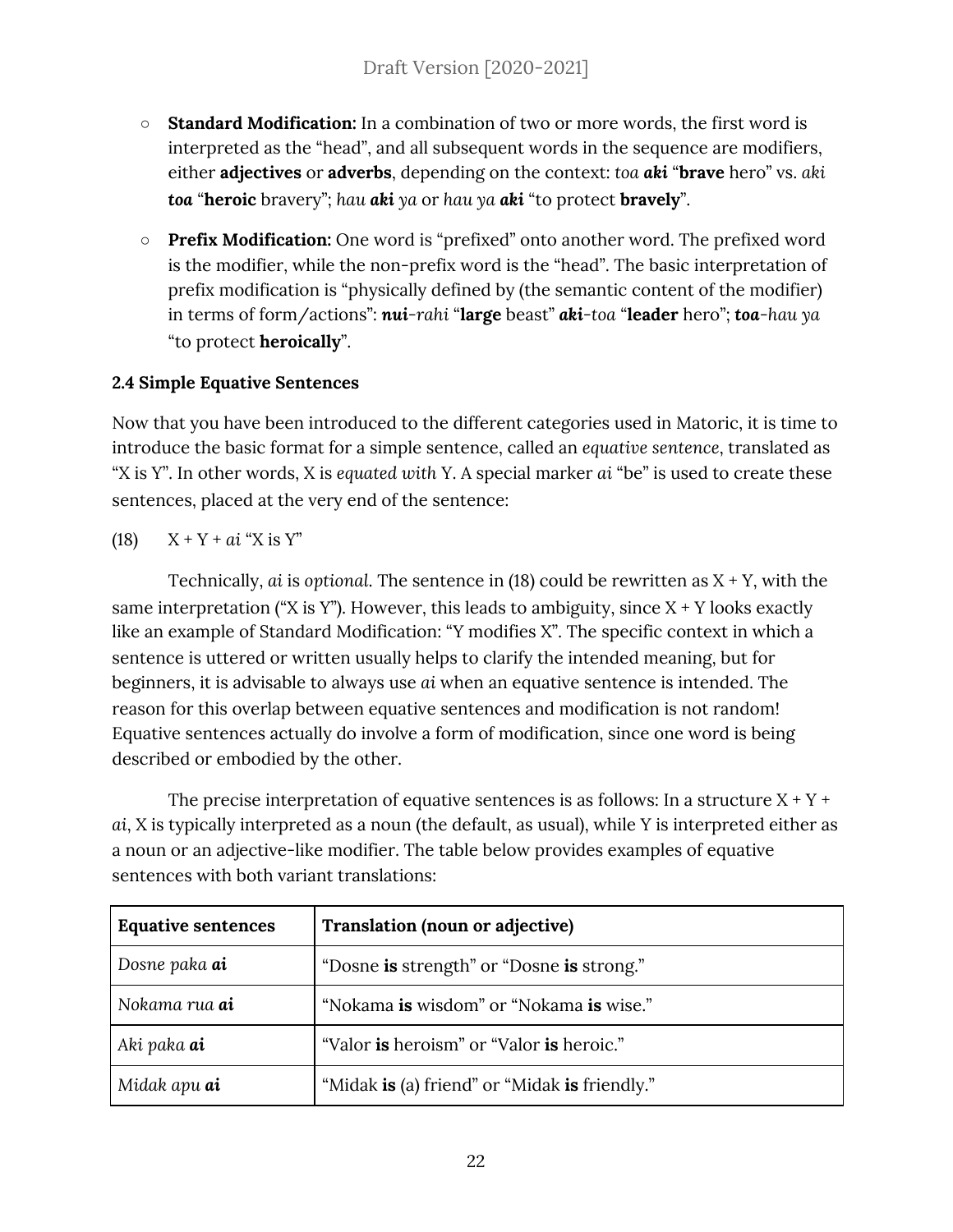- **Standard Modification:** In a combination of two or more words, the first word is interpreted as the "head", and all subsequent words in the sequence are modifiers, either **adjectives** or **adverbs**, depending on the context: *toa* ***aki*** "**brave** hero" vs. *aki* ***toa*** "**heroic** bravery"; *hau* ***aki*** *ya* or *hau ya* ***aki*** "to protect **bravely**".

- **Prefix Modification:** One word is "prefixed" onto another word. The prefixed word is the modifier, while the non-prefix word is the "head". The basic interpretation of prefix modification is "physically defined by (the semantic content of the modifier) in terms of form/actions": ***nui****-rahi* "**large** beast" ***aki****-toa* "**leader** hero"; ***toa****-hau ya* "to protect **heroically**".

### 2.4 Simple Equative Sentences

Now that you have been introduced to the different categories used in Matoric, it is time to introduce the basic format for a simple sentence, called an *equative sentence*, translated as "X is Y". In other words, X is *equated with* Y. A special marker *ai* "be" is used to create these sentences, placed at the very end of the sentence:

(18) X + Y + *ai* "X is Y"

Technically, *ai* is *optional*. The sentence in (18) could be rewritten as X + Y, with the same interpretation ("X is Y"). However, this leads to ambiguity, since X + Y looks exactly like an example of Standard Modification: "Y modifies X". The specific context in which a sentence is uttered or written usually helps to clarify the intended meaning, but for beginners, it is advisable to always use *ai* when an equative sentence is intended. The reason for this overlap between equative sentences and modification is not random! Equative sentences actually do involve a form of modification, since one word is being described or embodied by the other.

The precise interpretation of equative sentences is as follows: In a structure X + Y + *ai*, X is typically interpreted as a noun (the default, as usual), while Y is interpreted either as a noun or an adjective-like modifier. The table below provides examples of equative sentences with both variant translations:

| **Equative sentences** | **Translation (noun or adjective)** |
|---|---|
| *Dosne paka* ***ai*** | "Dosne **is** strength" or "Dosne **is** strong." |
| *Nokama rua* ***ai*** | "Nokama **is** wisdom" or "Nokama **is** wise." |
| *Aki paka* ***ai*** | "Valor **is** heroism" or "Valor **is** heroic." |
| *Midak apu* ***ai*** | "Midak **is** (a) friend" or "Midak **is** friendly." |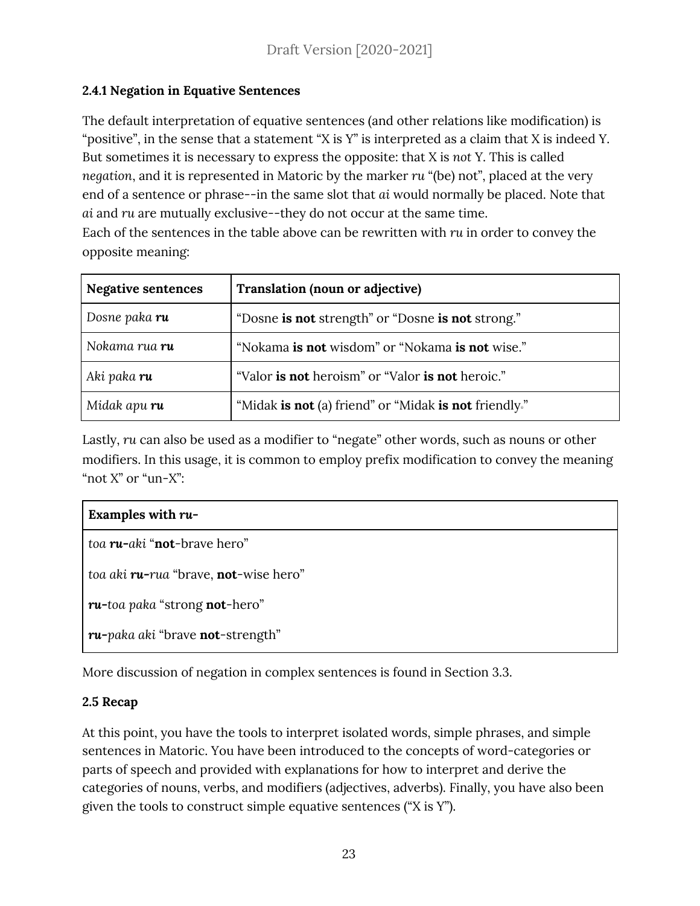### 2.4.1 Negation in Equative Sentences

The default interpretation of equative sentences (and other relations like modification) is "positive", in the sense that a statement "X is Y" is interpreted as a claim that X is indeed Y. But sometimes it is necessary to express the opposite: that X is *not* Y. This is called *negation*, and it is represented in Matoric by the marker *ru* "(be) not", placed at the very end of a sentence or phrase--in the same slot that *ai* would normally be placed. Note that *ai* and *ru* are mutually exclusive--they do not occur at the same time.
Each of the sentences in the table above can be rewritten with *ru* in order to convey the opposite meaning:

| **Negative sentences** | **Translation (noun or adjective)** |
|---|---|
| *Dosne paka **ru*** | "Dosne **is not** strength" or "Dosne **is not** strong." |
| *Nokama rua **ru*** | "Nokama **is not** wisdom" or "Nokama **is not** wise." |
| *Aki paka **ru*** | "Valor **is not** heroism" or "Valor **is not** heroic." |
| *Midak apu **ru*** | "Midak **is not** (a) friend" or "Midak **is not** friendly." |

Lastly, *ru* can also be used as a modifier to "negate" other words, such as nouns or other modifiers. In this usage, it is common to employ prefix modification to convey the meaning "not X" or "un-X":

| **Examples with *ru-*** |
|---|
| *toa **ru-**aki* "**not**-brave hero" |
| *toa aki **ru-**rua* "brave, **not**-wise hero" |
| ***ru-**toa paka* "strong **not**-hero" |
| ***ru-**paka aki* "brave **not**-strength" |

More discussion of negation in complex sentences is found in Section 3.3.

### 2.5 Recap

At this point, you have the tools to interpret isolated words, simple phrases, and simple sentences in Matoric. You have been introduced to the concepts of word-categories or parts of speech and provided with explanations for how to interpret and derive the categories of nouns, verbs, and modifiers (adjectives, adverbs). Finally, you have also been given the tools to construct simple equative sentences ("X is Y").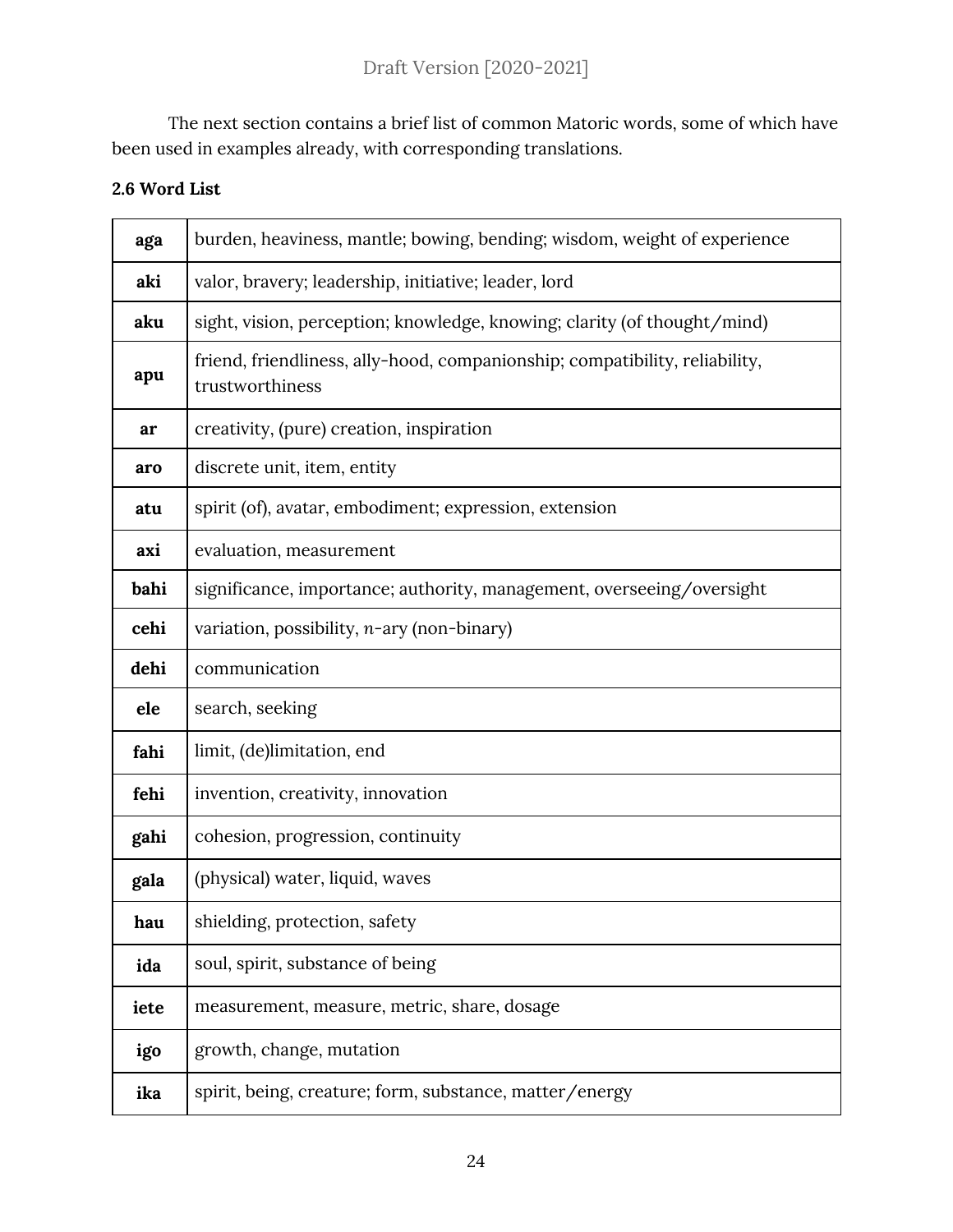The next section contains a brief list of common Matoric words, some of which have been used in examples already, with corresponding translations.

**2.6 Word List**

| | |
|---|---|
| **aga** | burden, heaviness, mantle; bowing, bending; wisdom, weight of experience |
| **aki** | valor, bravery; leadership, initiative; leader, lord |
| **aku** | sight, vision, perception; knowledge, knowing; clarity (of thought/mind) |
| **apu** | friend, friendliness, ally-hood, companionship; compatibility, reliability, trustworthiness |
| **ar** | creativity, (pure) creation, inspiration |
| **aro** | discrete unit, item, entity |
| **atu** | spirit (of), avatar, embodiment; expression, extension |
| **axi** | evaluation, measurement |
| **bahi** | significance, importance; authority, management, overseeing/oversight |
| **cehi** | variation, possibility, *n*-ary (non-binary) |
| **dehi** | communication |
| **ele** | search, seeking |
| **fahi** | limit, (de)limitation, end |
| **fehi** | invention, creativity, innovation |
| **gahi** | cohesion, progression, continuity |
| **gala** | (physical) water, liquid, waves |
| **hau** | shielding, protection, safety |
| **ida** | soul, spirit, substance of being |
| **iete** | measurement, measure, metric, share, dosage |
| **igo** | growth, change, mutation |
| **ika** | spirit, being, creature; form, substance, matter/energy |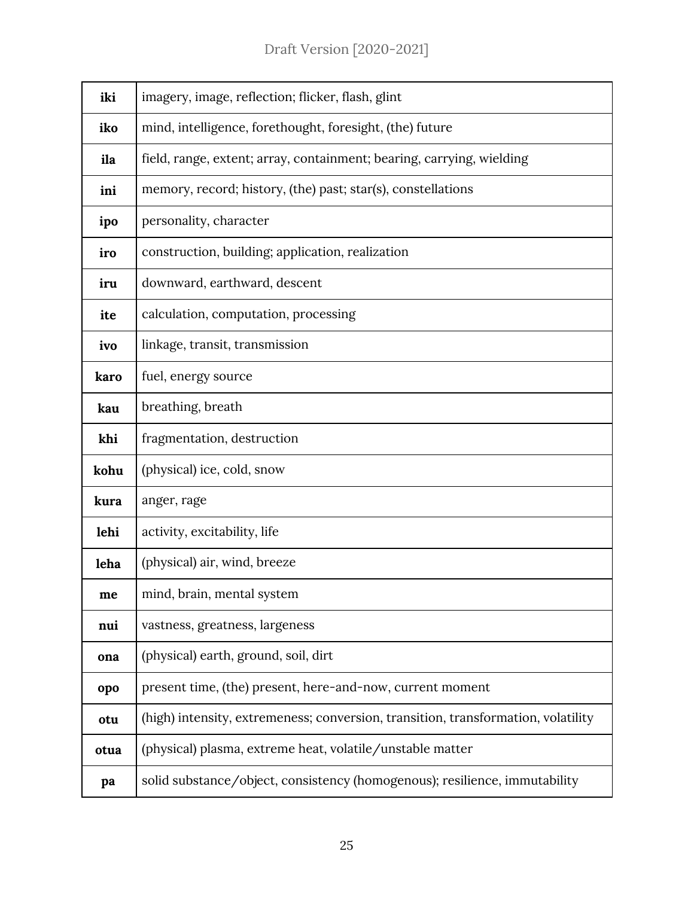| | |
|---|---|
| **iki** | imagery, image, reflection; flicker, flash, glint |
| **iko** | mind, intelligence, forethought, foresight, (the) future |
| **ila** | field, range, extent; array, containment; bearing, carrying, wielding |
| **ini** | memory, record; history, (the) past; star(s), constellations |
| **ipo** | personality, character |
| **iro** | construction, building; application, realization |
| **iru** | downward, earthward, descent |
| **ite** | calculation, computation, processing |
| **ivo** | linkage, transit, transmission |
| **karo** | fuel, energy source |
| **kau** | breathing, breath |
| **khi** | fragmentation, destruction |
| **kohu** | (physical) ice, cold, snow |
| **kura** | anger, rage |
| **lehi** | activity, excitability, life |
| **leha** | (physical) air, wind, breeze |
| **me** | mind, brain, mental system |
| **nui** | vastness, greatness, largeness |
| **ona** | (physical) earth, ground, soil, dirt |
| **opo** | present time, (the) present, here-and-now, current moment |
| **otu** | (high) intensity, extremeness; conversion, transition, transformation, volatility |
| **otua** | (physical) plasma, extreme heat, volatile/unstable matter |
| **pa** | solid substance/object, consistency (homogenous); resilience, immutability |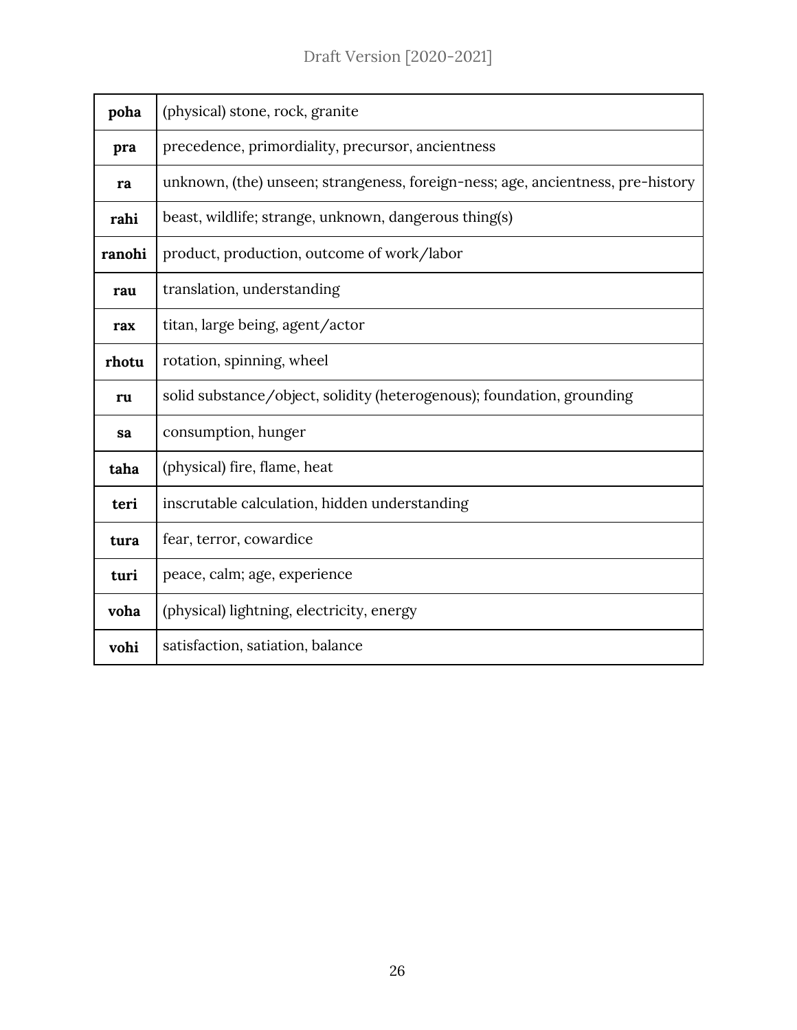| **poha** | (physical) stone, rock, granite |
|---|---|
| **pra** | precedence, primordiality, precursor, ancientness |
| **ra** | unknown, (the) unseen; strangeness, foreign-ness; age, ancientness, pre-history |
| **rahi** | beast, wildlife; strange, unknown, dangerous thing(s) |
| **ranohi** | product, production, outcome of work/labor |
| **rau** | translation, understanding |
| **rax** | titan, large being, agent/actor |
| **rhotu** | rotation, spinning, wheel |
| **ru** | solid substance/object, solidity (heterogenous); foundation, grounding |
| **sa** | consumption, hunger |
| **taha** | (physical) fire, flame, heat |
| **teri** | inscrutable calculation, hidden understanding |
| **tura** | fear, terror, cowardice |
| **turi** | peace, calm; age, experience |
| **voha** | (physical) lightning, electricity, energy |
| **vohi** | satisfaction, satiation, balance |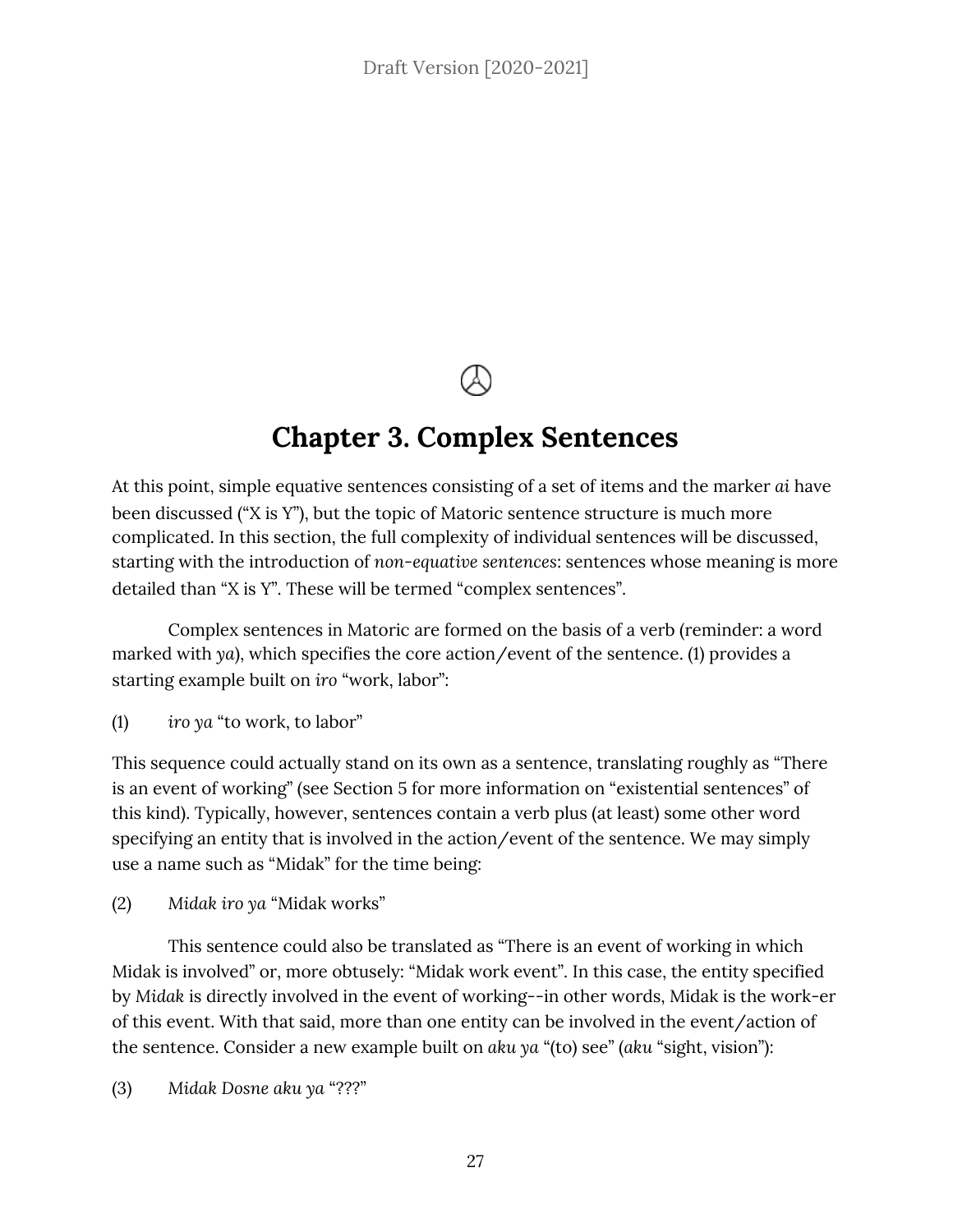# Chapter 3. Complex Sentences

At this point, simple equative sentences consisting of a set of items and the marker *ai* have been discussed ("X is Y"), but the topic of Matoric sentence structure is much more complicated. In this section, the full complexity of individual sentences will be discussed, starting with the introduction of *non-equative sentences*: sentences whose meaning is more detailed than "X is Y". These will be termed "complex sentences".

Complex sentences in Matoric are formed on the basis of a verb (reminder: a word marked with *ya*), which specifies the core action/event of the sentence. (1) provides a starting example built on *iro* "work, labor":

(1) *iro ya* "to work, to labor"

This sequence could actually stand on its own as a sentence, translating roughly as "There is an event of working" (see Section 5 for more information on "existential sentences" of this kind). Typically, however, sentences contain a verb plus (at least) some other word specifying an entity that is involved in the action/event of the sentence. We may simply use a name such as "Midak" for the time being:

(2) *Midak iro ya* "Midak works"

This sentence could also be translated as "There is an event of working in which Midak is involved" or, more obtusely: "Midak work event". In this case, the entity specified by *Midak* is directly involved in the event of working--in other words, Midak is the work-er of this event. With that said, more than one entity can be involved in the event/action of the sentence. Consider a new example built on *aku ya* "(to) see" (*aku* "sight, vision"):

(3) *Midak Dosne aku ya* "???"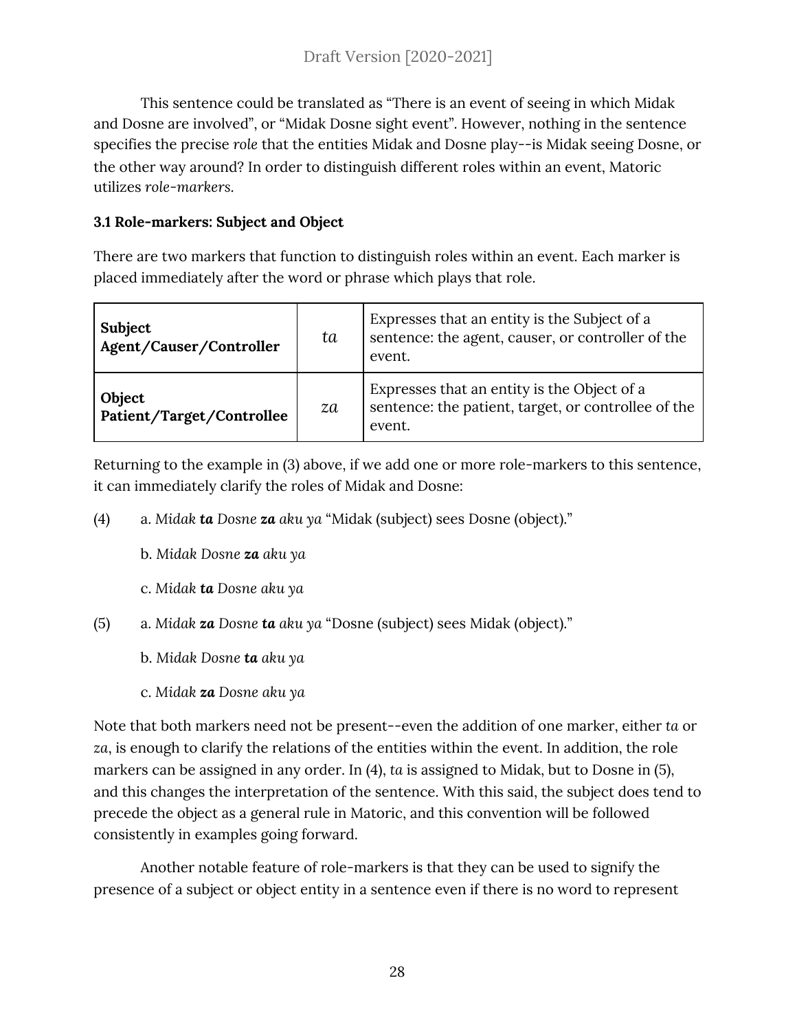This sentence could be translated as "There is an event of seeing in which Midak and Dosne are involved", or "Midak Dosne sight event". However, nothing in the sentence specifies the precise *role* that the entities Midak and Dosne play--is Midak seeing Dosne, or the other way around? In order to distinguish different roles within an event, Matoric utilizes *role-markers*.

### 3.1 Role-markers: Subject and Object

There are two markers that function to distinguish roles within an event. Each marker is placed immediately after the word or phrase which plays that role.

| | | |
|---|---|---|
| **Subject**<br>**Agent/Causer/Controller** | *ta* | Expresses that an entity is the Subject of a sentence: the agent, causer, or controller of the event. |
| **Object**<br>**Patient/Target/Controllee** | *za* | Expresses that an entity is the Object of a sentence: the patient, target, or controllee of the event. |

Returning to the example in (3) above, if we add one or more role-markers to this sentence, it can immediately clarify the roles of Midak and Dosne:

(4) a. *Midak **ta** Dosne **za** aku ya* "Midak (subject) sees Dosne (object)."

b. *Midak Dosne **za** aku ya*

c. *Midak **ta** Dosne aku ya*

(5) a. *Midak **za** Dosne **ta** aku ya* "Dosne (subject) sees Midak (object)."

b. *Midak Dosne **ta** aku ya*

c. *Midak **za** Dosne aku ya*

Note that both markers need not be present--even the addition of one marker, either *ta* or *za*, is enough to clarify the relations of the entities within the event. In addition, the role markers can be assigned in any order. In (4), *ta* is assigned to Midak, but to Dosne in (5), and this changes the interpretation of the sentence. With this said, the subject does tend to precede the object as a general rule in Matoric, and this convention will be followed consistently in examples going forward.

Another notable feature of role-markers is that they can be used to signify the presence of a subject or object entity in a sentence even if there is no word to represent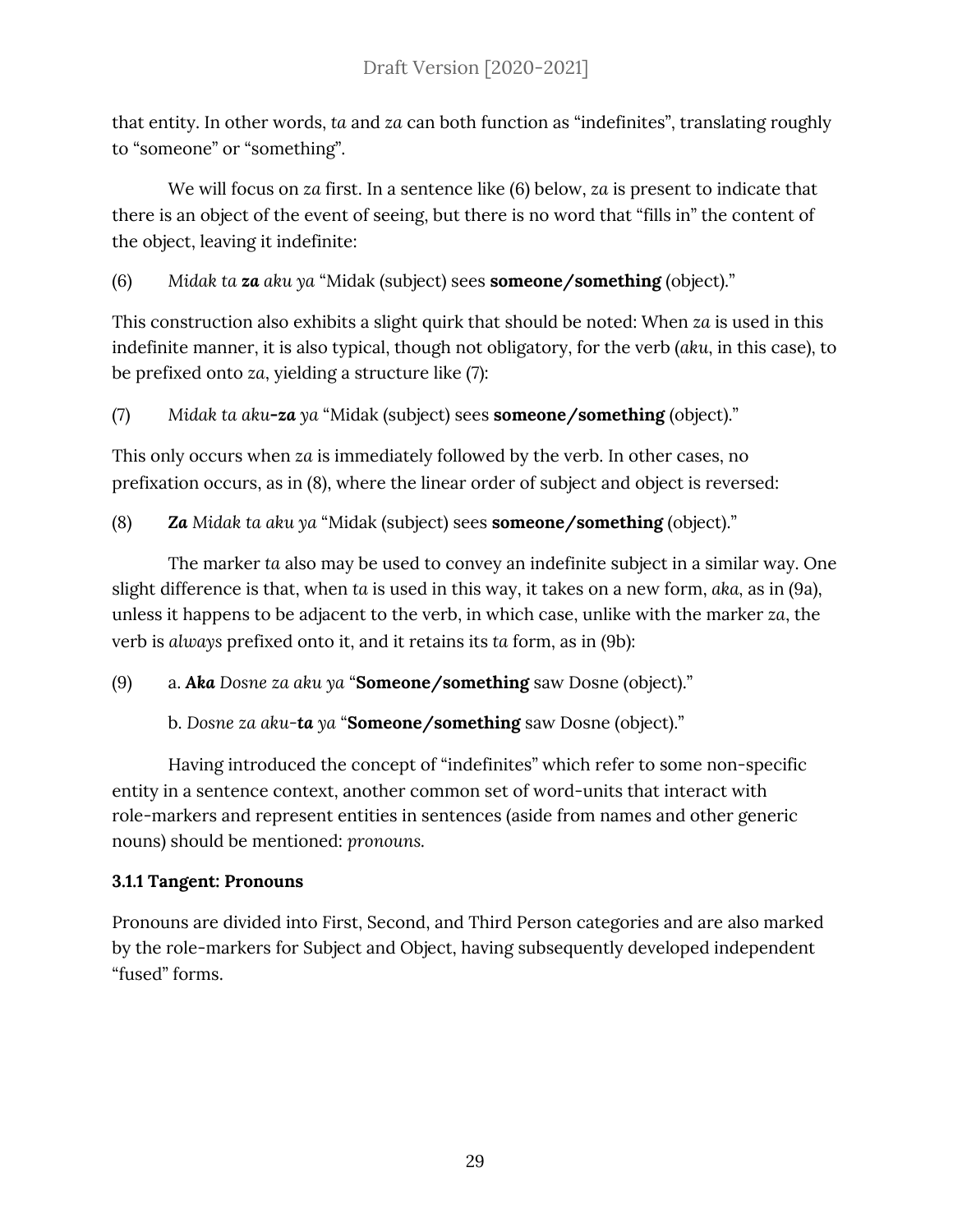that entity. In other words, *ta* and *za* can both function as "indefinites", translating roughly to "someone" or "something".

We will focus on *za* first. In a sentence like (6) below, *za* is present to indicate that there is an object of the event of seeing, but there is no word that "fills in" the content of the object, leaving it indefinite:

(6) *Midak ta **za** aku ya* "Midak (subject) sees **someone/something** (object)."

This construction also exhibits a slight quirk that should be noted: When *za* is used in this indefinite manner, it is also typical, though not obligatory, for the verb (*aku*, in this case), to be prefixed onto *za*, yielding a structure like (7):

(7) *Midak ta aku-**za** ya* "Midak (subject) sees **someone/something** (object)."

This only occurs when *za* is immediately followed by the verb. In other cases, no prefixation occurs, as in (8), where the linear order of subject and object is reversed:

(8) ***Za** Midak ta aku ya* "Midak (subject) sees **someone/something** (object)."

The marker *ta* also may be used to convey an indefinite subject in a similar way. One slight difference is that, when *ta* is used in this way, it takes on a new form, *aka*, as in (9a), unless it happens to be adjacent to the verb, in which case, unlike with the marker *za*, the verb is *always* prefixed onto it, and it retains its *ta* form, as in (9b):

(9) a. ***Aka** Dosne za aku ya* "**Someone/something** saw Dosne (object)."

b. *Dosne za aku-**ta** ya* "**Someone/something** saw Dosne (object)."

Having introduced the concept of "indefinites" which refer to some non-specific entity in a sentence context, another common set of word-units that interact with role-markers and represent entities in sentences (aside from names and other generic nouns) should be mentioned: *pronouns.*

### 3.1.1 Tangent: Pronouns

Pronouns are divided into First, Second, and Third Person categories and are also marked by the role-markers for Subject and Object, having subsequently developed independent "fused" forms.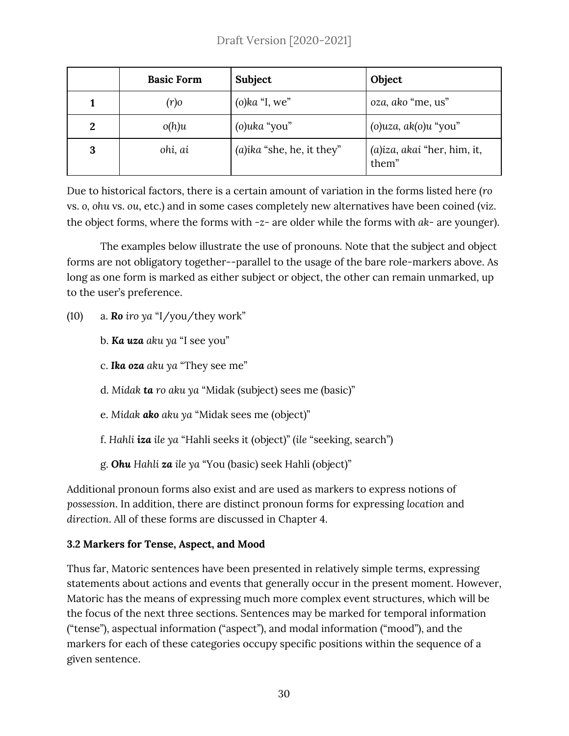| | Basic Form | Subject | Object |
|---|---|---|---|
| **1** | *(r)o* | *(o)ka* "I, we" | *oza, ako* "me, us" |
| **2** | *o(h)u* | *(o)uka* "you" | *(o)uza, ak(o)u* "you" |
| **3** | *ohi, ai* | *(a)ika* "she, he, it they" | *(a)iza, akai* "her, him, it, them" |

Due to historical factors, there is a certain amount of variation in the forms listed here (*ro* vs. *o*, *ohu* vs. *ou*, etc.) and in some cases completely new alternatives have been coined (viz. the object forms, where the forms with *-z-* are older while the forms with *ak-* are younger).

The examples below illustrate the use of pronouns. Note that the subject and object forms are not obligatory together--parallel to the usage of the bare role-markers above. As long as one form is marked as either subject or object, the other can remain unmarked, up to the user's preference.

(10) a. ***Ro*** *iro ya* "I/you/they work"

b. ***Ka uza*** *aku ya* "I see you"

c. ***Ika oza*** *aku ya* "They see me"

d. *Midak* ***ta*** *ro aku ya* "Midak (subject) sees me (basic)"

e. *Midak* ***ako*** *aku ya* "Midak sees me (object)"

f. *Hahli* ***iza*** *ile ya* "Hahli seeks it (object)" (*ile* "seeking, search")

g. ***Ohu*** *Hahli* ***za*** *ile ya* "You (basic) seek Hahli (object)"

Additional pronoun forms also exist and are used as markers to express notions of *possession*. In addition, there are distinct pronoun forms for expressing *location* and *direction*. All of these forms are discussed in Chapter 4.

### 3.2 Markers for Tense, Aspect, and Mood

Thus far, Matoric sentences have been presented in relatively simple terms, expressing statements about actions and events that generally occur in the present moment. However, Matoric has the means of expressing much more complex event structures, which will be the focus of the next three sections. Sentences may be marked for temporal information ("tense"), aspectual information ("aspect"), and modal information ("mood"), and the markers for each of these categories occupy specific positions within the sequence of a given sentence.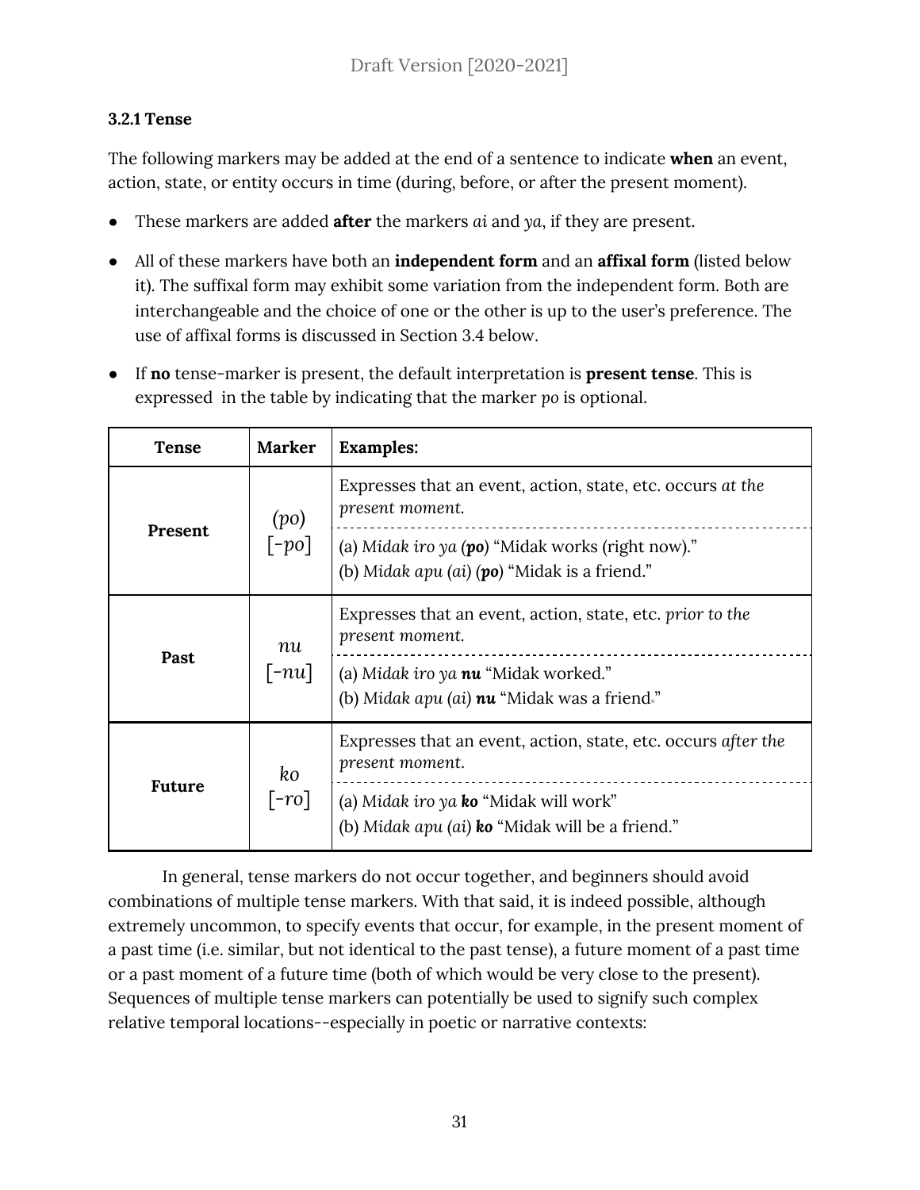### 3.2.1 Tense

The following markers may be added at the end of a sentence to indicate **when** an event, action, state, or entity occurs in time (during, before, or after the present moment).

- These markers are added **after** the markers *ai* and *ya*, if they are present.
- All of these markers have both an **independent form** and an **affixal form** (listed below it). The suffixal form may exhibit some variation from the independent form. Both are interchangeable and the choice of one or the other is up to the user's preference. The use of affixal forms is discussed in Section 3.4 below.
- If **no** tense-marker is present, the default interpretation is **present tense**. This is expressed in the table by indicating that the marker *po* is optional.

| Tense | Marker | Examples: |
|---|---|---|
| **Present** | (*po*) [*-po*] | Expresses that an event, action, state, etc. occurs *at the present moment.* |
| | | (a) *Midak iro ya* (***po***) "Midak works (right now)." (b) *Midak apu* (*ai*) (***po***) "Midak is a friend." |
| **Past** | *nu* [*-nu*] | Expresses that an event, action, state, etc. *prior to the present moment.* |
| | | (a) *Midak iro ya* ***nu*** "Midak worked." (b) *Midak apu* (*ai*) ***nu*** "Midak was a friend." |
| **Future** | *ko* [*-ro*] | Expresses that an event, action, state, etc. occurs *after the present moment.* |
| | | (a) *Midak iro ya* ***ko*** "Midak will work" (b) *Midak apu* (*ai*) ***ko*** "Midak will be a friend." |

In general, tense markers do not occur together, and beginners should avoid combinations of multiple tense markers. With that said, it is indeed possible, although extremely uncommon, to specify events that occur, for example, in the present moment of a past time (i.e. similar, but not identical to the past tense), a future moment of a past time or a past moment of a future time (both of which would be very close to the present). Sequences of multiple tense markers can potentially be used to signify such complex relative temporal locations--especially in poetic or narrative contexts: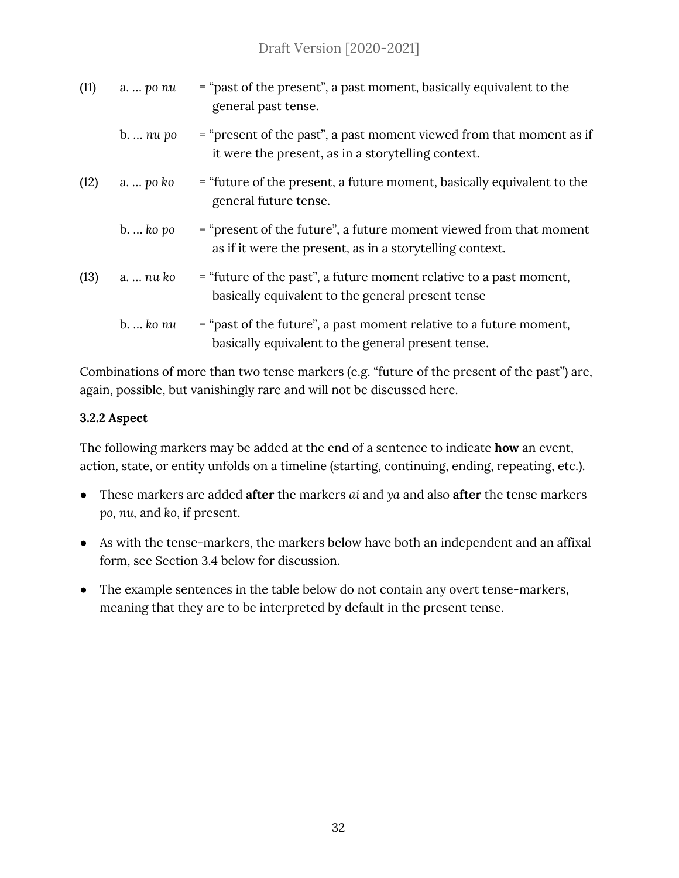(11) a. … *po nu* = "past of the present", a past moment, basically equivalent to the general past tense.

b. … *nu po* = "present of the past", a past moment viewed from that moment as if it were the present, as in a storytelling context.

(12) a. … *po ko* = "future of the present, a future moment, basically equivalent to the general future tense.

b. … *ko po* = "present of the future", a future moment viewed from that moment as if it were the present, as in a storytelling context.

(13) a. … *nu ko* = "future of the past", a future moment relative to a past moment, basically equivalent to the general present tense

b. … *ko nu* = "past of the future", a past moment relative to a future moment, basically equivalent to the general present tense.

Combinations of more than two tense markers (e.g. "future of the present of the past") are, again, possible, but vanishingly rare and will not be discussed here.

### 3.2.2 Aspect

The following markers may be added at the end of a sentence to indicate **how** an event, action, state, or entity unfolds on a timeline (starting, continuing, ending, repeating, etc.).

- These markers are added **after** the markers *ai* and *ya* and also **after** the tense markers *po*, *nu*, and *ko*, if present.
- As with the tense-markers, the markers below have both an independent and an affixal form, see Section 3.4 below for discussion.
- The example sentences in the table below do not contain any overt tense-markers, meaning that they are to be interpreted by default in the present tense.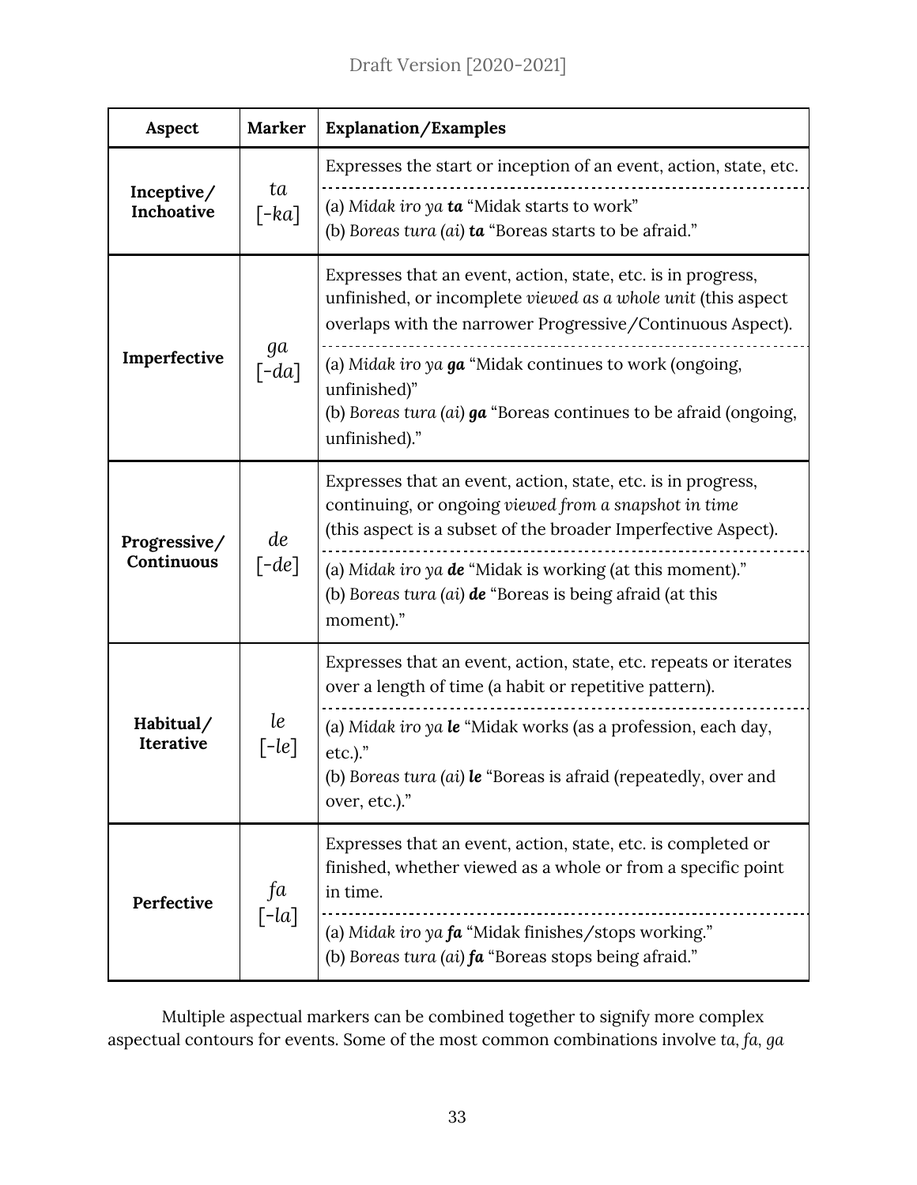| Aspect | Marker | Explanation/Examples |
|---|---|---|
| **Inceptive/ Inchoative** | *ta* [-*ka*] | Expresses the start or inception of an event, action, state, etc.<br>(a) *Midak iro ya **ta*** "Midak starts to work"<br>(b) *Boreas tura (ai) **ta*** "Boreas starts to be afraid." |
| **Imperfective** | *ga* [-*da*] | Expresses that an event, action, state, etc. is in progress, unfinished, or incomplete *viewed as a whole unit* (this aspect overlaps with the narrower Progressive/Continuous Aspect).<br>(a) *Midak iro ya **ga*** "Midak continues to work (ongoing, unfinished)"<br>(b) *Boreas tura (ai) **ga*** "Boreas continues to be afraid (ongoing, unfinished)." |
| **Progressive/ Continuous** | *de* [-*de*] | Expresses that an event, action, state, etc. is in progress, continuing, or ongoing *viewed from a snapshot in time* (this aspect is a subset of the broader Imperfective Aspect).<br>(a) *Midak iro ya **de*** "Midak is working (at this moment)."<br>(b) *Boreas tura (ai) **de*** "Boreas is being afraid (at this moment)." |
| **Habitual/ Iterative** | *le* [-*le*] | Expresses that an event, action, state, etc. repeats or iterates over a length of time (a habit or repetitive pattern).<br>(a) *Midak iro ya **le*** "Midak works (as a profession, each day, etc.)."<br>(b) *Boreas tura (ai) **le*** "Boreas is afraid (repeatedly, over and over, etc.)." |
| **Perfective** | *fa* [-*la*] | Expresses that an event, action, state, etc. is completed or finished, whether viewed as a whole or from a specific point in time.<br>(a) *Midak iro ya **fa*** "Midak finishes/stops working."<br>(b) *Boreas tura (ai) **fa*** "Boreas stops being afraid." |

Multiple aspectual markers can be combined together to signify more complex aspectual contours for events. Some of the most common combinations involve *ta*, *fa*, *ga*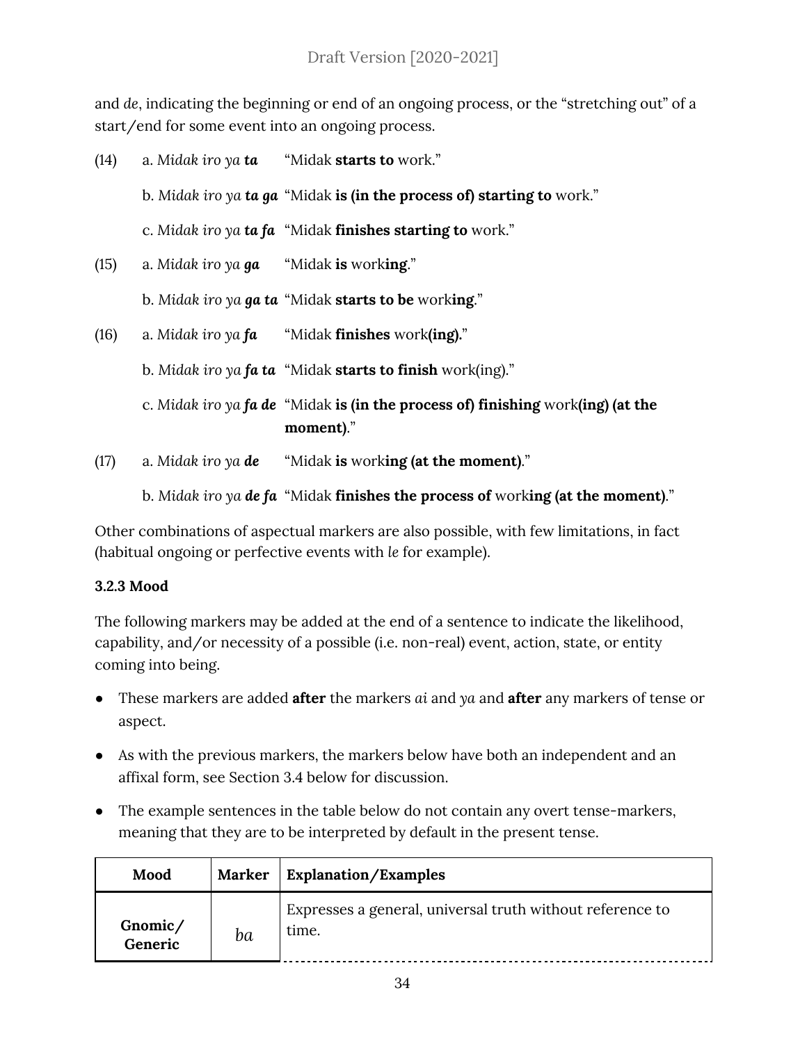and *de*, indicating the beginning or end of an ongoing process, or the "stretching out" of a start/end for some event into an ongoing process.

(14) a. *Midak iro ya **ta*** "Midak **starts to** work."

b. *Midak iro ya **ta ga*** "Midak **is (in the process of) starting to** work."

c. *Midak iro ya **ta fa*** "Midak **finishes starting to** work."

(15) a. *Midak iro ya **ga*** "Midak **is** work**ing**."

b. *Midak iro ya **ga ta*** "Midak **starts to be** work**ing**."

(16) a. *Midak iro ya **fa*** "Midak **finishes** work**(ing).**"

b. *Midak iro ya **fa ta*** "Midak **starts to finish** work(ing)."

c. *Midak iro ya **fa de*** "Midak **is (in the process of) finishing** work**(ing) (at the moment)**."

(17) a. *Midak iro ya **de*** "Midak **is** work**ing (at the moment)**."

b. *Midak iro ya **de fa*** "Midak **finishes the process of** work**ing (at the moment)**."

Other combinations of aspectual markers are also possible, with few limitations, in fact (habitual ongoing or perfective events with *le* for example).

### 3.2.3 Mood

The following markers may be added at the end of a sentence to indicate the likelihood, capability, and/or necessity of a possible (i.e. non-real) event, action, state, or entity coming into being.

- These markers are added **after** the markers *ai* and *ya* and **after** any markers of tense or aspect.
- As with the previous markers, the markers below have both an independent and an affixal form, see Section 3.4 below for discussion.
- The example sentences in the table below do not contain any overt tense-markers, meaning that they are to be interpreted by default in the present tense.

| Mood | Marker | Explanation/Examples |
|---|---|---|
| **Gnomic/ Generic** | *ba* | Expresses a general, universal truth without reference to time. |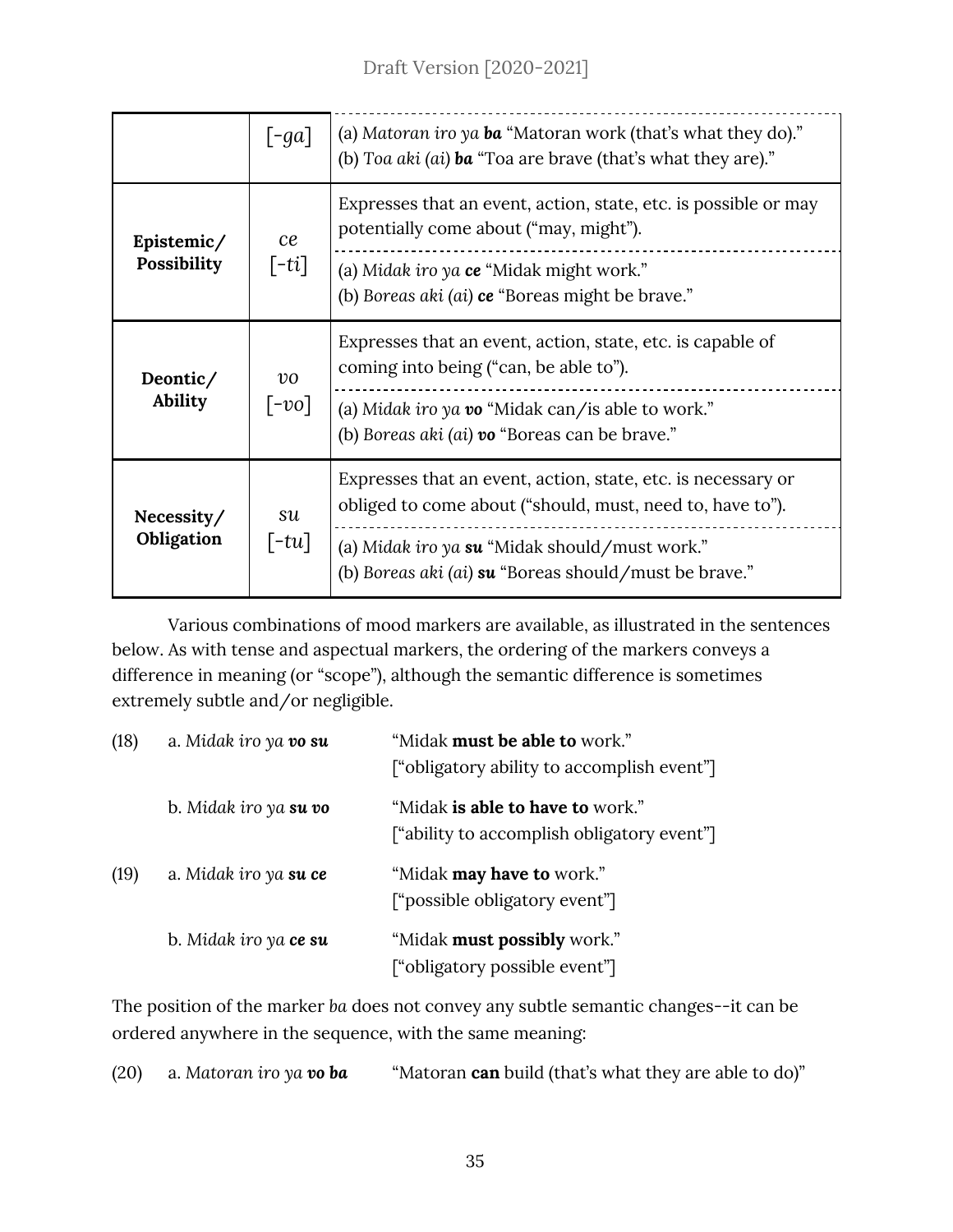| | | |
|---|---|---|
| | [*-ga*] | (a) *Matoran iro ya* ***ba*** "Matoran work (that's what they do)." (b) *Toa aki (ai)* ***ba*** "Toa are brave (that's what they are)." |
| **Epistemic/ Possibility** | *ce* [*-ti*] | Expresses that an event, action, state, etc. is possible or may potentially come about ("may, might"). |
| | | (a) *Midak iro ya* ***ce*** "Midak might work." (b) *Boreas aki (ai)* ***ce*** "Boreas might be brave." |
| **Deontic/ Ability** | *vo* [*-vo*] | Expresses that an event, action, state, etc. is capable of coming into being ("can, be able to"). |
| | | (a) *Midak iro ya* ***vo*** "Midak can/is able to work." (b) *Boreas aki (ai)* ***vo*** "Boreas can be brave." |
| **Necessity/ Obligation** | *su* [*-tu*] | Expresses that an event, action, state, etc. is necessary or obliged to come about ("should, must, need to, have to"). |
| | | (a) *Midak iro ya* ***su*** "Midak should/must work." (b) *Boreas aki (ai)* ***su*** "Boreas should/must be brave." |

Various combinations of mood markers are available, as illustrated in the sentences below. As with tense and aspectual markers, the ordering of the markers conveys a difference in meaning (or "scope"), although the semantic difference is sometimes extremely subtle and/or negligible.

(18) a. *Midak iro ya* ***vo su*** — "Midak **must be able to** work." ["obligatory ability to accomplish event"]

b. *Midak iro ya* ***su vo*** — "Midak **is able to have to** work." ["ability to accomplish obligatory event"]

(19) a. *Midak iro ya* ***su ce*** — "Midak **may have to** work." ["possible obligatory event"]

b. *Midak iro ya* ***ce su*** — "Midak **must possibly** work." ["obligatory possible event"]

The position of the marker *ba* does not convey any subtle semantic changes--it can be ordered anywhere in the sequence, with the same meaning:

(20) a. *Matoran iro ya* ***vo ba*** — "Matoran **can** build (that's what they are able to do)"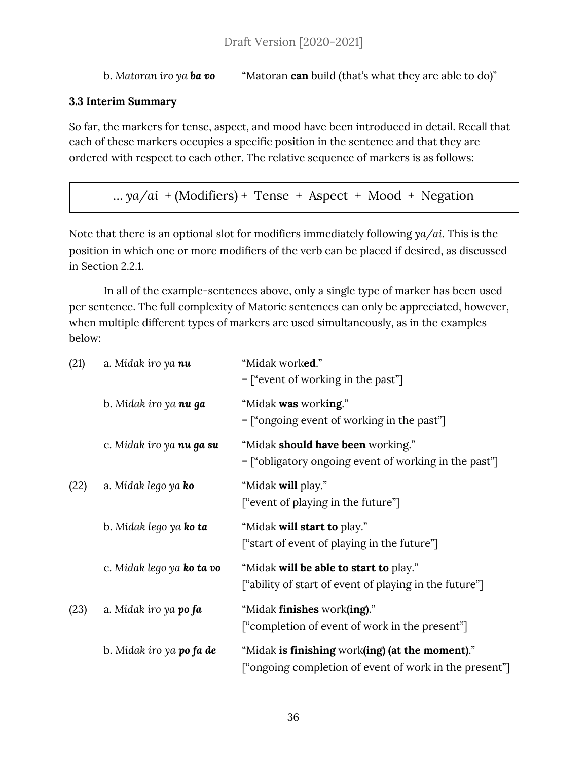b. *Matoran iro ya **ba vo*** “Matoran **can** build (that’s what they are able to do)”

### 3.3 Interim Summary

So far, the markers for tense, aspect, and mood have been introduced in detail. Recall that each of these markers occupies a specific position in the sentence and that they are ordered with respect to each other. The relative sequence of markers is as follows:

| … *ya/ai* + (Modifiers) + Tense + Aspect + Mood + Negation |
|---|

Note that there is an optional slot for modifiers immediately following *ya/ai*. This is the position in which one or more modifiers of the verb can be placed if desired, as discussed in Section 2.2.1.

In all of the example-sentences above, only a single type of marker has been used per sentence. The full complexity of Matoric sentences can only be appreciated, however, when multiple different types of markers are used simultaneously, as in the examples below:

| | | |
|---|---|---|
| (21) | a. *Midak iro ya **nu*** | “Midak work**ed**.” = [“event of working in the past”] |
| | b. *Midak iro ya **nu ga*** | “Midak **was** work**ing**.” = [“ongoing event of working in the past”] |
| | c. *Midak iro ya **nu ga su*** | “Midak **should have been** working.” = [“obligatory ongoing event of working in the past”] |
| (22) | a. *Midak lego ya **ko*** | “Midak **will** play.” [“event of playing in the future”] |
| | b. *Midak lego ya **ko ta*** | “Midak **will start to** play.” [“start of event of playing in the future”] |
| | c. *Midak lego ya **ko ta vo*** | “Midak **will be able to start to** play.” [“ability of start of event of playing in the future”] |
| (23) | a. *Midak iro ya **po fa*** | “Midak **finishes** work**(ing)**.” [“completion of event of work in the present”] |
| | b. *Midak iro ya **po fa de*** | “Midak **is finishing** work**(ing) (at the moment)**.” [“ongoing completion of event of work in the present”] |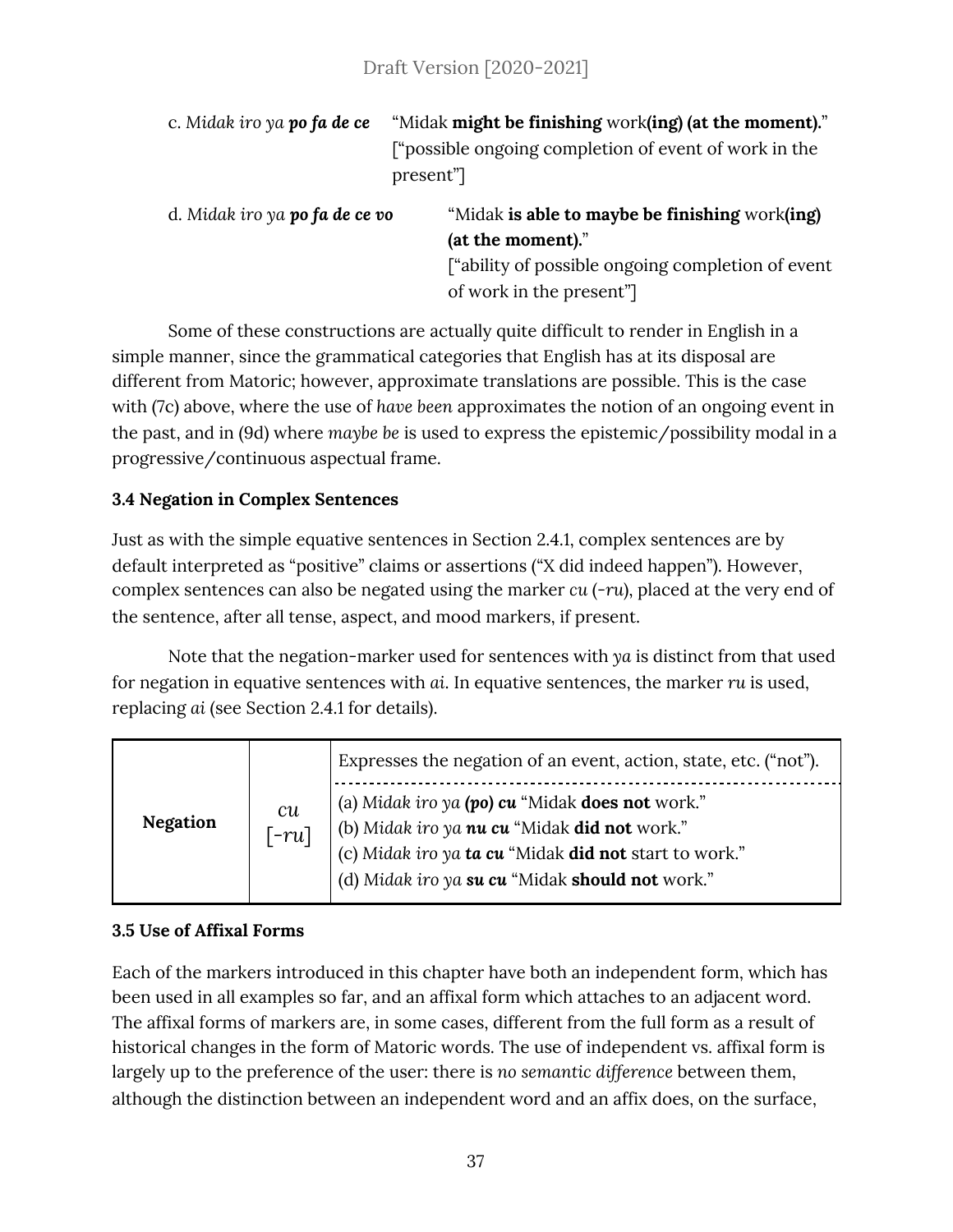c. *Midak iro ya* ***po fa de ce*** "Midak **might be finishing** work**(ing) (at the moment).**" ["possible ongoing completion of event of work in the present"]

d. *Midak iro ya* ***po fa de ce vo*** "Midak **is able to maybe be finishing** work**(ing) (at the moment).**" ["ability of possible ongoing completion of event of work in the present"]

Some of these constructions are actually quite difficult to render in English in a simple manner, since the grammatical categories that English has at its disposal are different from Matoric; however, approximate translations are possible. This is the case with (7c) above, where the use of *have been* approximates the notion of an ongoing event in the past, and in (9d) where *maybe be* is used to express the epistemic/possibility modal in a progressive/continuous aspectual frame.

### 3.4 Negation in Complex Sentences

Just as with the simple equative sentences in Section 2.4.1, complex sentences are by default interpreted as "positive" claims or assertions ("X did indeed happen"). However, complex sentences can also be negated using the marker *cu* (*-ru*), placed at the very end of the sentence, after all tense, aspect, and mood markers, if present.

Note that the negation-marker used for sentences with *ya* is distinct from that used for negation in equative sentences with *ai*. In equative sentences, the marker *ru* is used, replacing *ai* (see Section 2.4.1 for details).

| | | |
|---|---|---|
| **Negation** | *cu* [*-ru*] | Expresses the negation of an event, action, state, etc. ("not").<br>(a) *Midak iro ya* ***(po) cu*** "Midak **does not** work."<br>(b) *Midak iro ya* ***nu cu*** "Midak **did not** work."<br>(c) *Midak iro ya* ***ta cu*** "Midak **did not** start to work."<br>(d) *Midak iro ya* ***su cu*** "Midak **should not** work." |

### 3.5 Use of Affixal Forms

Each of the markers introduced in this chapter have both an independent form, which has been used in all examples so far, and an affixal form which attaches to an adjacent word. The affixal forms of markers are, in some cases, different from the full form as a result of historical changes in the form of Matoric words. The use of independent vs. affixal form is largely up to the preference of the user: there is *no semantic difference* between them, although the distinction between an independent word and an affix does, on the surface,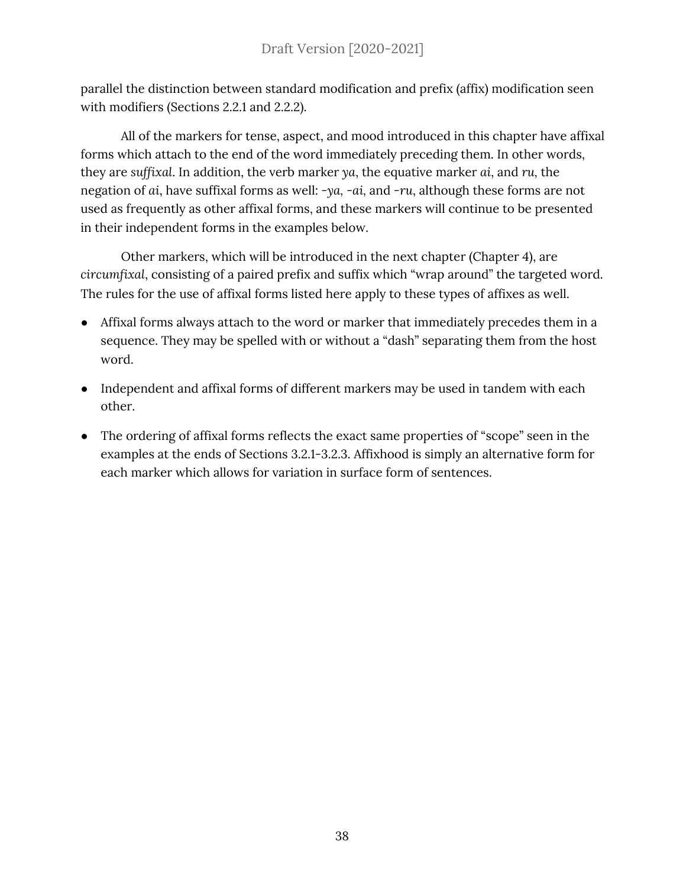parallel the distinction between standard modification and prefix (affix) modification seen with modifiers (Sections 2.2.1 and 2.2.2).

All of the markers for tense, aspect, and mood introduced in this chapter have affixal forms which attach to the end of the word immediately preceding them. In other words, they are *suffixal*. In addition, the verb marker *ya*, the equative marker *ai*, and *ru*, the negation of *ai*, have suffixal forms as well: *-ya*, *-ai*, and *-ru*, although these forms are not used as frequently as other affixal forms, and these markers will continue to be presented in their independent forms in the examples below.

Other markers, which will be introduced in the next chapter (Chapter 4), are *circumfixal*, consisting of a paired prefix and suffix which "wrap around" the targeted word. The rules for the use of affixal forms listed here apply to these types of affixes as well.

- Affixal forms always attach to the word or marker that immediately precedes them in a sequence. They may be spelled with or without a "dash" separating them from the host word.
- Independent and affixal forms of different markers may be used in tandem with each other.
- The ordering of affixal forms reflects the exact same properties of "scope" seen in the examples at the ends of Sections 3.2.1-3.2.3. Affixhood is simply an alternative form for each marker which allows for variation in surface form of sentences.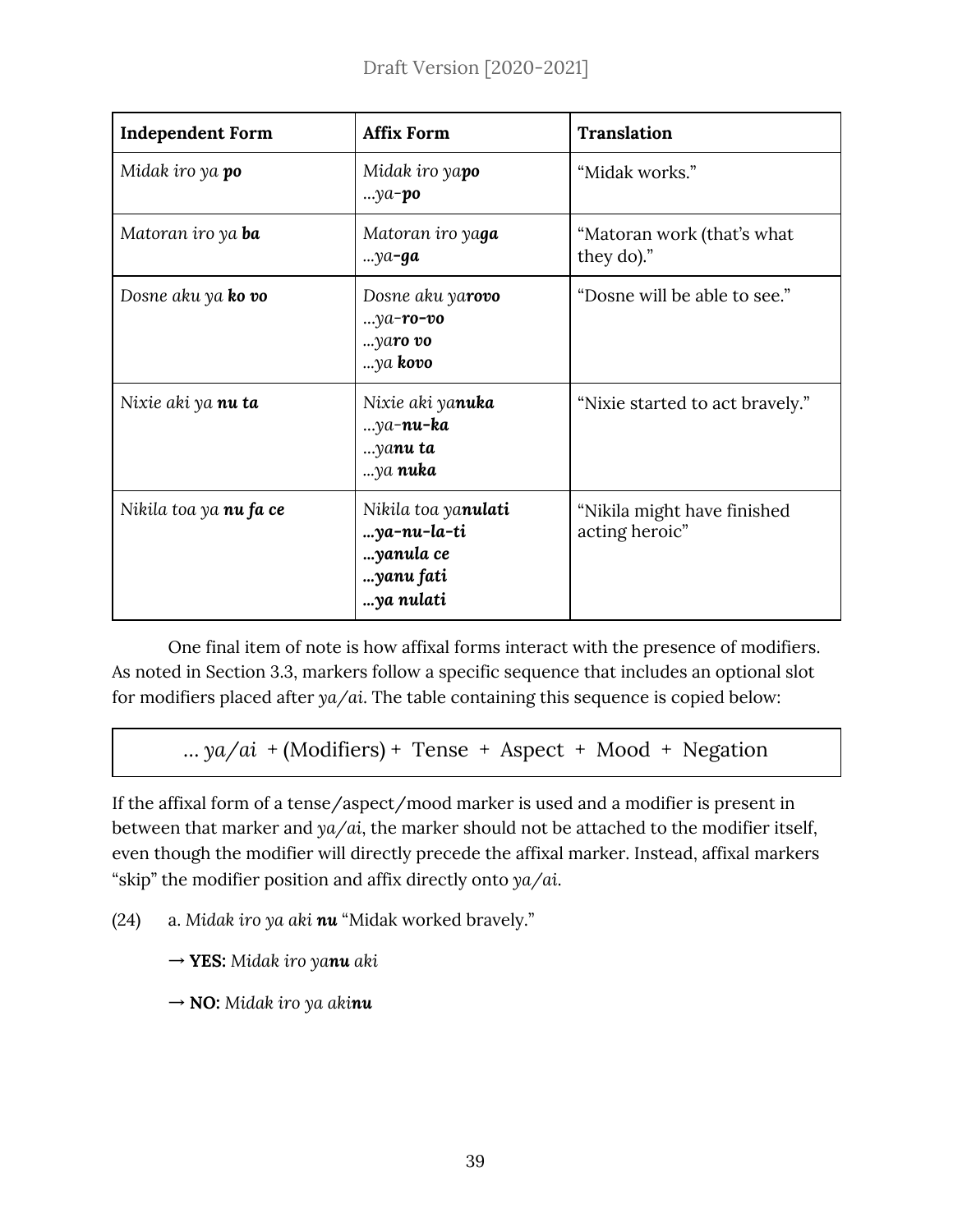| **Independent Form** | **Affix Form** | **Translation** |
|---|---|---|
| *Midak iro ya **po*** | *Midak iro ya**po***<br>*…ya-**po*** | "Midak works." |
| *Matoran iro ya **ba*** | *Matoran iro ya**ga***<br>*…ya-**ga*** | "Matoran work (that's what they do)." |
| *Dosne aku ya **ko vo*** | *Dosne aku ya**rovo***<br>*…ya-**ro-vo***<br>*…ya**ro vo***<br>*…ya **kovo*** | "Dosne will be able to see." |
| *Nixie aki ya **nu ta*** | *Nixie aki ya**nuka***<br>*…ya-**nu-ka***<br>*…ya**nu ta***<br>*…ya **nuka*** | "Nixie started to act bravely." |
| *Nikila toa ya **nu fa ce*** | *Nikila toa ya**nulati***<br>***…ya-nu-la-ti***<br>***…yanula ce***<br>***…yanu fati***<br>***…ya nulati*** | "Nikila might have finished acting heroic" |

One final item of note is how affixal forms interact with the presence of modifiers. As noted in Section 3.3, markers follow a specific sequence that includes an optional slot for modifiers placed after *ya/ai*. The table containing this sequence is copied below:

| *… ya/ai* + (Modifiers) + Tense + Aspect + Mood + Negation |
|---|

If the affixal form of a tense/aspect/mood marker is used and a modifier is present in between that marker and *ya/ai*, the marker should not be attached to the modifier itself, even though the modifier will directly precede the affixal marker. Instead, affixal markers "skip" the modifier position and affix directly onto *ya/ai*.

(24) a. *Midak iro ya aki **nu*** "Midak worked bravely."

→ **YES:** *Midak iro ya**nu** aki*

→ **NO:** *Midak iro ya aki**nu***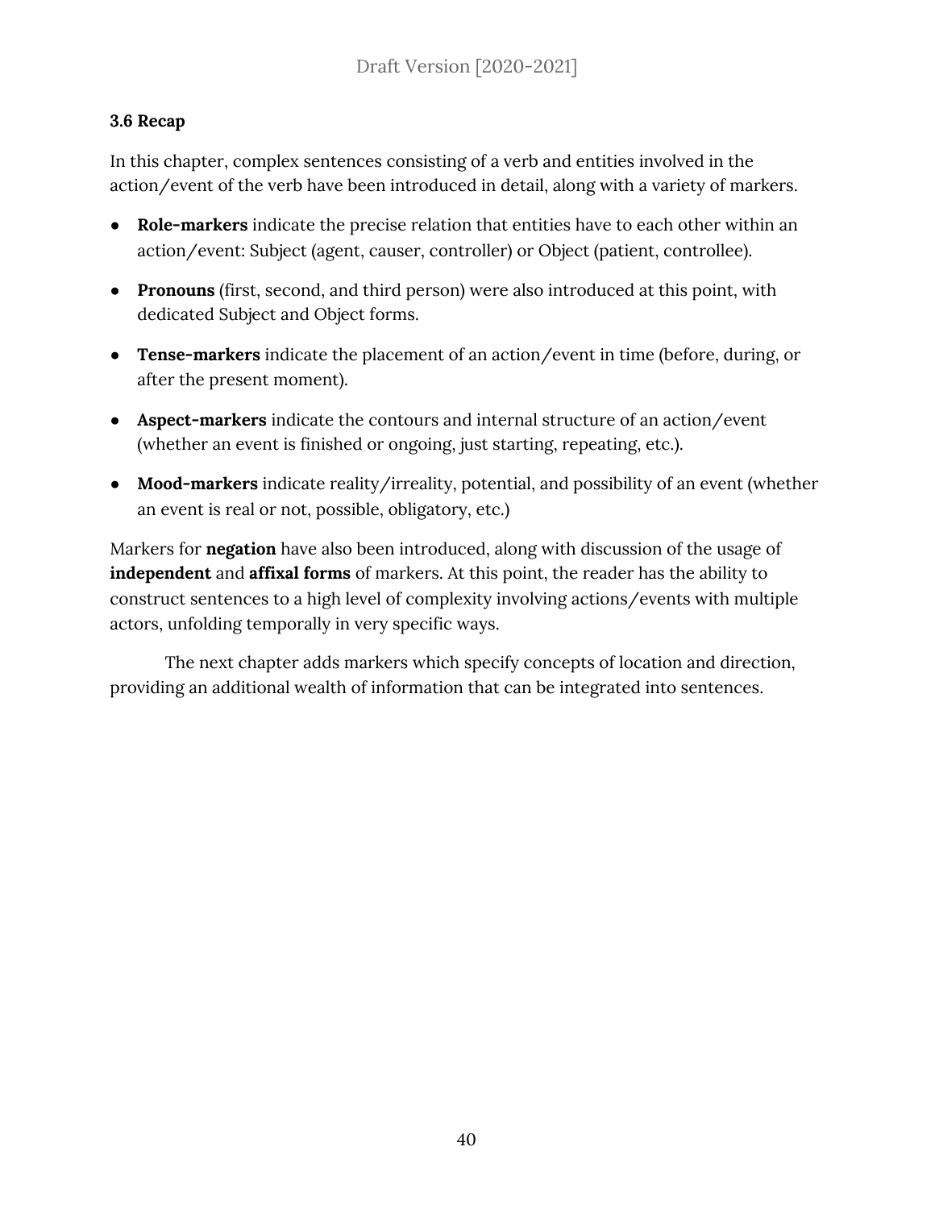### 3.6 Recap

In this chapter, complex sentences consisting of a verb and entities involved in the action/event of the verb have been introduced in detail, along with a variety of markers.

- **Role-markers** indicate the precise relation that entities have to each other within an action/event: Subject (agent, causer, controller) or Object (patient, controllee).
- **Pronouns** (first, second, and third person) were also introduced at this point, with dedicated Subject and Object forms.
- **Tense-markers** indicate the placement of an action/event in time (before, during, or after the present moment).
- **Aspect-markers** indicate the contours and internal structure of an action/event (whether an event is finished or ongoing, just starting, repeating, etc.).
- **Mood-markers** indicate reality/irreality, potential, and possibility of an event (whether an event is real or not, possible, obligatory, etc.)

Markers for **negation** have also been introduced, along with discussion of the usage of **independent** and **affixal forms** of markers. At this point, the reader has the ability to construct sentences to a high level of complexity involving actions/events with multiple actors, unfolding temporally in very specific ways.

The next chapter adds markers which specify concepts of location and direction, providing an additional wealth of information that can be integrated into sentences.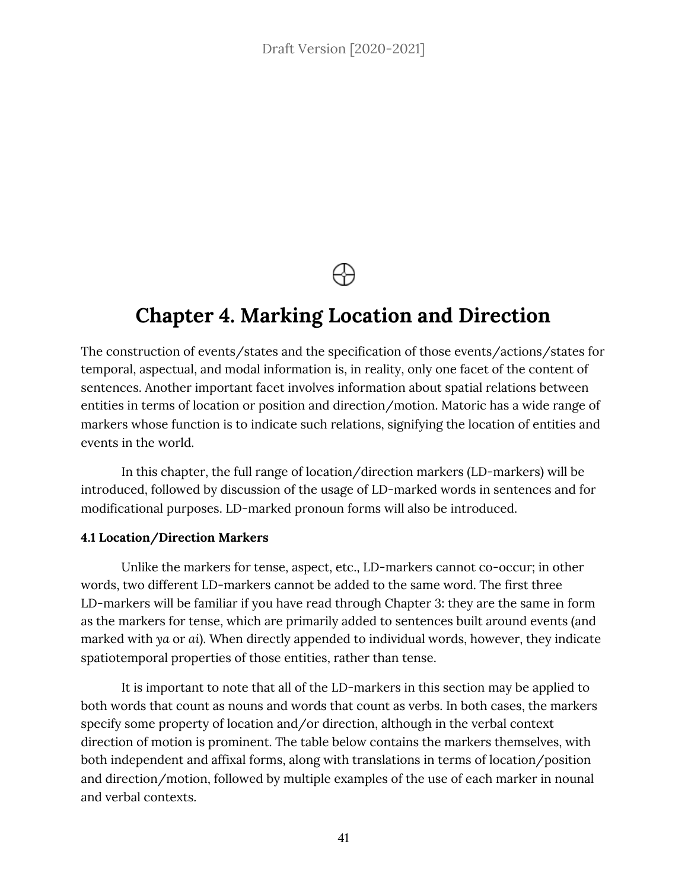# Chapter 4. Marking Location and Direction

The construction of events/states and the specification of those events/actions/states for temporal, aspectual, and modal information is, in reality, only one facet of the content of sentences. Another important facet involves information about spatial relations between entities in terms of location or position and direction/motion. Matoric has a wide range of markers whose function is to indicate such relations, signifying the location of entities and events in the world.

In this chapter, the full range of location/direction markers (LD-markers) will be introduced, followed by discussion of the usage of LD-marked words in sentences and for modificational purposes. LD-marked pronoun forms will also be introduced.

**4.1 Location/Direction Markers**

Unlike the markers for tense, aspect, etc., LD-markers cannot co-occur; in other words, two different LD-markers cannot be added to the same word. The first three LD-markers will be familiar if you have read through Chapter 3: they are the same in form as the markers for tense, which are primarily added to sentences built around events (and marked with *ya* or *ai*). When directly appended to individual words, however, they indicate spatiotemporal properties of those entities, rather than tense.

It is important to note that all of the LD-markers in this section may be applied to both words that count as nouns and words that count as verbs. In both cases, the markers specify some property of location and/or direction, although in the verbal context direction of motion is prominent. The table below contains the markers themselves, with both independent and affixal forms, along with translations in terms of location/position and direction/motion, followed by multiple examples of the use of each marker in nounal and verbal contexts.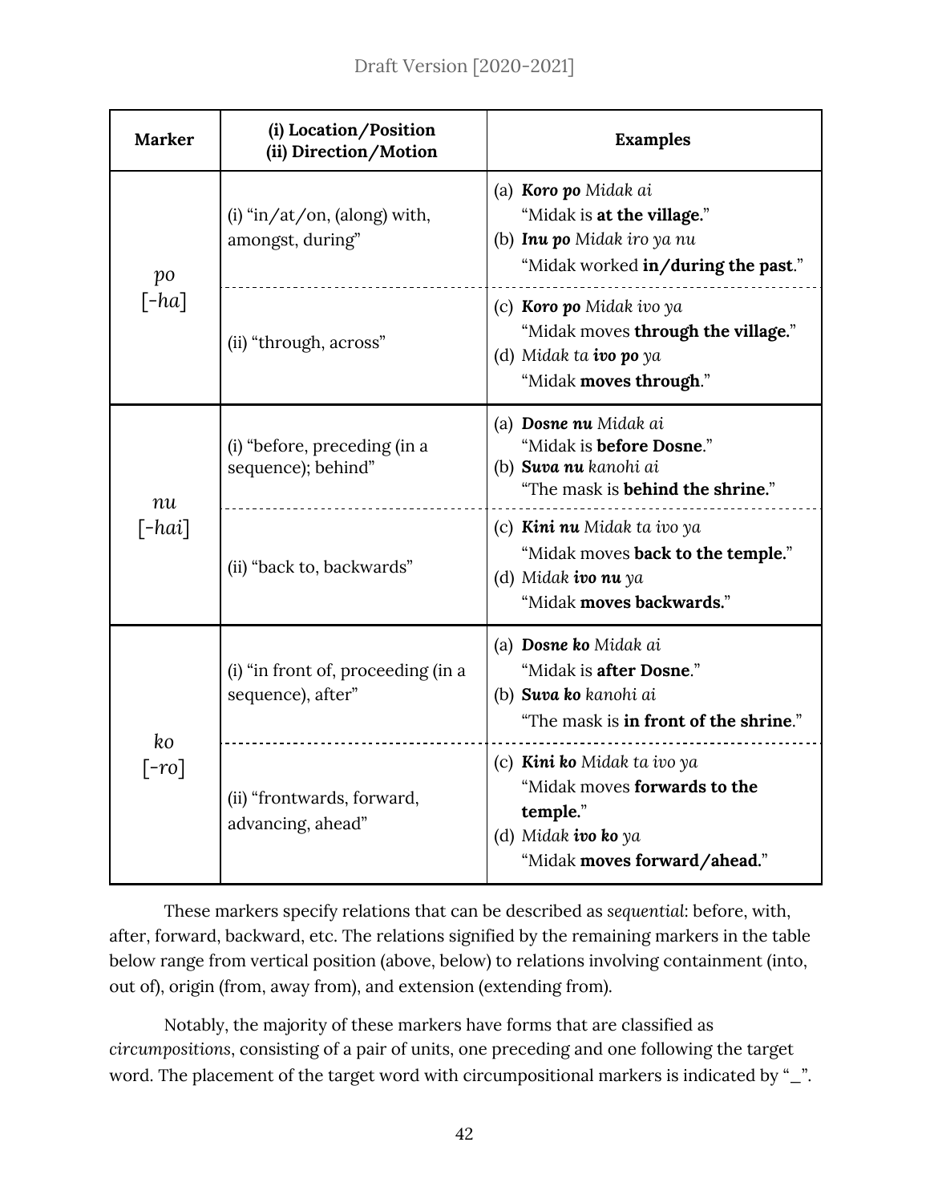| Marker | (i) Location/Position (ii) Direction/Motion | Examples |
|---|---|---|
| *po* [*-ha*] | (i) "in/at/on, (along) with, amongst, during" | (a) ***Koro po*** *Midak ai* "Midak is **at the village.**" (b) ***Inu po*** *Midak iro ya nu* "Midak worked **in/during the past**." |
| | (ii) "through, across" | (c) ***Koro po*** *Midak ivo ya* "Midak moves **through the village.**" (d) *Midak ta* ***ivo po*** *ya* "Midak **moves through**." |
| *nu* [*-hai*] | (i) "before, preceding (in a sequence); behind" | (a) ***Dosne nu*** *Midak ai* "Midak is **before Dosne**." (b) ***Suva nu*** *kanohi ai* "The mask is **behind the shrine.**" |
| | (ii) "back to, backwards" | (c) ***Kini nu*** *Midak ta ivo ya* "Midak moves **back to the temple.**" (d) *Midak* ***ivo nu*** *ya* "Midak **moves backwards.**" |
| *ko* [*-ro*] | (i) "in front of, proceeding (in a sequence), after" | (a) ***Dosne ko*** *Midak ai* "Midak is **after Dosne**." (b) ***Suva ko*** *kanohi ai* "The mask is **in front of the shrine**." |
| | (ii) "frontwards, forward, advancing, ahead" | (c) ***Kini ko*** *Midak ta ivo ya* "Midak moves **forwards to the temple.**" (d) *Midak* ***ivo ko*** *ya* "Midak **moves forward/ahead.**" |

These markers specify relations that can be described as *sequential*: before, with, after, forward, backward, etc. The relations signified by the remaining markers in the table below range from vertical position (above, below) to relations involving containment (into, out of), origin (from, away from), and extension (extending from).

Notably, the majority of these markers have forms that are classified as *circumpositions*, consisting of a pair of units, one preceding and one following the target word. The placement of the target word with circumpositional markers is indicated by "_".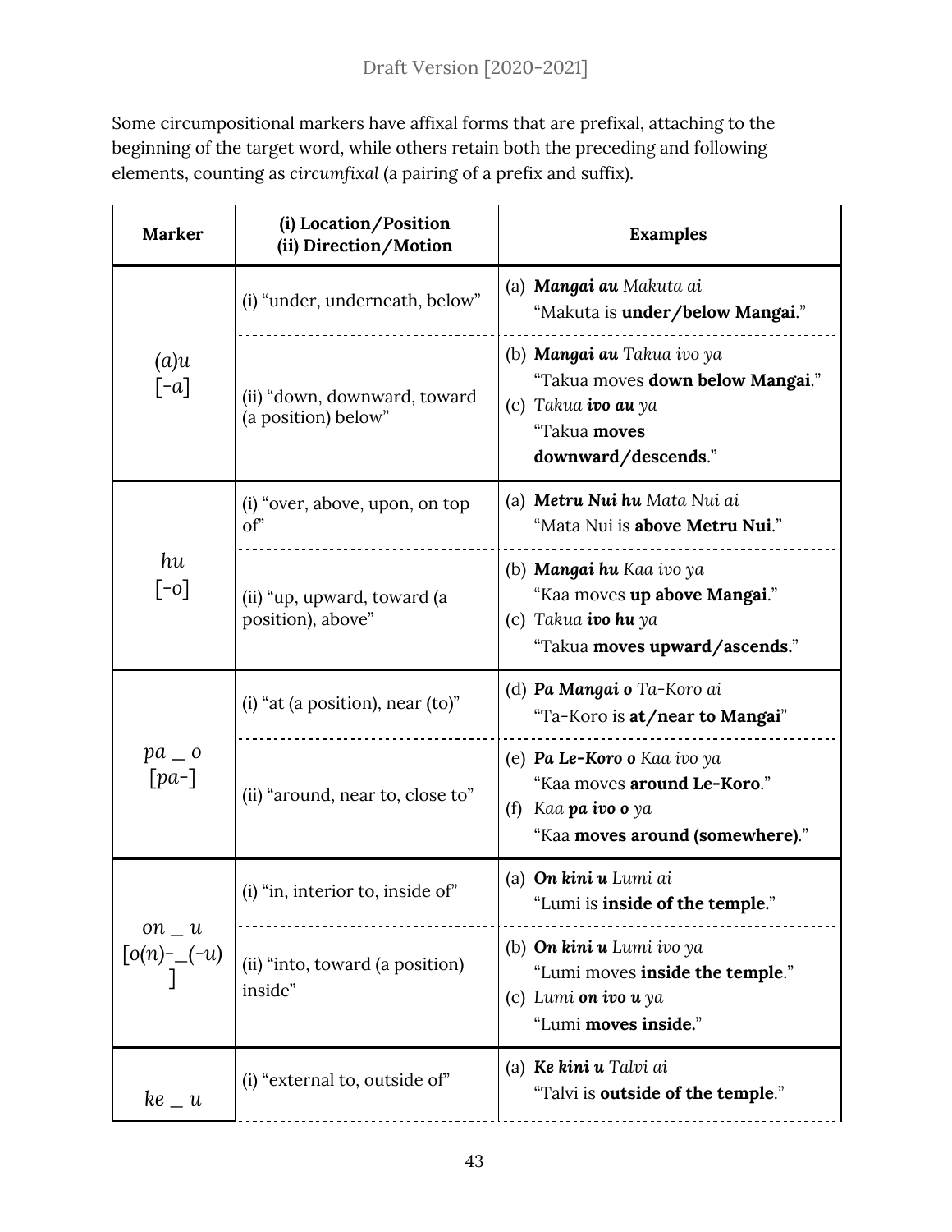Some circumpositional markers have affixal forms that are prefixal, attaching to the beginning of the target word, while others retain both the preceding and following elements, counting as *circumfixal* (a pairing of a prefix and suffix).

| Marker | (i) Location/Position<br>(ii) Direction/Motion | Examples |
|---|---|---|
| *(a)u*<br>[*-a*] | (i) "under, underneath, below" | (a) ***Mangai au*** *Makuta ai*<br>"Makuta is **under/below Mangai**." |
| | (ii) "down, downward, toward (a position) below" | (b) ***Mangai au*** *Takua ivo ya*<br>"Takua moves **down below Mangai**."<br>(c) *Takua* ***ivo au*** *ya*<br>"Takua **moves downward/descends**." |
| *hu*<br>[*-o*] | (i) "over, above, upon, on top of" | (a) ***Metru Nui hu*** *Mata Nui ai*<br>"Mata Nui is **above Metru Nui**." |
| | (ii) "up, upward, toward (a position), above" | (b) ***Mangai hu*** *Kaa ivo ya*<br>"Kaa moves **up above Mangai**."<br>(c) *Takua* ***ivo hu*** *ya*<br>"Takua **moves upward/ascends.**" |
| *pa _ o*<br>[*pa-*] | (i) "at (a position), near (to)" | (d) ***Pa Mangai o*** *Ta-Koro ai*<br>"Ta-Koro is **at/near to Mangai**" |
| | (ii) "around, near to, close to" | (e) ***Pa Le-Koro o*** *Kaa ivo ya*<br>"Kaa moves **around Le-Koro**."<br>(f) *Kaa* ***pa ivo o*** *ya*<br>"Kaa **moves around (somewhere)**." |
| *on _ u*<br>[*o(n)-_(-u)*] | (i) "in, interior to, inside of" | (a) ***On kini u*** *Lumi ai*<br>"Lumi is **inside of the temple.**" |
| | (ii) "into, toward (a position) inside" | (b) ***On kini u*** *Lumi ivo ya*<br>"Lumi moves **inside the temple**."<br>(c) *Lumi* ***on ivo u*** *ya*<br>"Lumi **moves inside.**" |
| *ke _ u* | (i) "external to, outside of" | (a) ***Ke kini u*** *Talvi ai*<br>"Talvi is **outside of the temple**." |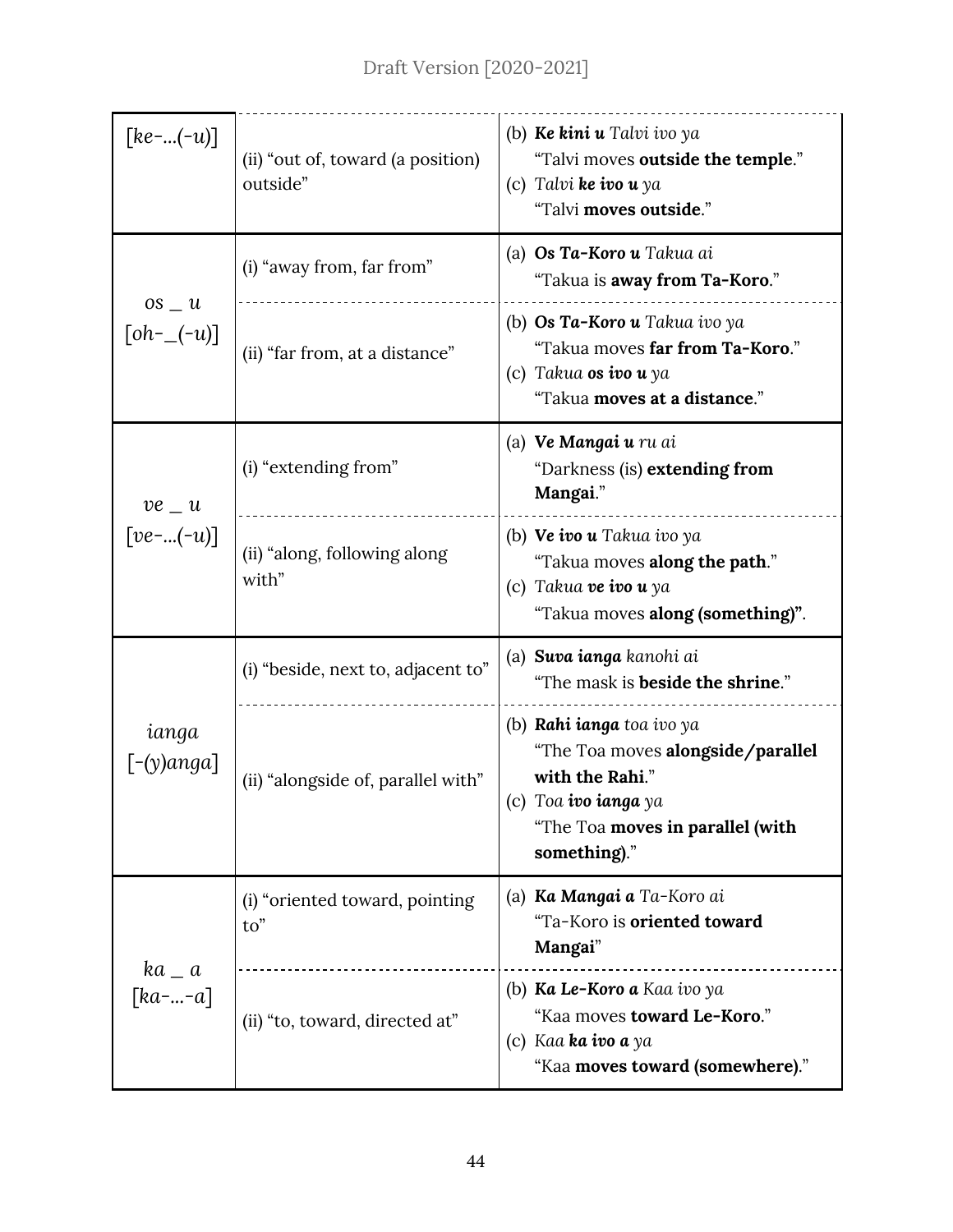| | | |
|---|---|---|
| [*ke*-...(-*u*)] | (ii) "out of, toward (a position) outside" | (b) ***Ke kini u*** *Talvi ivo ya*<br>"Talvi moves **outside the temple**."<br>(c) *Talvi* ***ke ivo u*** *ya*<br>"Talvi **moves outside**." |
| *os _ u*<br>[*oh*-_(-*u*)] | (i) "away from, far from" | (a) ***Os Ta-Koro u*** *Takua ai*<br>"Takua is **away from Ta-Koro**." |
| | (ii) "far from, at a distance" | (b) ***Os Ta-Koro u*** *Takua ivo ya*<br>"Takua moves **far from Ta-Koro**."<br>(c) *Takua* ***os ivo u*** *ya*<br>"Takua **moves at a distance**." |
| *ve _ u*<br>[*ve*-...(-*u*)] | (i) "extending from" | (a) ***Ve Mangai u*** *ru ai*<br>"Darkness (is) **extending from Mangai**." |
| | (ii) "along, following along with" | (b) ***Ve ivo u*** *Takua ivo ya*<br>"Takua moves **along the path**."<br>(c) *Takua* ***ve ivo u*** *ya*<br>"Takua moves **along (something)"**. |
| *ianga*<br>[-(*y*)*anga*] | (i) "beside, next to, adjacent to" | (a) ***Suva ianga*** *kanohi ai*<br>"The mask is **beside the shrine**." |
| | (ii) "alongside of, parallel with" | (b) ***Rahi ianga*** *toa ivo ya*<br>"The Toa moves **alongside/parallel with the Rahi**."<br>(c) *Toa* ***ivo ianga*** *ya*<br>"The Toa **moves in parallel (with something)**." |
| *ka _ a*<br>[*ka*-...-*a*] | (i) "oriented toward, pointing to" | (a) ***Ka Mangai a*** *Ta-Koro ai*<br>"Ta-Koro is **oriented toward Mangai**" |
| | (ii) "to, toward, directed at" | (b) ***Ka Le-Koro a*** *Kaa ivo ya*<br>"Kaa moves **toward Le-Koro**."<br>(c) *Kaa* ***ka ivo a*** *ya*<br>"Kaa **moves toward (somewhere)**." |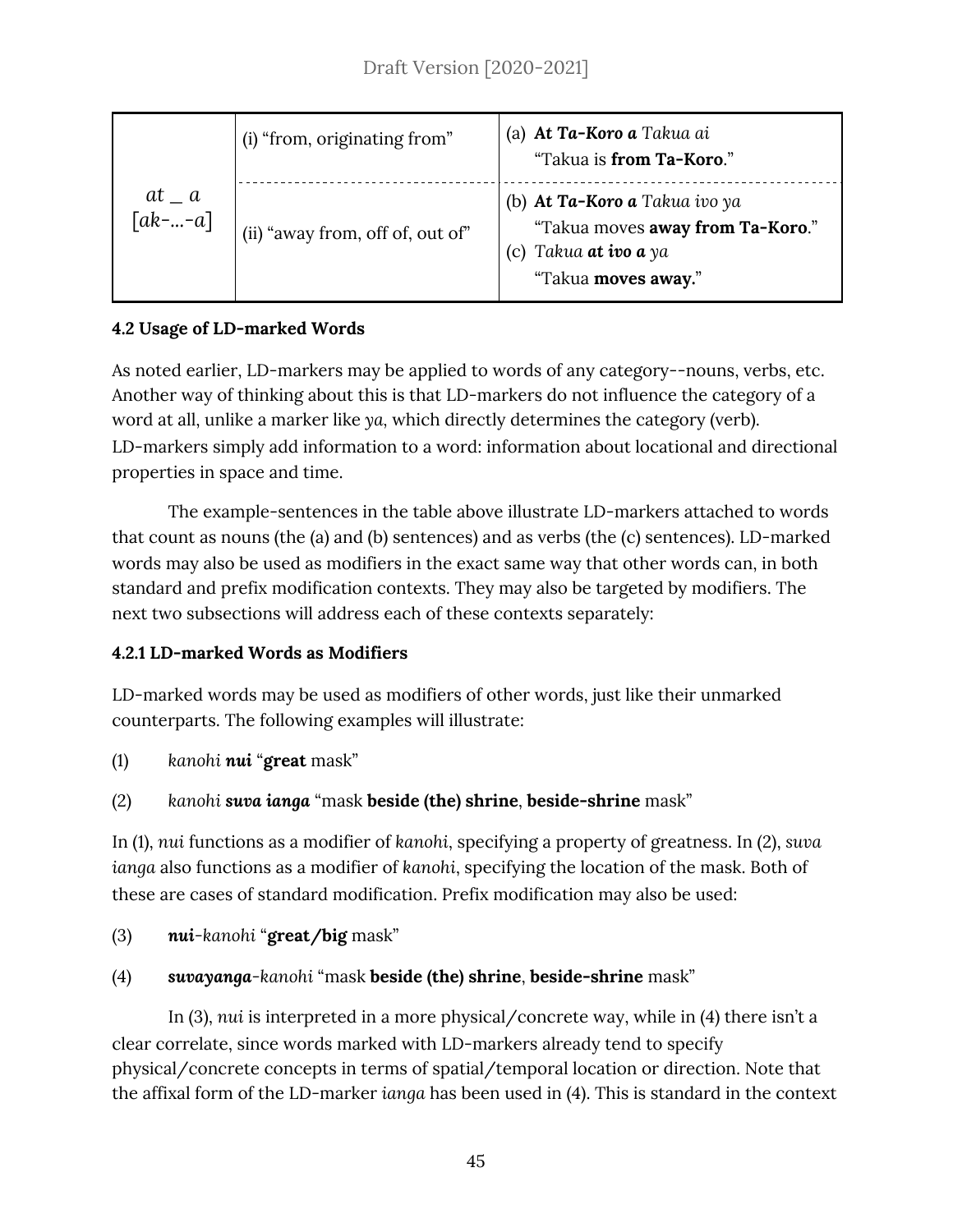| | | |
|---|---|---|
| *at _ a* [*ak-...-a*] | (i) "from, originating from" | (a) ***At Ta-Koro a*** *Takua ai* "Takua is **from Ta-Koro**." |
| | (ii) "away from, off of, out of" | (b) ***At Ta-Koro a*** *Takua ivo ya* "Takua moves **away from Ta-Koro**." (c) *Takua **at ivo a** ya* "Takua **moves away.**" |

**4.2 Usage of LD-marked Words**

As noted earlier, LD-markers may be applied to words of any category--nouns, verbs, etc. Another way of thinking about this is that LD-markers do not influence the category of a word at all, unlike a marker like *ya*, which directly determines the category (verb). LD-markers simply add information to a word: information about locational and directional properties in space and time.

The example-sentences in the table above illustrate LD-markers attached to words that count as nouns (the (a) and (b) sentences) and as verbs (the (c) sentences). LD-marked words may also be used as modifiers in the exact same way that other words can, in both standard and prefix modification contexts. They may also be targeted by modifiers. The next two subsections will address each of these contexts separately:

**4.2.1 LD-marked Words as Modifiers**

LD-marked words may be used as modifiers of other words, just like their unmarked counterparts. The following examples will illustrate:

(1) *kanohi **nui*** "**great** mask"

(2) *kanohi **suva ianga*** "mask **beside (the) shrine**, **beside-shrine** mask"

In (1), *nui* functions as a modifier of *kanohi*, specifying a property of greatness. In (2), *suva ianga* also functions as a modifier of *kanohi*, specifying the location of the mask. Both of these are cases of standard modification. Prefix modification may also be used:

(3) ***nui**-kanohi* "**great/big** mask"

(4) ***suvayanga**-kanohi* "mask **beside (the) shrine**, **beside-shrine** mask"

In (3), *nui* is interpreted in a more physical/concrete way, while in (4) there isn't a clear correlate, since words marked with LD-markers already tend to specify physical/concrete concepts in terms of spatial/temporal location or direction. Note that the affixal form of the LD-marker *ianga* has been used in (4). This is standard in the context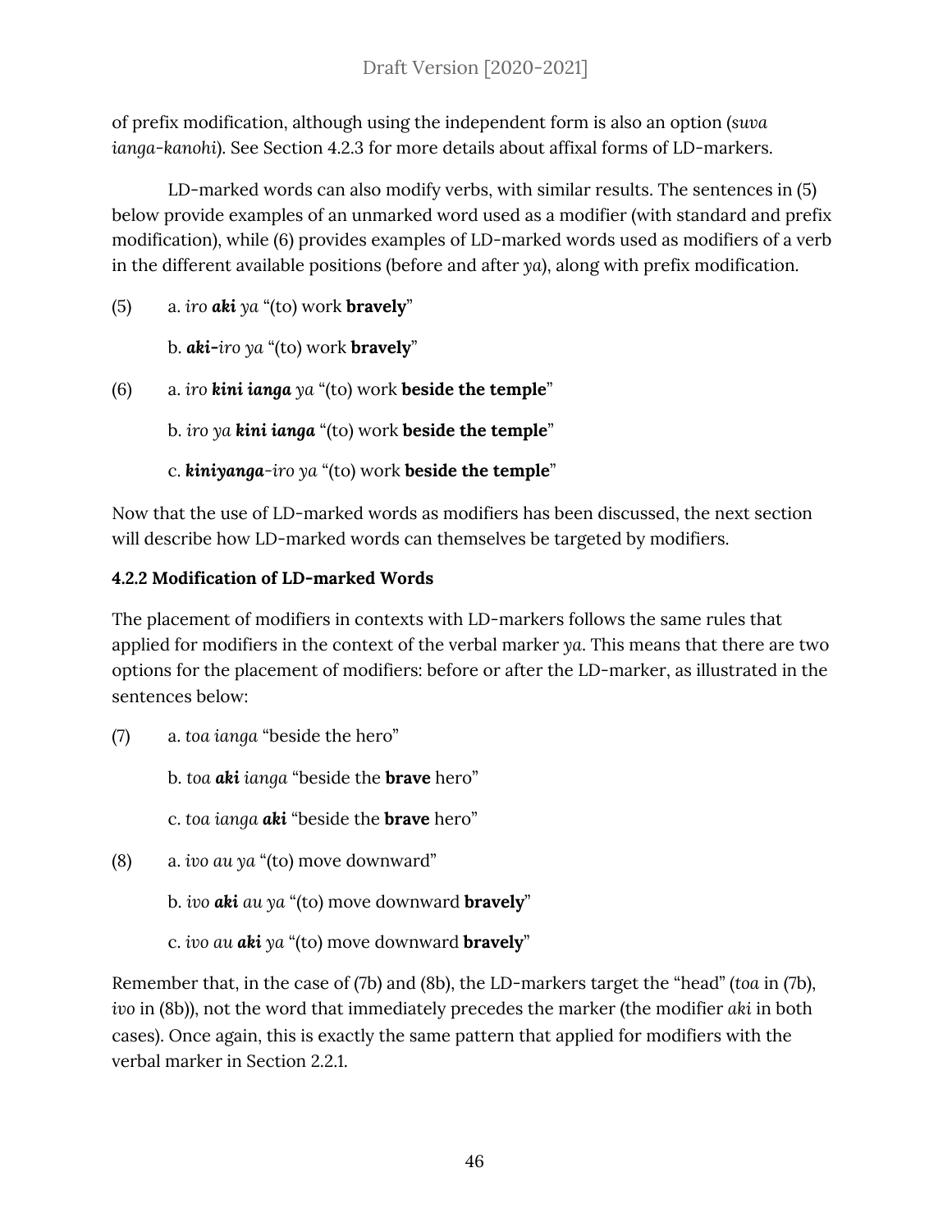of prefix modification, although using the independent form is also an option (*suva ianga-kanohi*). See Section 4.2.3 for more details about affixal forms of LD-markers.

LD-marked words can also modify verbs, with similar results. The sentences in (5) below provide examples of an unmarked word used as a modifier (with standard and prefix modification), while (6) provides examples of LD-marked words used as modifiers of a verb in the different available positions (before and after *ya*), along with prefix modification.

(5) a. *iro* ***aki*** *ya* "(to) work **bravely**"

b. ***aki-****iro ya* "(to) work **bravely**"

(6) a. *iro* ***kini ianga*** *ya* "(to) work **beside the temple**"

b. *iro ya* ***kini ianga*** "(to) work **beside the temple**"

c. ***kiniyanga****-iro ya* "(to) work **beside the temple**"

Now that the use of LD-marked words as modifiers has been discussed, the next section will describe how LD-marked words can themselves be targeted by modifiers.

#### 4.2.2 Modification of LD-marked Words

The placement of modifiers in contexts with LD-markers follows the same rules that applied for modifiers in the context of the verbal marker *ya*. This means that there are two options for the placement of modifiers: before or after the LD-marker, as illustrated in the sentences below:

(7) a. *toa ianga* "beside the hero"

b. *toa* ***aki*** *ianga* "beside the **brave** hero"

c. *toa ianga* ***aki*** "beside the **brave** hero"

(8) a. *ivo au ya* "(to) move downward"

b. *ivo* ***aki*** *au ya* "(to) move downward **bravely**"

c. *ivo au* ***aki*** *ya* "(to) move downward **bravely**"

Remember that, in the case of (7b) and (8b), the LD-markers target the "head" (*toa* in (7b), *ivo* in (8b)), not the word that immediately precedes the marker (the modifier *aki* in both cases). Once again, this is exactly the same pattern that applied for modifiers with the verbal marker in Section 2.2.1.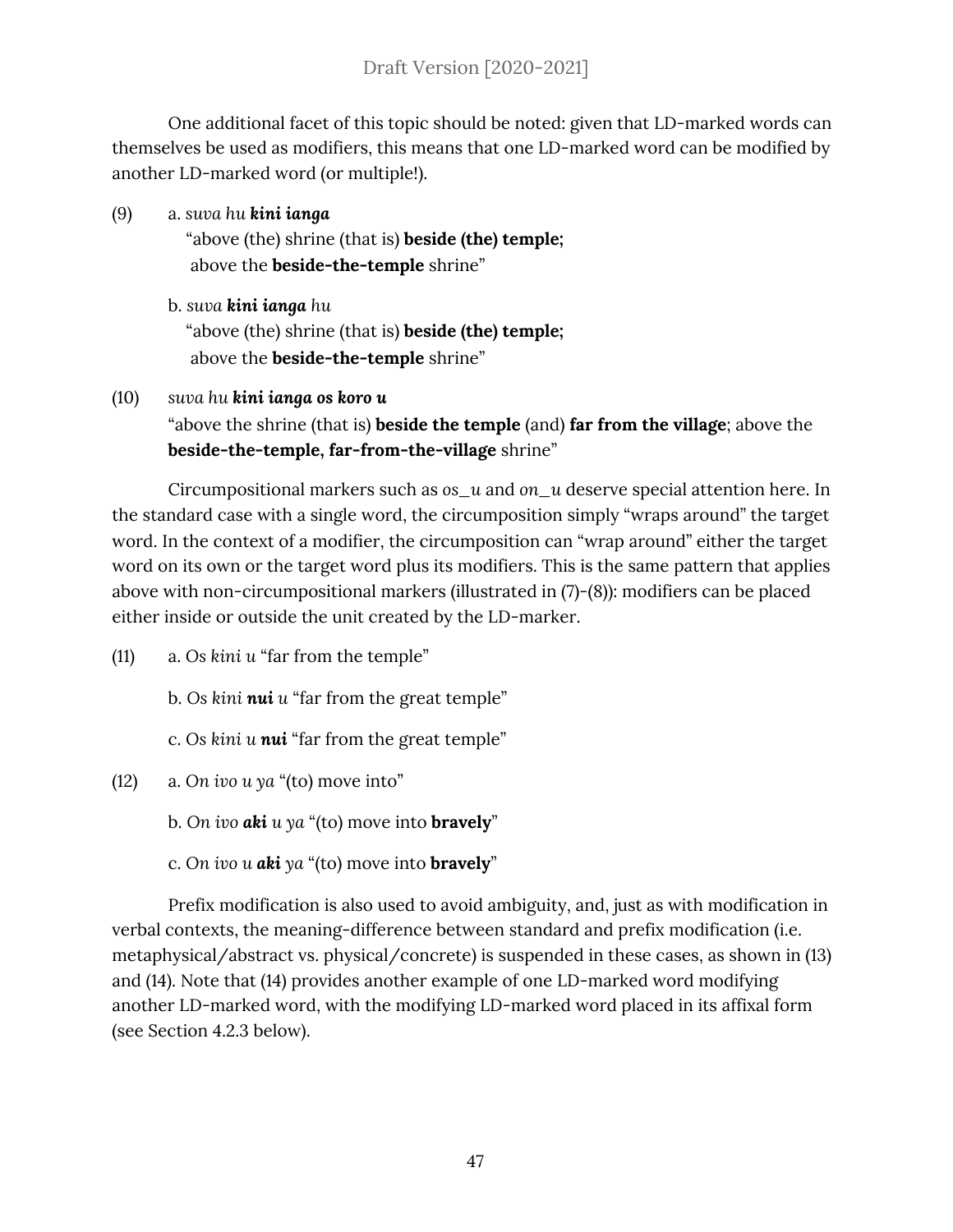One additional facet of this topic should be noted: given that LD-marked words can themselves be used as modifiers, this means that one LD-marked word can be modified by another LD-marked word (or multiple!).

(9) a. *suva hu **kini ianga***
"above (the) shrine (that is) **beside (the) temple;**
above the **beside-the-temple** shrine"

b. *suva **kini ianga** hu*
"above (the) shrine (that is) **beside (the) temple;**
above the **beside-the-temple** shrine"

(10) *suva hu **kini ianga os koro u***
"above the shrine (that is) **beside the temple** (and) **far from the village**; above the **beside-the-temple, far-from-the-village** shrine"

Circumpositional markers such as *os_u* and *on_u* deserve special attention here. In the standard case with a single word, the circumposition simply "wraps around" the target word. In the context of a modifier, the circumposition can "wrap around" either the target word on its own or the target word plus its modifiers. This is the same pattern that applies above with non-circumpositional markers (illustrated in (7)-(8)): modifiers can be placed either inside or outside the unit created by the LD-marker.

(11) a. *Os kini u* "far from the temple"

b. *Os kini **nui** u* "far from the great temple"

c. *Os kini u **nui*** "far from the great temple"

(12) a. *On ivo u ya* "(to) move into"

b. *On ivo **aki** u ya* "(to) move into **bravely**"

c. *On ivo u **aki** ya* "(to) move into **bravely**"

Prefix modification is also used to avoid ambiguity, and, just as with modification in verbal contexts, the meaning-difference between standard and prefix modification (i.e. metaphysical/abstract vs. physical/concrete) is suspended in these cases, as shown in (13) and (14). Note that (14) provides another example of one LD-marked word modifying another LD-marked word, with the modifying LD-marked word placed in its affixal form (see Section 4.2.3 below).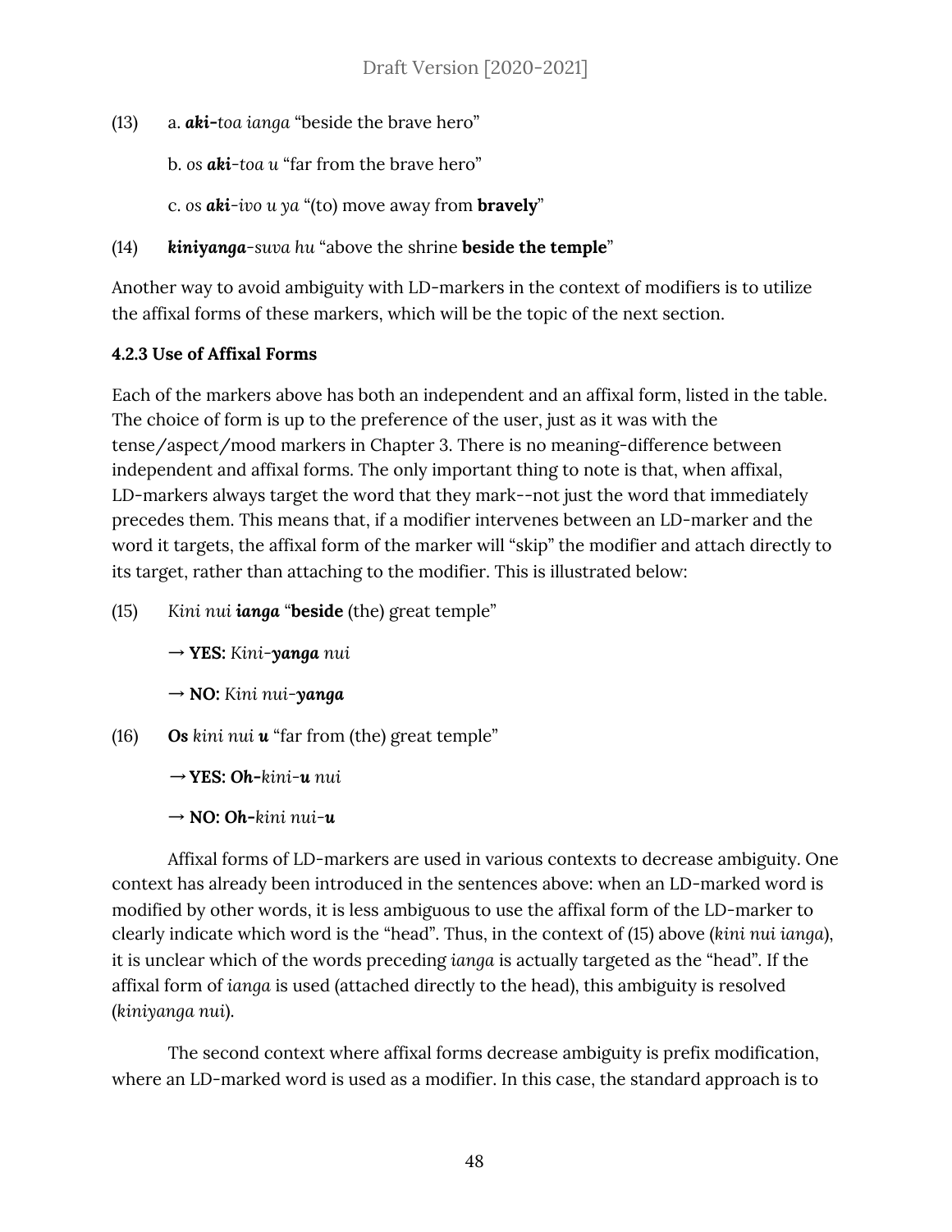(13) a. ***aki-***toa *ianga* “beside the brave hero”

b. *os* ***aki***-*toa u* “far from the brave hero”

c. *os* ***aki***-*ivo u ya* “(to) move away from **bravely**”

(14) ***kiniyanga***-*suva hu* “above the shrine **beside the temple**”

Another way to avoid ambiguity with LD-markers in the context of modifiers is to utilize the affixal forms of these markers, which will be the topic of the next section.

### 4.2.3 Use of Affixal Forms

Each of the markers above has both an independent and an affixal form, listed in the table. The choice of form is up to the preference of the user, just as it was with the tense/aspect/mood markers in Chapter 3. There is no meaning-difference between independent and affixal forms. The only important thing to note is that, when affixal, LD-markers always target the word that they mark--not just the word that immediately precedes them. This means that, if a modifier intervenes between an LD-marker and the word it targets, the affixal form of the marker will “skip” the modifier and attach directly to its target, rather than attaching to the modifier. This is illustrated below:

(15) *Kini nui* ***ianga*** “**beside** (the) great temple”

→ **YES:** *Kini-**yanga** nui*

→ **NO:** *Kini nui-**yanga***

(16) ***Os*** *kini nui* ***u*** “far from (the) great temple”

→ **YES: Oh-***kini-**u** nui*

→ **NO: Oh-***kini nui-**u***

Affixal forms of LD-markers are used in various contexts to decrease ambiguity. One context has already been introduced in the sentences above: when an LD-marked word is modified by other words, it is less ambiguous to use the affixal form of the LD-marker to clearly indicate which word is the “head”. Thus, in the context of (15) above (*kini nui ianga*), it is unclear which of the words preceding *ianga* is actually targeted as the “head”. If the affixal form of *ianga* is used (attached directly to the head), this ambiguity is resolved (*kiniyanga nui*).

The second context where affixal forms decrease ambiguity is prefix modification, where an LD-marked word is used as a modifier. In this case, the standard approach is to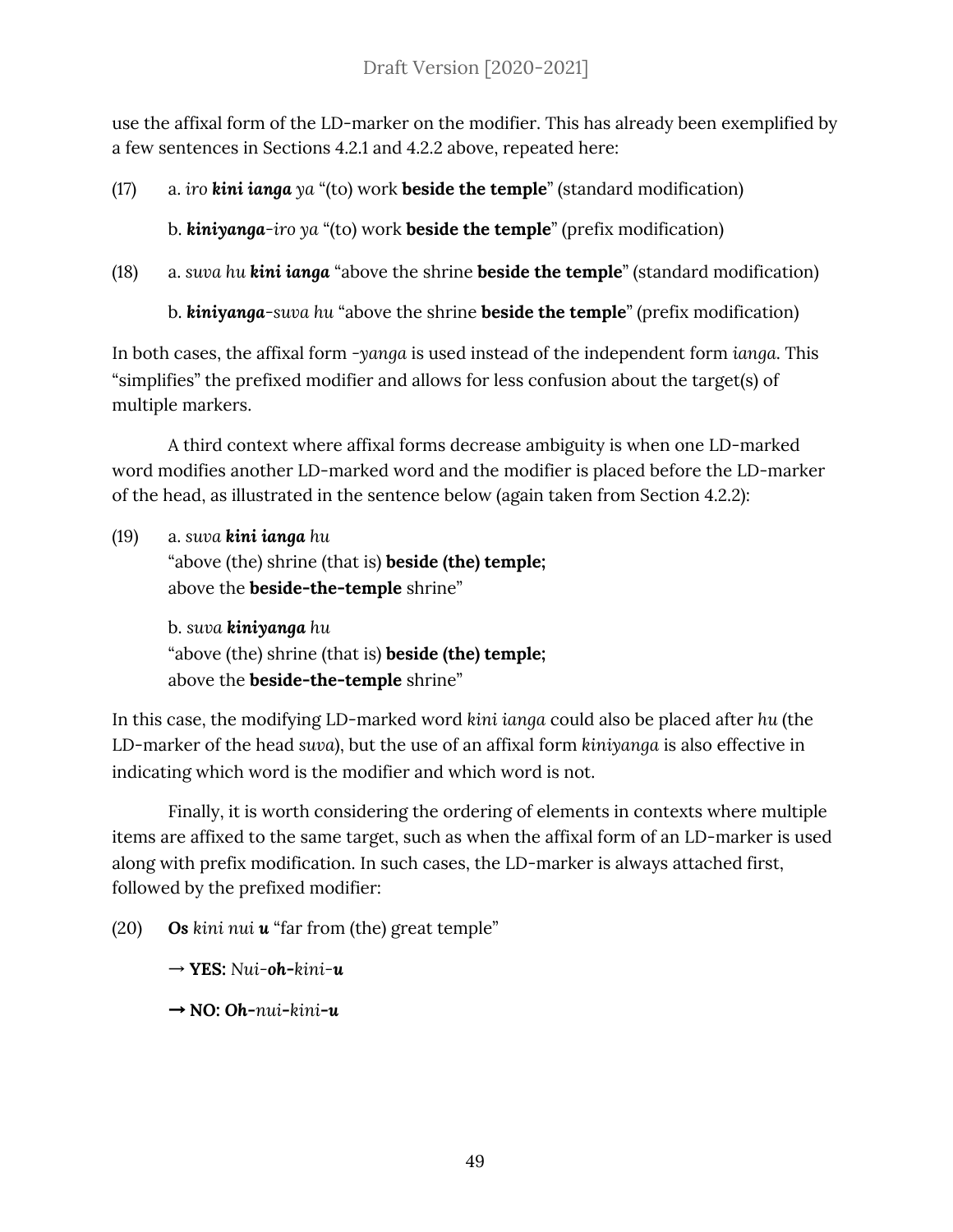use the affixal form of the LD-marker on the modifier. This has already been exemplified by a few sentences in Sections 4.2.1 and 4.2.2 above, repeated here:

(17) a. *iro* ***kini ianga*** *ya* "(to) work **beside the temple**" (standard modification)

b. ***kiniyanga****-iro ya* "(to) work **beside the temple**" (prefix modification)

(18) a. *suva hu* ***kini ianga*** "above the shrine **beside the temple**" (standard modification)

b. ***kiniyanga****-suva hu* "above the shrine **beside the temple**" (prefix modification)

In both cases, the affixal form *-yanga* is used instead of the independent form *ianga*. This "simplifies" the prefixed modifier and allows for less confusion about the target(s) of multiple markers.

A third context where affixal forms decrease ambiguity is when one LD-marked word modifies another LD-marked word and the modifier is placed before the LD-marker of the head, as illustrated in the sentence below (again taken from Section 4.2.2):

(19) a. *suva* ***kini ianga*** *hu*
"above (the) shrine (that is) **beside (the) temple;**
above the **beside-the-temple** shrine"

b. *suva* ***kiniyanga*** *hu*
"above (the) shrine (that is) **beside (the) temple;**
above the **beside-the-temple** shrine"

In this case, the modifying LD-marked word *kini ianga* could also be placed after *hu* (the LD-marker of the head *suva*), but the use of an affixal form *kiniyanga* is also effective in indicating which word is the modifier and which word is not.

Finally, it is worth considering the ordering of elements in contexts where multiple items are affixed to the same target, such as when the affixal form of an LD-marker is used along with prefix modification. In such cases, the LD-marker is always attached first, followed by the prefixed modifier:

(20) ***Os*** *kini nui* ***u*** "far from (the) great temple"

→ **YES:** *Nui-**oh**-kini-**u***

→ **NO:** ***Oh****-nui-kini-**u***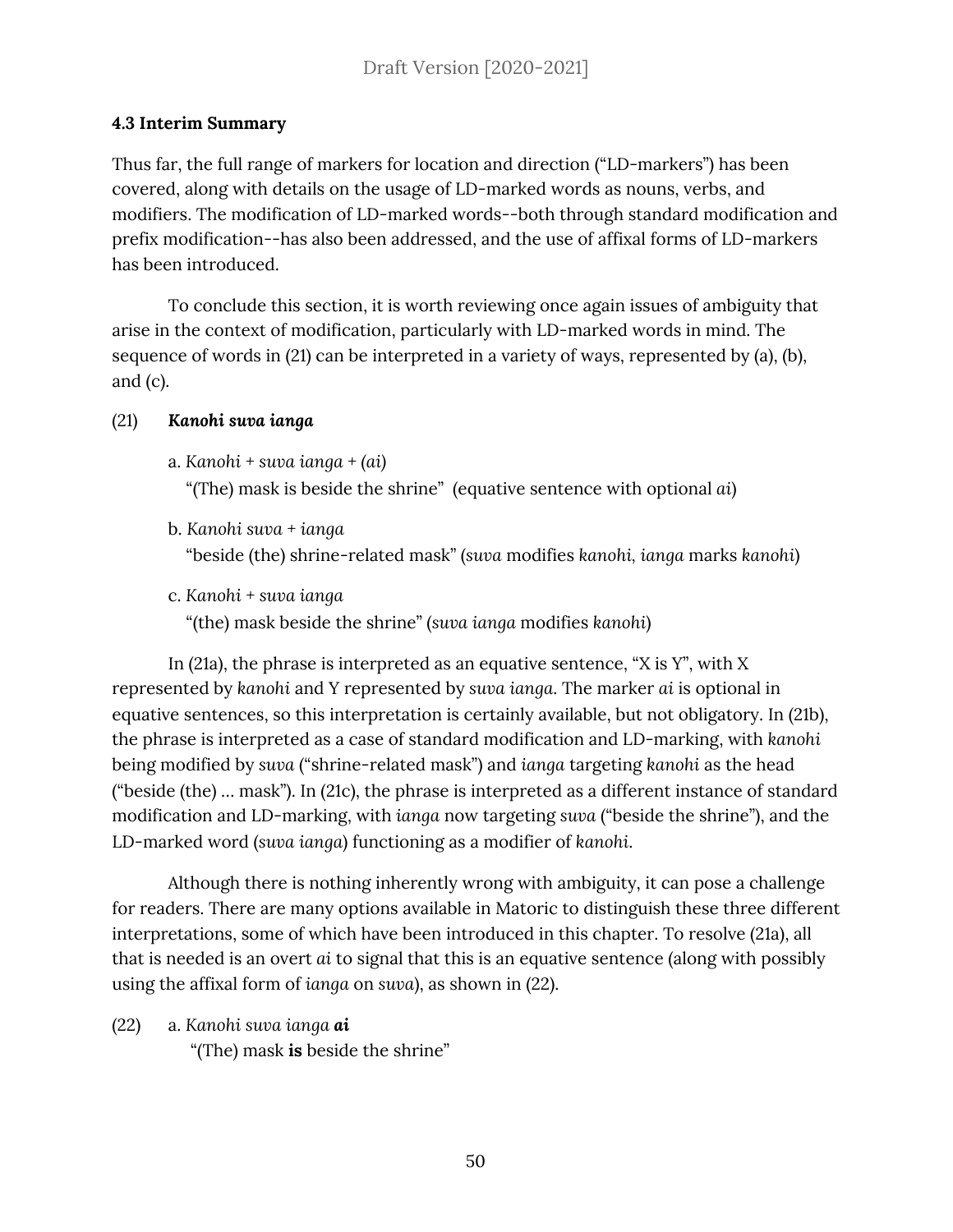### 4.3 Interim Summary

Thus far, the full range of markers for location and direction ("LD-markers") has been covered, along with details on the usage of LD-marked words as nouns, verbs, and modifiers. The modification of LD-marked words--both through standard modification and prefix modification--has also been addressed, and the use of affixal forms of LD-markers has been introduced.

To conclude this section, it is worth reviewing once again issues of ambiguity that arise in the context of modification, particularly with LD-marked words in mind. The sequence of words in (21) can be interpreted in a variety of ways, represented by (a), (b), and (c).

(21) ***Kanohi suva ianga***

a. *Kanohi + suva ianga + (ai)*
"(The) mask is beside the shrine" (equative sentence with optional *ai*)

b. *Kanohi suva + ianga*
"beside (the) shrine-related mask" (*suva* modifies *kanohi*, *ianga* marks *kanohi*)

c. *Kanohi + suva ianga*
"(the) mask beside the shrine" (*suva ianga* modifies *kanohi*)

In (21a), the phrase is interpreted as an equative sentence, "X is Y", with X represented by *kanohi* and Y represented by *suva ianga*. The marker *ai* is optional in equative sentences, so this interpretation is certainly available, but not obligatory. In (21b), the phrase is interpreted as a case of standard modification and LD-marking, with *kanohi* being modified by *suva* ("shrine-related mask") and *ianga* targeting *kanohi* as the head ("beside (the) ... mask"). In (21c), the phrase is interpreted as a different instance of standard modification and LD-marking, with *ianga* now targeting *suva* ("beside the shrine"), and the LD-marked word (*suva ianga*) functioning as a modifier of *kanohi*.

Although there is nothing inherently wrong with ambiguity, it can pose a challenge for readers. There are many options available in Matoric to distinguish these three different interpretations, some of which have been introduced in this chapter. To resolve (21a), all that is needed is an overt *ai* to signal that this is an equative sentence (along with possibly using the affixal form of *ianga* on *suva*), as shown in (22).

(22) a. *Kanohi suva ianga* ***ai***
"(The) mask **is** beside the shrine"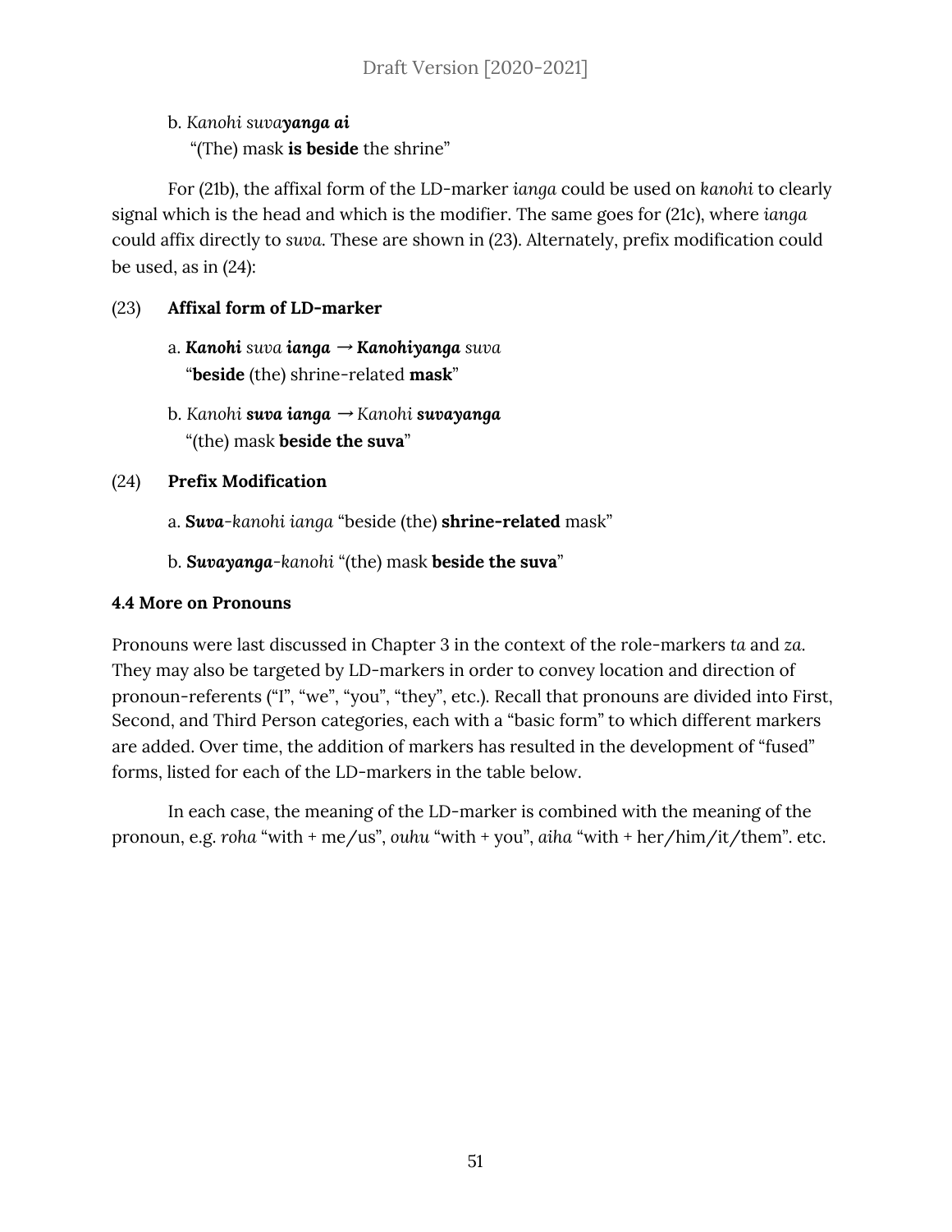b. *Kanohi suva**yanga ai***
"(The) mask **is beside** the shrine"

For (21b), the affixal form of the LD-marker *ianga* could be used on *kanohi* to clearly signal which is the head and which is the modifier. The same goes for (21c), where *ianga* could affix directly to *suva*. These are shown in (23). Alternately, prefix modification could be used, as in (24):

(23) **Affixal form of LD-marker**

a. ***Kanohi*** *suva* ***ianga*** → ***Kanohiyanga*** *suva*
"**beside** (the) shrine-related **mask**"

b. *Kanohi* ***suva ianga*** → *Kanohi* ***suvayanga***
"(the) mask **beside the suva**"

(24) **Prefix Modification**

a. ***Suva**-kanohi ianga* "beside (the) **shrine-related** mask"

b. ***Suvayanga**-kanohi* "(the) mask **beside the suva**"

### 4.4 More on Pronouns

Pronouns were last discussed in Chapter 3 in the context of the role-markers *ta* and *za*. They may also be targeted by LD-markers in order to convey location and direction of pronoun-referents ("I", "we", "you", "they", etc.). Recall that pronouns are divided into First, Second, and Third Person categories, each with a "basic form" to which different markers are added. Over time, the addition of markers has resulted in the development of "fused" forms, listed for each of the LD-markers in the table below.

In each case, the meaning of the LD-marker is combined with the meaning of the pronoun, e.g. *roha* "with + me/us", *ouhu* "with + you", *aiha* "with + her/him/it/them". etc.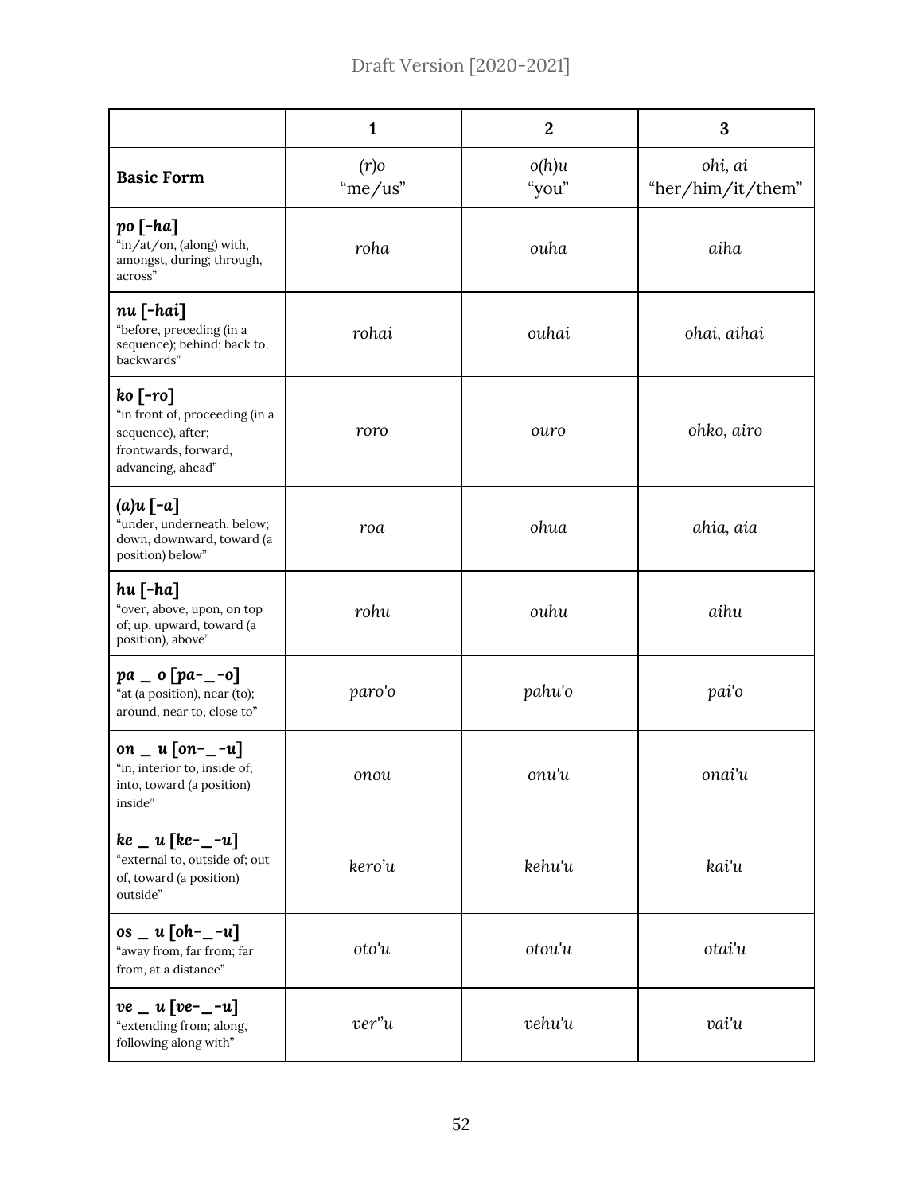| | 1 | 2 | 3 |
|---|---|---|---|
| **Basic Form** | *(r)o* "me/us" | *o(h)u* "you" | *ohi, ai* "her/him/it/them" |
| ***po [-ha]*** "in/at/on, (along) with, amongst, during; through, across" | *roha* | *ouha* | *aiha* |
| ***nu [-hai]*** "before, preceding (in a sequence); behind; back to, backwards" | *rohai* | *ouhai* | *ohai, aihai* |
| ***ko [-ro]*** "in front of, proceeding (in a sequence), after; frontwards, forward, advancing, ahead" | *roro* | *ouro* | *ohko, airo* |
| ***(a)u [-a]*** "under, underneath, below; down, downward, toward (a position) below" | *roa* | *ohua* | *ahia, aia* |
| ***hu [-ha]*** "over, above, upon, on top of; up, upward, toward (a position), above" | *rohu* | *ouhu* | *aihu* |
| ***pa _ o [pa-_-o]*** "at (a position), near (to); around, near to, close to" | *paro'o* | *pahu'o* | *pai'o* |
| ***on _ u [on-_-u]*** "in, interior to, inside of; into, toward (a position) inside" | *onou* | *onu'u* | *onai'u* |
| ***ke _ u [ke-_-u]*** "external to, outside of; out of, toward (a position) outside" | *kero'u* | *kehu'u* | *kai'u* |
| ***os _ u [oh-_-u]*** "away from, far from; far from, at a distance" | *oto'u* | *otou'u* | *otai'u* |
| ***ve _ u [ve-_-u]*** "extending from; along, following along with" | *ver''u* | *vehu'u* | *vai'u* |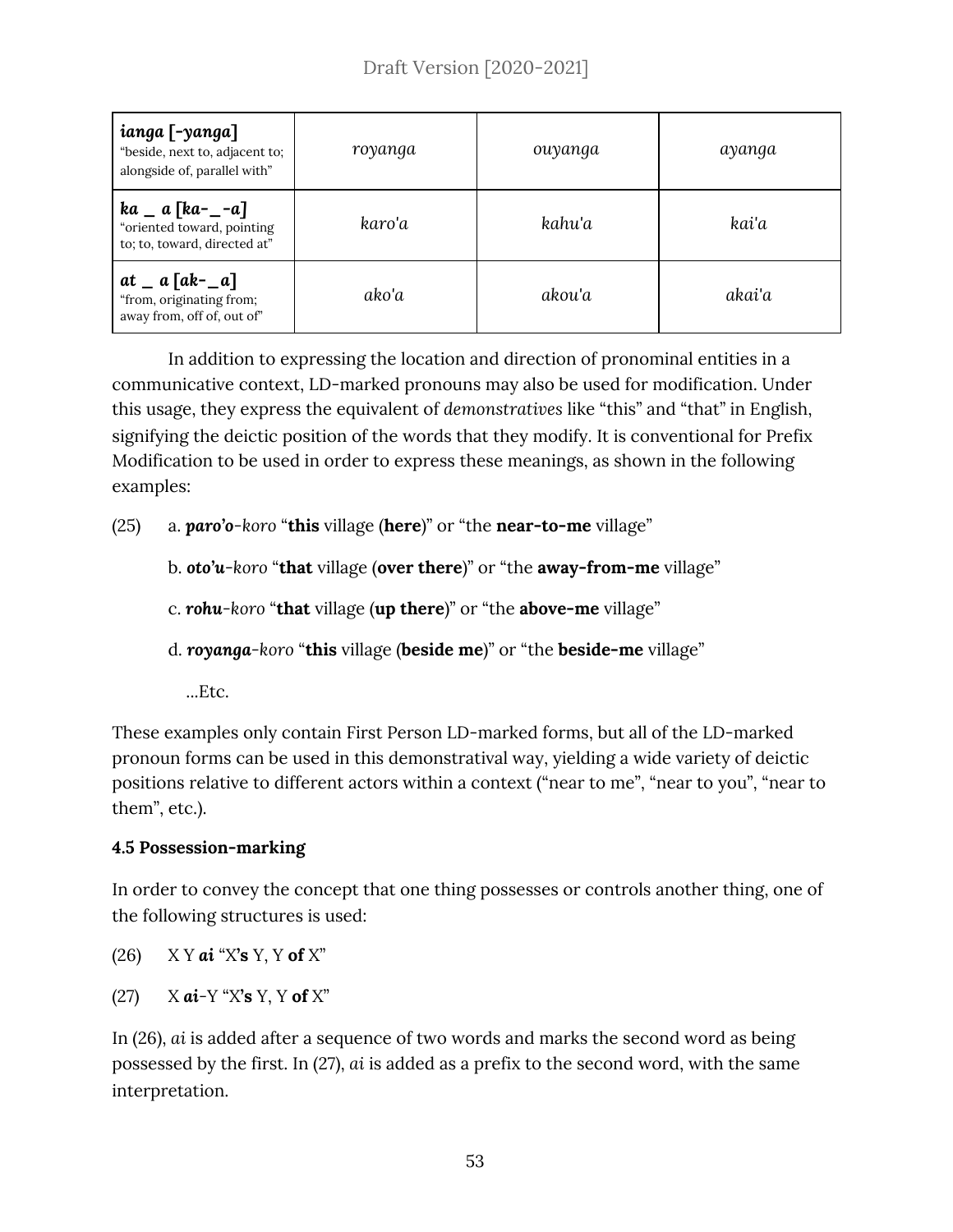| | | | |
|---|---|---|---|
| ***ianga* [*-yanga*]** "beside, next to, adjacent to; alongside of, parallel with" | *royanga* | *ouyanga* | *ayanga* |
| ***ka _ a* [*ka-_-a*]** "oriented toward, pointing to; to, toward, directed at" | *karo'a* | *kahu'a* | *kai'a* |
| ***at _ a* [*ak-_a*]** "from, originating from; away from, off of, out of" | *ako'a* | *akou'a* | *akai'a* |

In addition to expressing the location and direction of pronominal entities in a communicative context, LD-marked pronouns may also be used for modification. Under this usage, they express the equivalent of *demonstratives* like "this" and "that" in English, signifying the deictic position of the words that they modify. It is conventional for Prefix Modification to be used in order to express these meanings, as shown in the following examples:

(25) a. ***paro'o**-koro* "**this** village (**here**)" or "the **near-to-me** village"

b. ***oto'u**-koro* "**that** village (**over there**)" or "the **away-from-me** village"

c. ***rohu**-koro* "**that** village (**up there**)" or "the **above-me** village"

d. ***royanga**-koro* "**this** village (**beside me**)" or "the **beside-me** village"

...Etc.

These examples only contain First Person LD-marked forms, but all of the LD-marked pronoun forms can be used in this demonstratival way, yielding a wide variety of deictic positions relative to different actors within a context ("near to me", "near to you", "near to them", etc.).

**4.5 Possession-marking**

In order to convey the concept that one thing possesses or controls another thing, one of the following structures is used:

(26) X Y ***ai*** "X**'s** Y, Y **of** X"

(27) X ***ai***-Y "X**'s** Y, Y **of** X"

In (26), *ai* is added after a sequence of two words and marks the second word as being possessed by the first. In (27), *ai* is added as a prefix to the second word, with the same interpretation.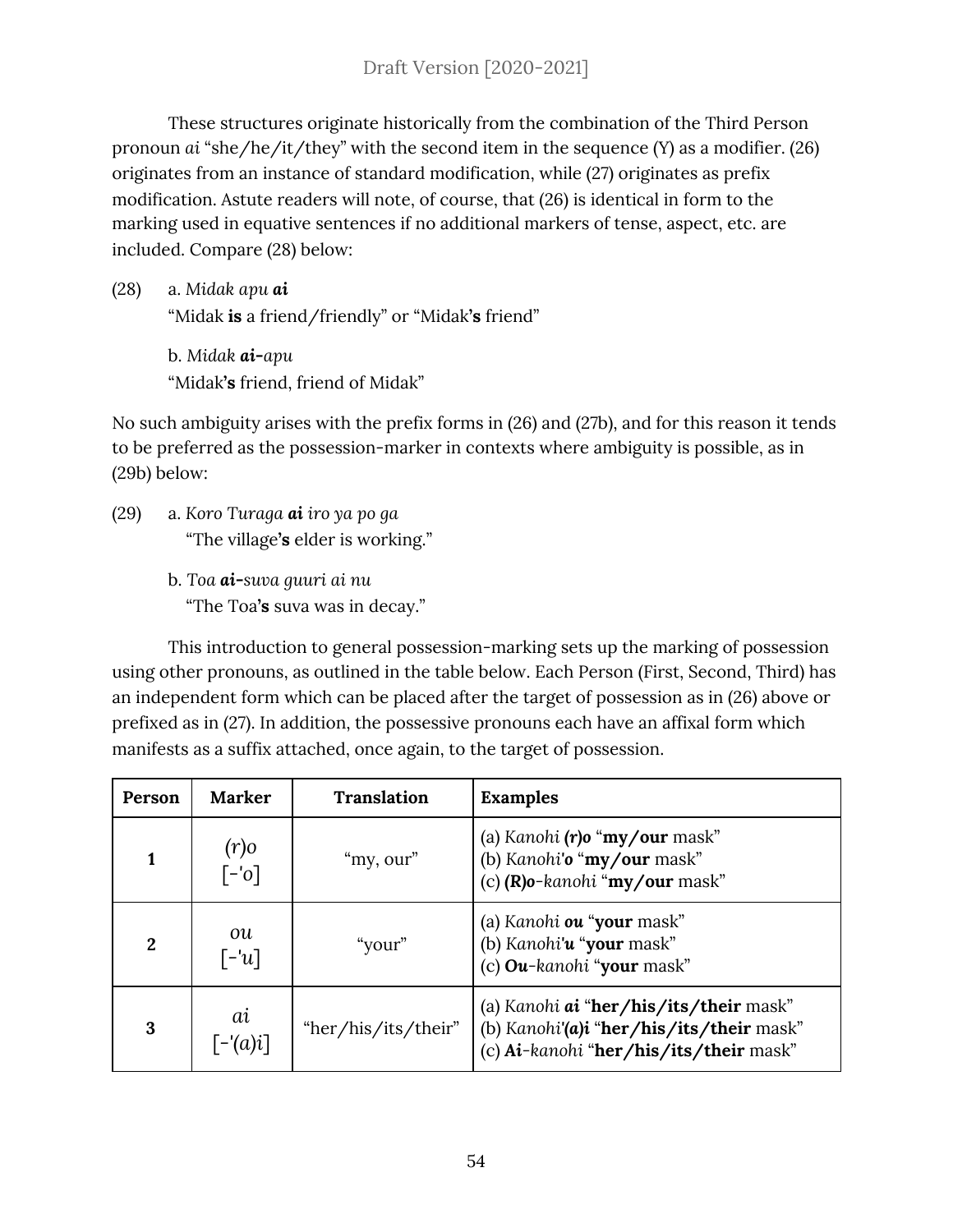These structures originate historically from the combination of the Third Person pronoun *ai* "she/he/it/they" with the second item in the sequence (Y) as a modifier. (26) originates from an instance of standard modification, while (27) originates as prefix modification. Astute readers will note, of course, that (26) is identical in form to the marking used in equative sentences if no additional markers of tense, aspect, etc. are included. Compare (28) below:

(28) a. *Midak apu* ***ai***
"Midak **is** a friend/friendly" or "Midak**'s** friend"

b. *Midak* ***ai-****apu*
"Midak**'s** friend, friend of Midak"

No such ambiguity arises with the prefix forms in (26) and (27b), and for this reason it tends to be preferred as the possession-marker in contexts where ambiguity is possible, as in (29b) below:

(29) a. *Koro Turaga* ***ai*** *iro ya po ga*
"The village**'s** elder is working."

b. *Toa* ***ai-****suva guuri ai nu*
"The Toa**'s** suva was in decay."

This introduction to general possession-marking sets up the marking of possession using other pronouns, as outlined in the table below. Each Person (First, Second, Third) has an independent form which can be placed after the target of possession as in (26) above or prefixed as in (27). In addition, the possessive pronouns each have an affixal form which manifests as a suffix attached, once again, to the target of possession.

| Person | Marker | Translation | Examples |
|---|---|---|---|
| **1** | *(r)o* [-'*o*] | "my, our" | (a) *Kanohi* ***(r)o*** "**my/our** mask"<br>(b) *Kanohi'****o*** "**my/our** mask"<br>(c) ***(R)o****-kanohi* "**my/our** mask" |
| **2** | *ou* [-'*u*] | "your" | (a) *Kanohi* ***ou*** "**your** mask"<br>(b) *Kanohi'****u*** "**your** mask"<br>(c) ***Ou****-kanohi* "**your** mask" |
| **3** | *ai* [-'*(a)i*] | "her/his/its/their" | (a) *Kanohi* ***ai*** "**her/his/its/their** mask"<br>(b) *Kanohi'****(a)i*** "**her/his/its/their** mask"<br>(c) ***Ai****-kanohi* "**her/his/its/their** mask" |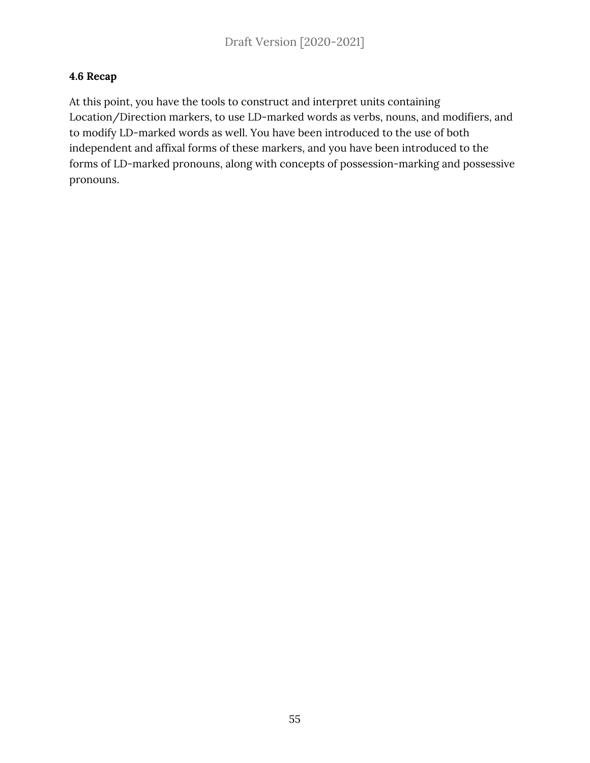### 4.6 Recap

At this point, you have the tools to construct and interpret units containing Location/Direction markers, to use LD-marked words as verbs, nouns, and modifiers, and to modify LD-marked words as well. You have been introduced to the use of both independent and affixal forms of these markers, and you have been introduced to the forms of LD-marked pronouns, along with concepts of possession-marking and possessive pronouns.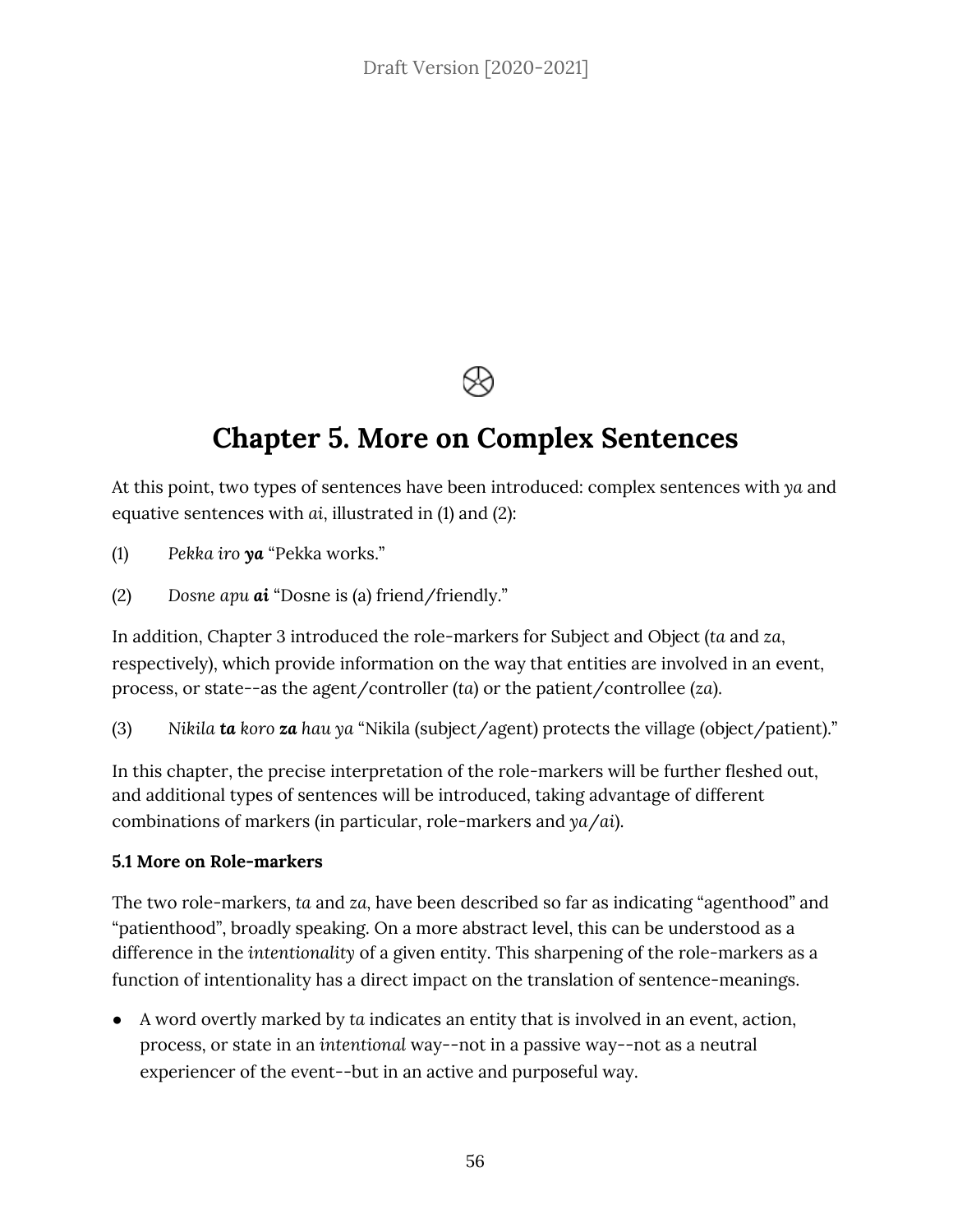# Chapter 5. More on Complex Sentences

At this point, two types of sentences have been introduced: complex sentences with *ya* and equative sentences with *ai*, illustrated in (1) and (2):

(1) *Pekka iro* ***ya*** "Pekka works."

(2) *Dosne apu* ***ai*** "Dosne is (a) friend/friendly."

In addition, Chapter 3 introduced the role-markers for Subject and Object (*ta* and *za*, respectively), which provide information on the way that entities are involved in an event, process, or state--as the agent/controller (*ta*) or the patient/controllee (*za*).

(3) *Nikila* ***ta*** *koro* ***za*** *hau ya* "Nikila (subject/agent) protects the village (object/patient)."

In this chapter, the precise interpretation of the role-markers will be further fleshed out, and additional types of sentences will be introduced, taking advantage of different combinations of markers (in particular, role-markers and *ya*/*ai*).

**5.1 More on Role-markers**

The two role-markers, *ta* and *za*, have been described so far as indicating "agenthood" and "patienthood", broadly speaking. On a more abstract level, this can be understood as a difference in the *intentionality* of a given entity. This sharpening of the role-markers as a function of intentionality has a direct impact on the translation of sentence-meanings.

- A word overtly marked by *ta* indicates an entity that is involved in an event, action, process, or state in an *intentional* way--not in a passive way--not as a neutral experiencer of the event--but in an active and purposeful way.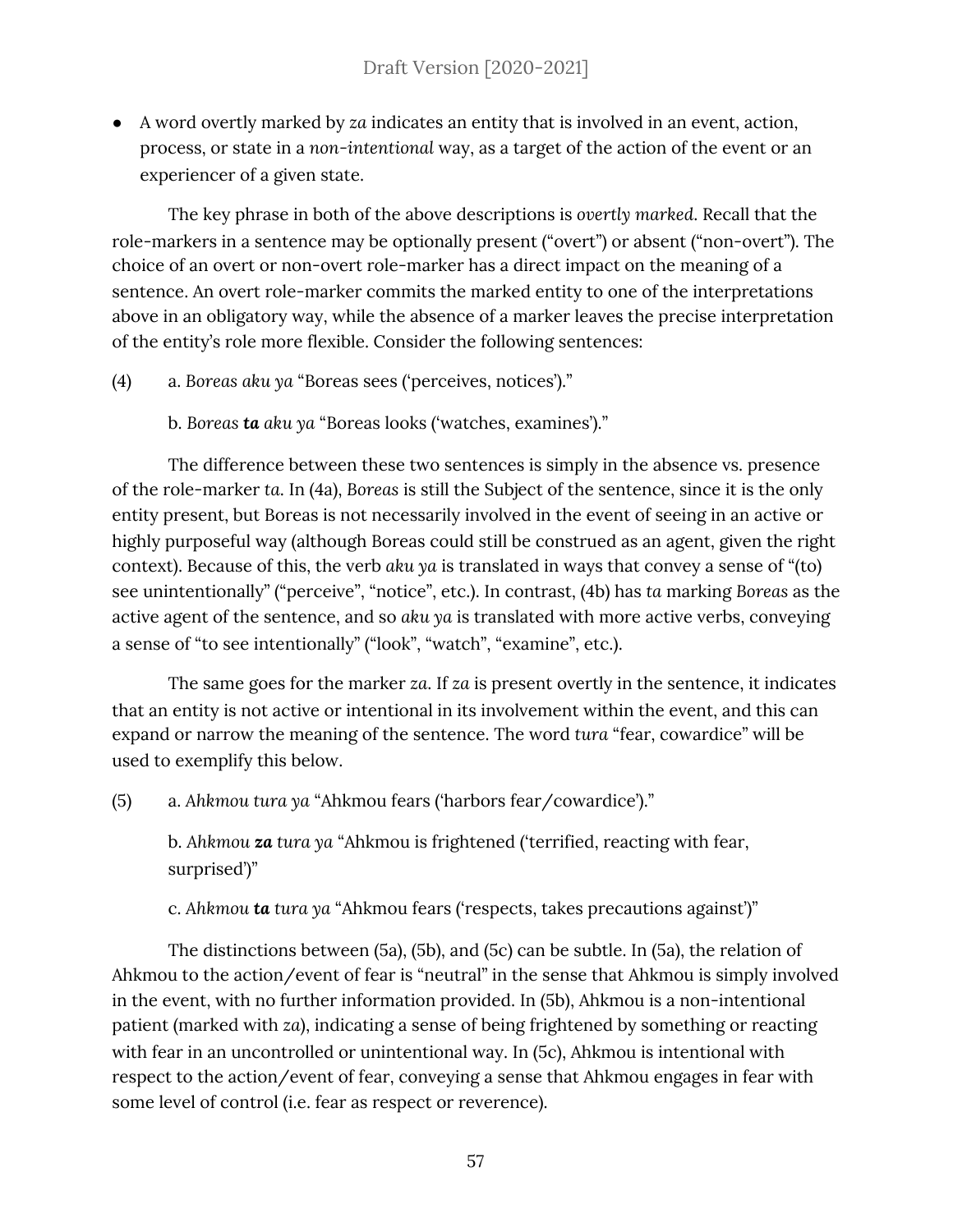- A word overtly marked by *za* indicates an entity that is involved in an event, action, process, or state in a *non-intentional* way, as a target of the action of the event or an experiencer of a given state.

The key phrase in both of the above descriptions is *overtly marked*. Recall that the role-markers in a sentence may be optionally present ("overt") or absent ("non-overt"). The choice of an overt or non-overt role-marker has a direct impact on the meaning of a sentence. An overt role-marker commits the marked entity to one of the interpretations above in an obligatory way, while the absence of a marker leaves the precise interpretation of the entity's role more flexible. Consider the following sentences:

(4) a. *Boreas aku ya* "Boreas sees ('perceives, notices')."

b. *Boreas* ***ta*** *aku ya* "Boreas looks ('watches, examines')."

The difference between these two sentences is simply in the absence vs. presence of the role-marker *ta*. In (4a), *Boreas* is still the Subject of the sentence, since it is the only entity present, but Boreas is not necessarily involved in the event of seeing in an active or highly purposeful way (although Boreas could still be construed as an agent, given the right context). Because of this, the verb *aku ya* is translated in ways that convey a sense of "(to) see unintentionally" ("perceive", "notice", etc.). In contrast, (4b) has *ta* marking *Boreas* as the active agent of the sentence, and so *aku ya* is translated with more active verbs, conveying a sense of "to see intentionally" ("look", "watch", "examine", etc.).

The same goes for the marker *za*. If *za* is present overtly in the sentence, it indicates that an entity is not active or intentional in its involvement within the event, and this can expand or narrow the meaning of the sentence. The word *tura* "fear, cowardice" will be used to exemplify this below.

(5) a. *Ahkmou tura ya* "Ahkmou fears ('harbors fear/cowardice')."

b. *Ahkmou* ***za*** *tura ya* "Ahkmou is frightened ('terrified, reacting with fear, surprised')"

c. *Ahkmou* ***ta*** *tura ya* "Ahkmou fears ('respects, takes precautions against')"

The distinctions between (5a), (5b), and (5c) can be subtle. In (5a), the relation of Ahkmou to the action/event of fear is "neutral" in the sense that Ahkmou is simply involved in the event, with no further information provided. In (5b), Ahkmou is a non-intentional patient (marked with *za*), indicating a sense of being frightened by something or reacting with fear in an uncontrolled or unintentional way. In (5c), Ahkmou is intentional with respect to the action/event of fear, conveying a sense that Ahkmou engages in fear with some level of control (i.e. fear as respect or reverence).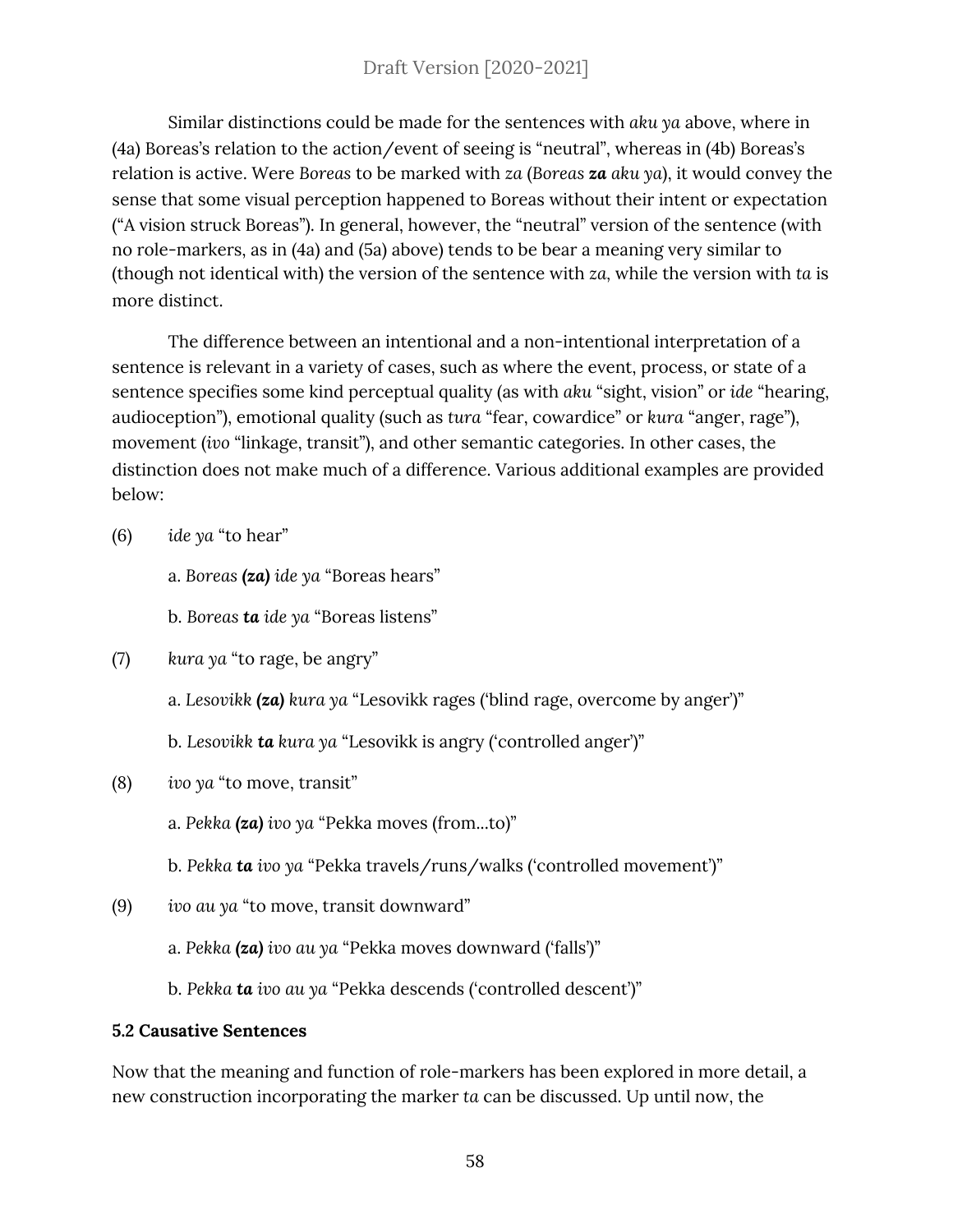Similar distinctions could be made for the sentences with *aku ya* above, where in (4a) Boreas's relation to the action/event of seeing is "neutral", whereas in (4b) Boreas's relation is active. Were *Boreas* to be marked with *za* (*Boreas **za** aku ya*), it would convey the sense that some visual perception happened to Boreas without their intent or expectation ("A vision struck Boreas"). In general, however, the "neutral" version of the sentence (with no role-markers, as in (4a) and (5a) above) tends to be bear a meaning very similar to (though not identical with) the version of the sentence with *za*, while the version with *ta* is more distinct.

The difference between an intentional and a non-intentional interpretation of a sentence is relevant in a variety of cases, such as where the event, process, or state of a sentence specifies some kind perceptual quality (as with *aku* "sight, vision" or *ide* "hearing, audioception"), emotional quality (such as *tura* "fear, cowardice" or *kura* "anger, rage"), movement (*ivo* "linkage, transit"), and other semantic categories. In other cases, the distinction does not make much of a difference. Various additional examples are provided below:

(6) *ide ya* "to hear"

a. *Boreas **(za)** ide ya* "Boreas hears"

b. *Boreas **ta** ide ya* "Boreas listens"

(7) *kura ya* "to rage, be angry"

a. *Lesovikk **(za)** kura ya* "Lesovikk rages ('blind rage, overcome by anger')"

b. *Lesovikk **ta** kura ya* "Lesovikk is angry ('controlled anger')"

(8) *ivo ya* "to move, transit"

a. *Pekka **(za)** ivo ya* "Pekka moves (from...to)"

b. *Pekka **ta** ivo ya* "Pekka travels/runs/walks ('controlled movement')"

(9) *ivo au ya* "to move, transit downward"

a. *Pekka **(za)** ivo au ya* "Pekka moves downward ('falls')"

b. *Pekka **ta** ivo au ya* "Pekka descends ('controlled descent')"

### 5.2 Causative Sentences

Now that the meaning and function of role-markers has been explored in more detail, a new construction incorporating the marker *ta* can be discussed. Up until now, the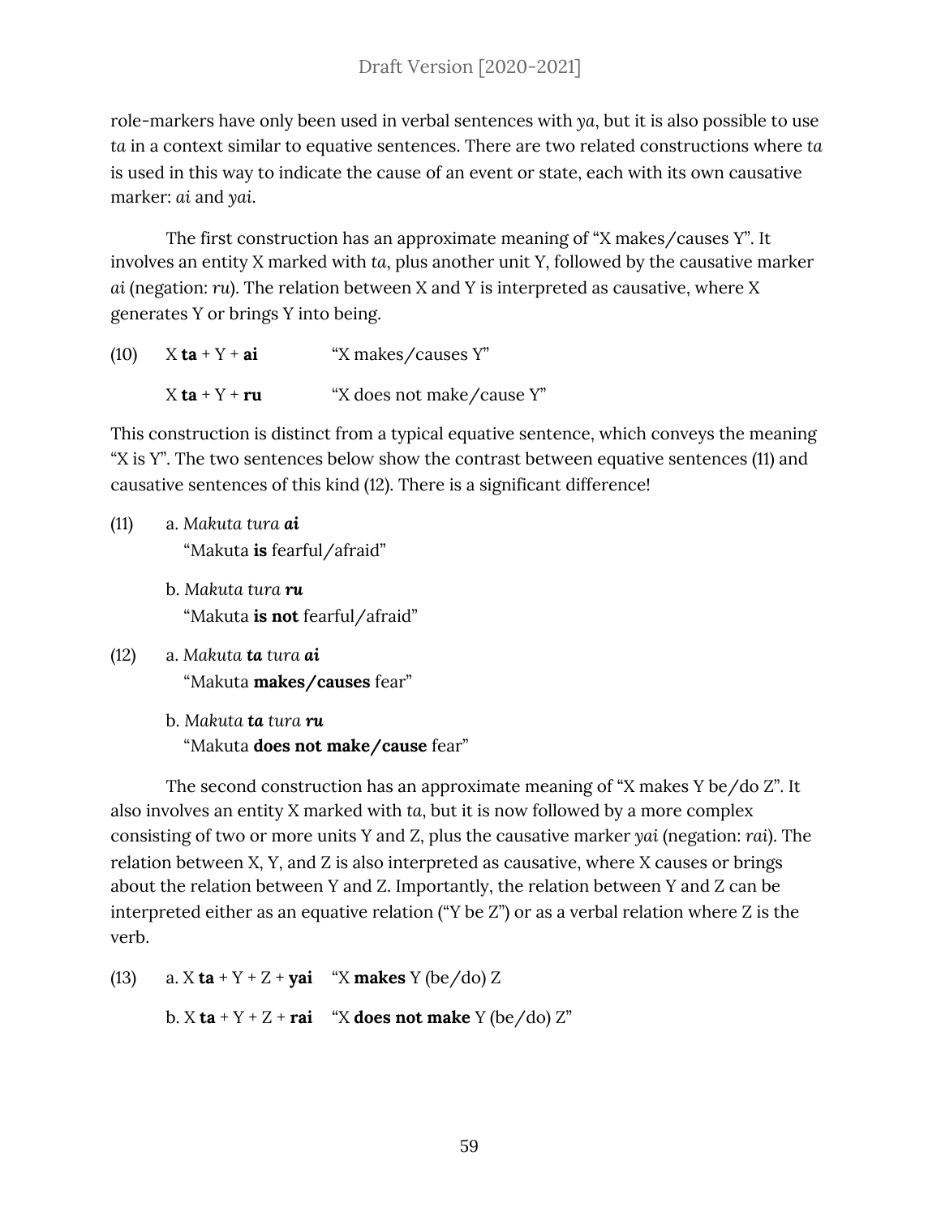role-markers have only been used in verbal sentences with *ya*, but it is also possible to use *ta* in a context similar to equative sentences. There are two related constructions where *ta* is used in this way to indicate the cause of an event or state, each with its own causative marker: *ai* and *yai*.

The first construction has an approximate meaning of "X makes/causes Y". It involves an entity X marked with *ta*, plus another unit Y, followed by the causative marker *ai* (negation: *ru*). The relation between X and Y is interpreted as causative, where X generates Y or brings Y into being.

(10) X **ta** + Y + **ai** "X makes/causes Y"

X **ta** + Y + **ru** "X does not make/cause Y"

This construction is distinct from a typical equative sentence, which conveys the meaning "X is Y". The two sentences below show the contrast between equative sentences (11) and causative sentences of this kind (12). There is a significant difference!

(11) a. *Makuta tura **ai***
"Makuta **is** fearful/afraid"

b. *Makuta tura **ru***
"Makuta **is not** fearful/afraid"

(12) a. *Makuta **ta** tura **ai***
"Makuta **makes/causes** fear"

b. *Makuta **ta** tura **ru***
"Makuta **does not make/cause** fear"

The second construction has an approximate meaning of "X makes Y be/do Z". It also involves an entity X marked with *ta*, but it is now followed by a more complex consisting of two or more units Y and Z, plus the causative marker *yai* (negation: *rai*). The relation between X, Y, and Z is also interpreted as causative, where X causes or brings about the relation between Y and Z. Importantly, the relation between Y and Z can be interpreted either as an equative relation ("Y be Z") or as a verbal relation where Z is the verb.

(13) a. X **ta** + Y + Z + **yai** "X **makes** Y (be/do) Z

b. X **ta** + Y + Z + **rai** "X **does not make** Y (be/do) Z"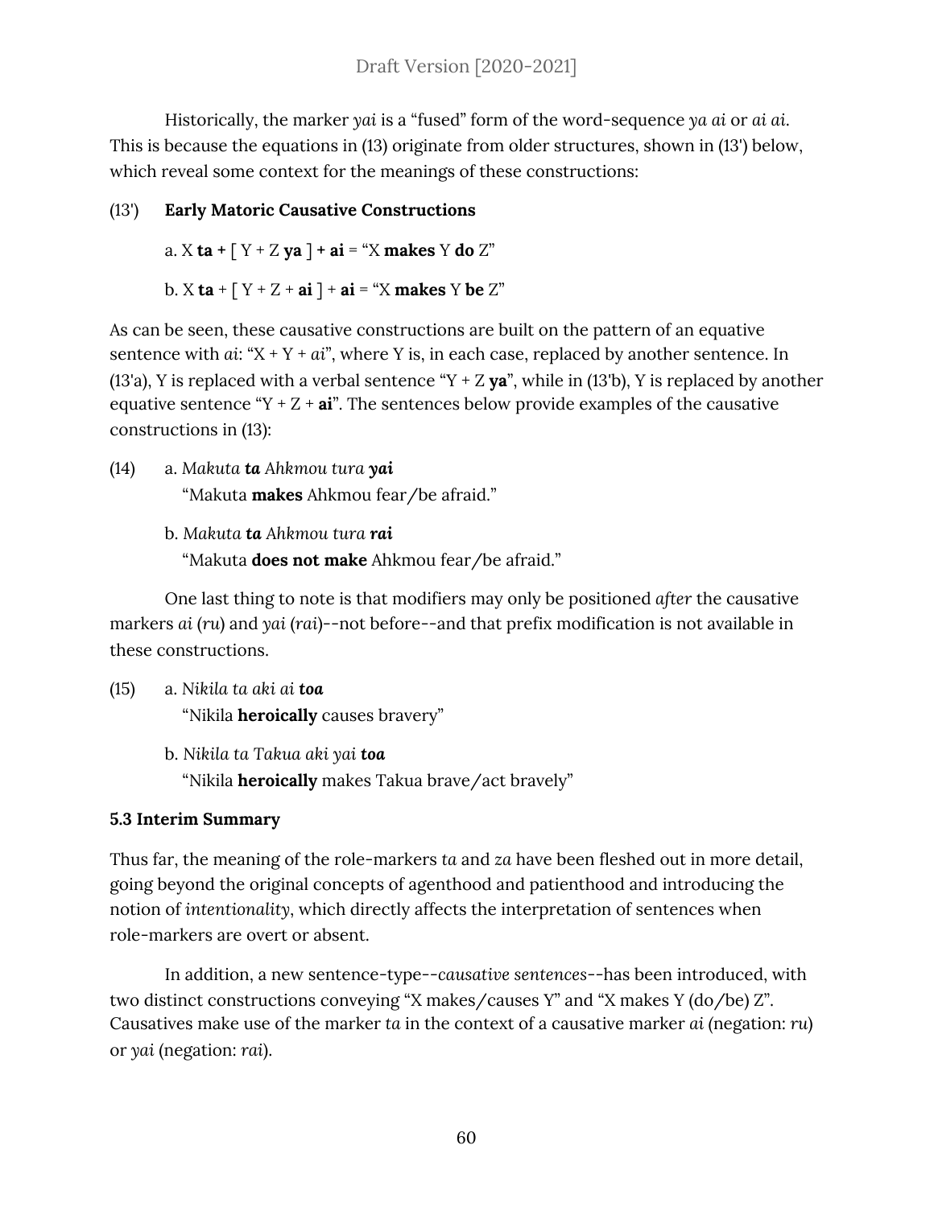Historically, the marker *yai* is a "fused" form of the word-sequence *ya ai* or *ai ai*. This is because the equations in (13) originate from older structures, shown in (13') below, which reveal some context for the meanings of these constructions:

(13') **Early Matoric Causative Constructions**

a. X **ta +** [ Y + Z **ya** ] **+ ai** = "X **makes** Y **do** Z"

b. X **ta** + [ Y + Z + **ai** ] + **ai** = "X **makes** Y **be** Z"

As can be seen, these causative constructions are built on the pattern of an equative sentence with *ai*: "X + Y + *ai*", where Y is, in each case, replaced by another sentence. In (13'a), Y is replaced with a verbal sentence "Y + Z **ya**", while in (13'b), Y is replaced by another equative sentence "Y + Z + **ai**". The sentences below provide examples of the causative constructions in (13):

(14) a. *Makuta* ***ta*** *Ahkmou tura* ***yai***
"Makuta **makes** Ahkmou fear/be afraid."

b. *Makuta* ***ta*** *Ahkmou tura* ***rai***
"Makuta **does not make** Ahkmou fear/be afraid."

One last thing to note is that modifiers may only be positioned *after* the causative markers *ai* (*ru*) and *yai* (*rai*)--not before--and that prefix modification is not available in these constructions.

(15) a. *Nikila ta aki ai* ***toa***
"Nikila **heroically** causes bravery"

b. *Nikila ta Takua aki yai* ***toa***
"Nikila **heroically** makes Takua brave/act bravely"

### 5.3 Interim Summary

Thus far, the meaning of the role-markers *ta* and *za* have been fleshed out in more detail, going beyond the original concepts of agenthood and patienthood and introducing the notion of *intentionality*, which directly affects the interpretation of sentences when role-markers are overt or absent.

In addition, a new sentence-type--*causative sentences*--has been introduced, with two distinct constructions conveying "X makes/causes Y" and "X makes Y (do/be) Z". Causatives make use of the marker *ta* in the context of a causative marker *ai* (negation: *ru*) or *yai* (negation: *rai*).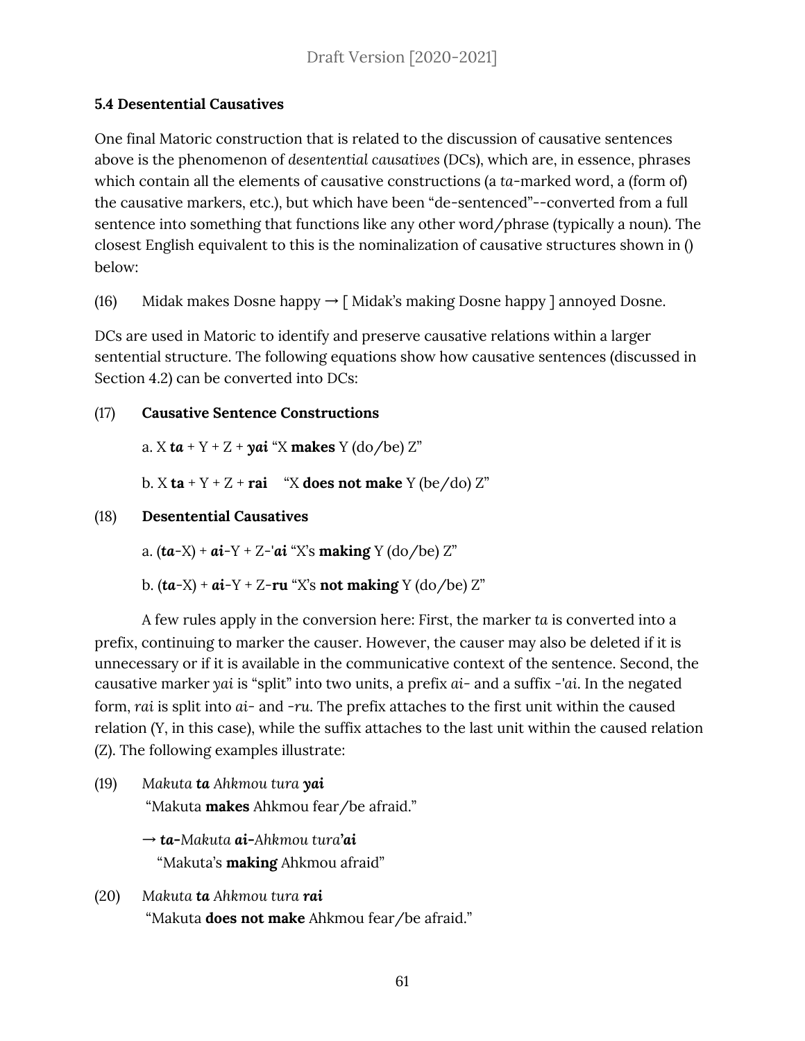### 5.4 Desentential Causatives

One final Matoric construction that is related to the discussion of causative sentences above is the phenomenon of *desentential causatives* (DCs), which are, in essence, phrases which contain all the elements of causative constructions (a *ta*-marked word, a (form of) the causative markers, etc.), but which have been "de-sentenced"--converted from a full sentence into something that functions like any other word/phrase (typically a noun). The closest English equivalent to this is the nominalization of causative structures shown in () below:

(16) Midak makes Dosne happy → [ Midak's making Dosne happy ] annoyed Dosne.

DCs are used in Matoric to identify and preserve causative relations within a larger sentential structure. The following equations show how causative sentences (discussed in Section 4.2) can be converted into DCs:

(17) **Causative Sentence Constructions**

a. X ***ta*** + Y + Z + ***yai*** "X **makes** Y (do/be) Z"

b. X **ta** + Y + Z + **rai** "X **does not make** Y (be/do) Z"

(18) **Desentential Causatives**

a. (***ta***-X) + ***ai***-Y + Z-'***ai*** "X's **making** Y (do/be) Z"

b. (***ta***-X) + ***ai***-Y + Z-**ru** "X's **not making** Y (do/be) Z"

A few rules apply in the conversion here: First, the marker *ta* is converted into a prefix, continuing to marker the causer. However, the causer may also be deleted if it is unnecessary or if it is available in the communicative context of the sentence. Second, the causative marker *yai* is "split" into two units, a prefix *ai*- and a suffix -*'ai*. In the negated form, *rai* is split into *ai*- and -*ru*. The prefix attaches to the first unit within the caused relation (Y, in this case), while the suffix attaches to the last unit within the caused relation (Z). The following examples illustrate:

(19) *Makuta **ta** Ahkmou tura **yai***
"Makuta **makes** Ahkmou fear/be afraid."

→ ***ta-****Makuta* ***ai-****Ahkmou tura**'ai***
"Makuta's **making** Ahkmou afraid"

(20) *Makuta **ta** Ahkmou tura **rai***
"Makuta **does not make** Ahkmou fear/be afraid."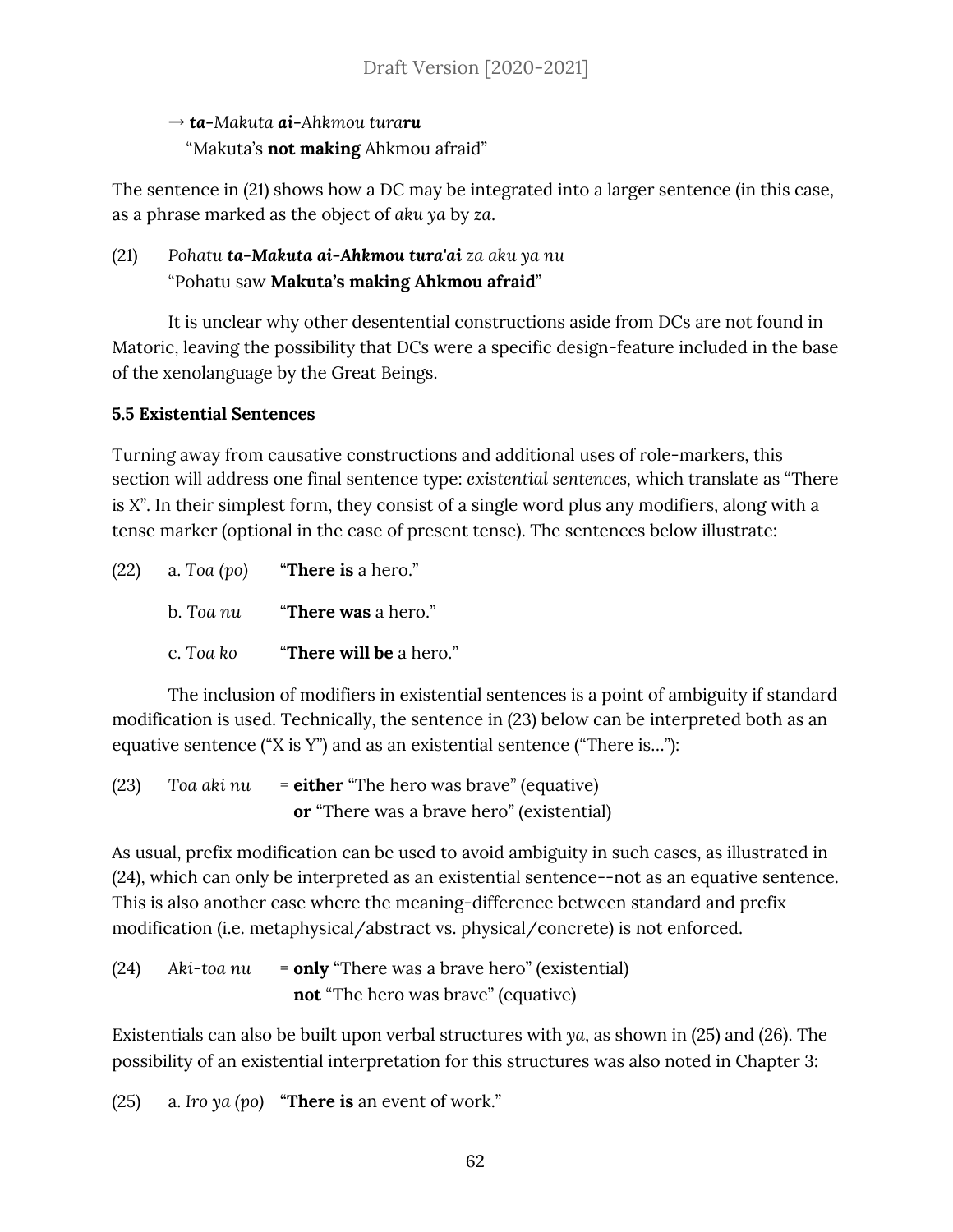→ ***ta-**Makuta **ai-**Ahkmou tura**ru***
"Makuta's **not making** Ahkmou afraid"

The sentence in (21) shows how a DC may be integrated into a larger sentence (in this case, as a phrase marked as the object of *aku ya* by *za*.

(21) *Pohatu **ta-Makuta ai-Ahkmou tura'ai** za aku ya nu*
"Pohatu saw **Makuta's making Ahkmou afraid**"

It is unclear why other desentential constructions aside from DCs are not found in Matoric, leaving the possibility that DCs were a specific design-feature included in the base of the xenolanguage by the Great Beings.

**5.5 Existential Sentences**

Turning away from causative constructions and additional uses of role-markers, this section will address one final sentence type: *existential sentences*, which translate as "There is X". In their simplest form, they consist of a single word plus any modifiers, along with a tense marker (optional in the case of present tense). The sentences below illustrate:

(22) a. *Toa (po)* "**There is** a hero."

b. *Toa nu* "**There was** a hero."

c. *Toa ko* "**There will be** a hero."

The inclusion of modifiers in existential sentences is a point of ambiguity if standard modification is used. Technically, the sentence in (23) below can be interpreted both as an equative sentence ("X is Y") and as an existential sentence ("There is…"):

(23) *Toa aki nu* = **either** "The hero was brave" (equative)
**or** "There was a brave hero" (existential)

As usual, prefix modification can be used to avoid ambiguity in such cases, as illustrated in (24), which can only be interpreted as an existential sentence--not as an equative sentence. This is also another case where the meaning-difference between standard and prefix modification (i.e. metaphysical/abstract vs. physical/concrete) is not enforced.

(24) *Aki-toa nu* = **only** "There was a brave hero" (existential)
**not** "The hero was brave" (equative)

Existentials can also be built upon verbal structures with *ya*, as shown in (25) and (26). The possibility of an existential interpretation for this structures was also noted in Chapter 3:

(25) a. *Iro ya (po)* "**There is** an event of work."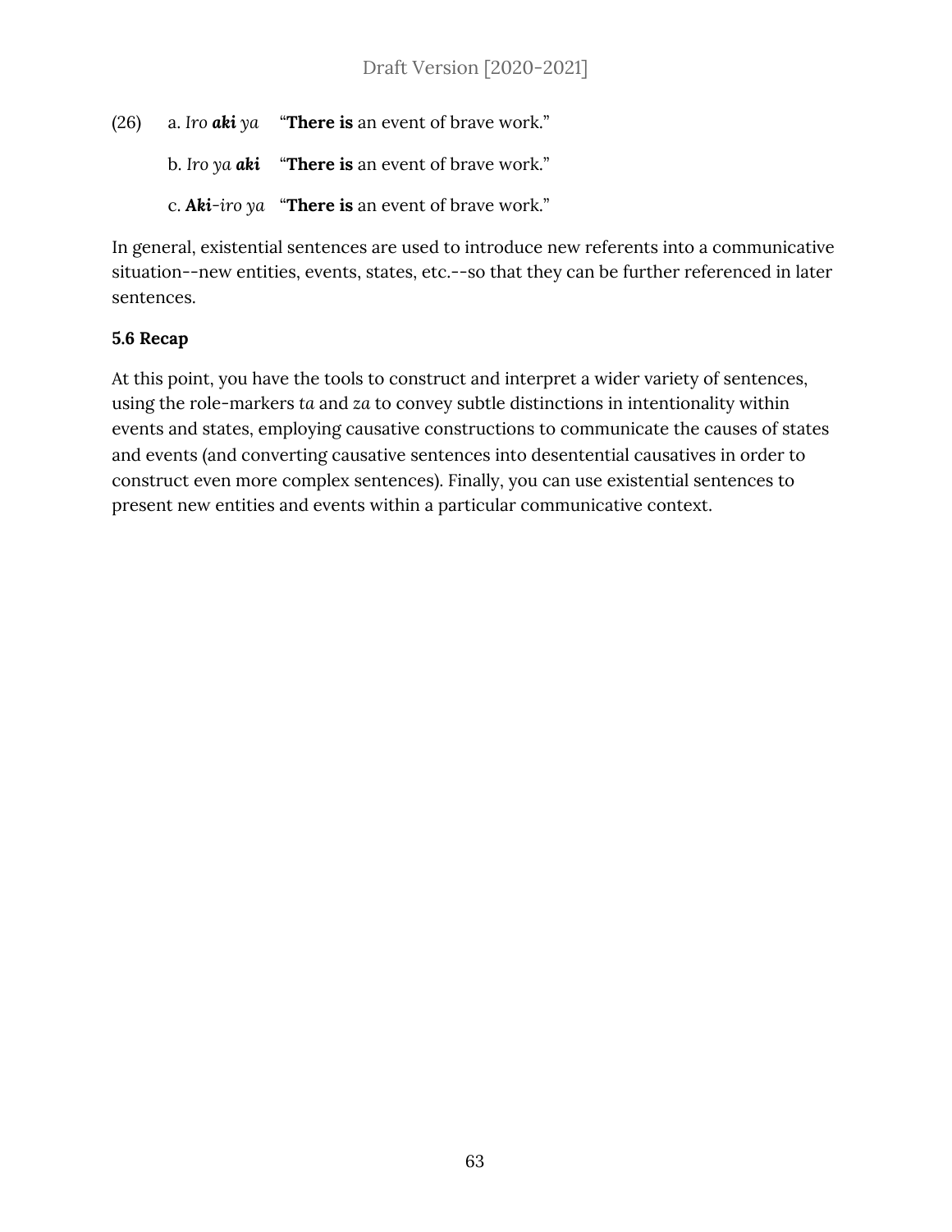(26) a. *Iro **aki** ya* "**There is** an event of brave work."

b. *Iro ya **aki*** "**There is** an event of brave work."

c. ***Aki**-iro ya* "**There is** an event of brave work."

In general, existential sentences are used to introduce new referents into a communicative situation--new entities, events, states, etc.--so that they can be further referenced in later sentences.

**5.6 Recap**

At this point, you have the tools to construct and interpret a wider variety of sentences, using the role-markers *ta* and *za* to convey subtle distinctions in intentionality within events and states, employing causative constructions to communicate the causes of states and events (and converting causative sentences into desentential causatives in order to construct even more complex sentences). Finally, you can use existential sentences to present new entities and events within a particular communicative context.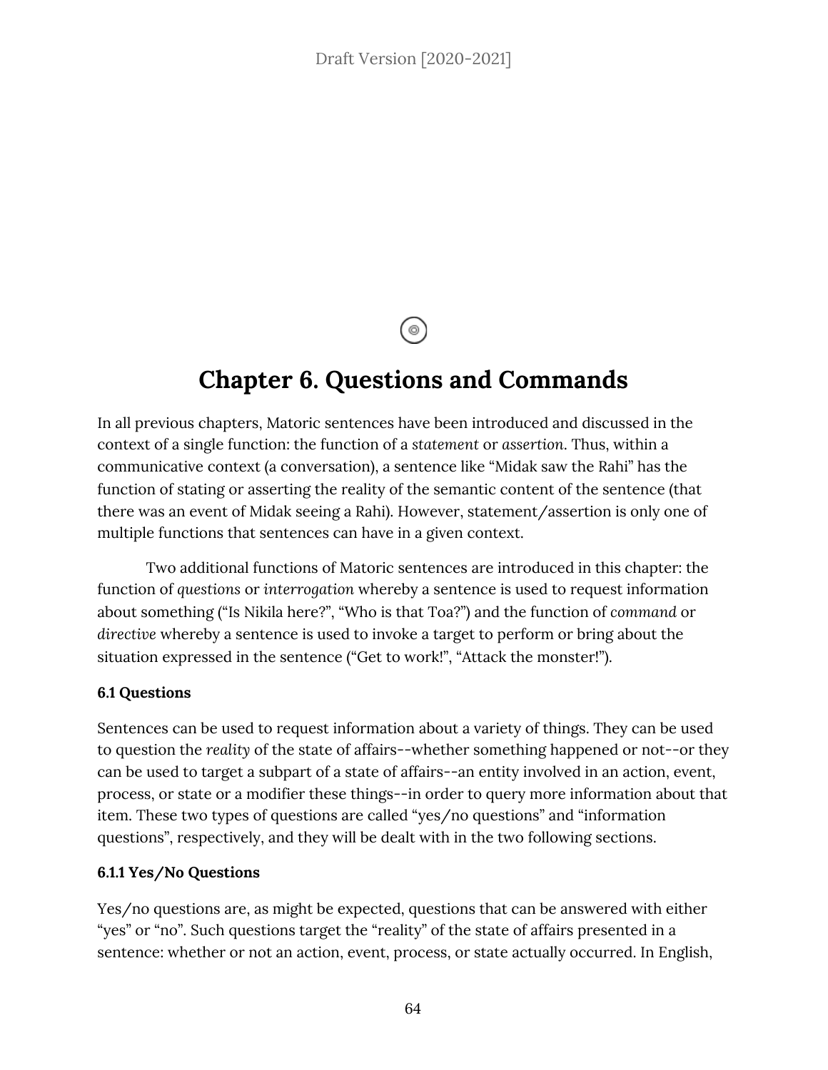# Chapter 6. Questions and Commands

In all previous chapters, Matoric sentences have been introduced and discussed in the context of a single function: the function of a *statement* or *assertion*. Thus, within a communicative context (a conversation), a sentence like "Midak saw the Rahi" has the function of stating or asserting the reality of the semantic content of the sentence (that there was an event of Midak seeing a Rahi). However, statement/assertion is only one of multiple functions that sentences can have in a given context.

Two additional functions of Matoric sentences are introduced in this chapter: the function of *questions* or *interrogation* whereby a sentence is used to request information about something ("Is Nikila here?", "Who is that Toa?") and the function of *command* or *directive* whereby a sentence is used to invoke a target to perform or bring about the situation expressed in the sentence ("Get to work!", "Attack the monster!").

### 6.1 Questions

Sentences can be used to request information about a variety of things. They can be used to question the *reality* of the state of affairs--whether something happened or not--or they can be used to target a subpart of a state of affairs--an entity involved in an action, event, process, or state or a modifier these things--in order to query more information about that item. These two types of questions are called "yes/no questions" and "information questions", respectively, and they will be dealt with in the two following sections.

#### 6.1.1 Yes/No Questions

Yes/no questions are, as might be expected, questions that can be answered with either "yes" or "no". Such questions target the "reality" of the state of affairs presented in a sentence: whether or not an action, event, process, or state actually occurred. In English,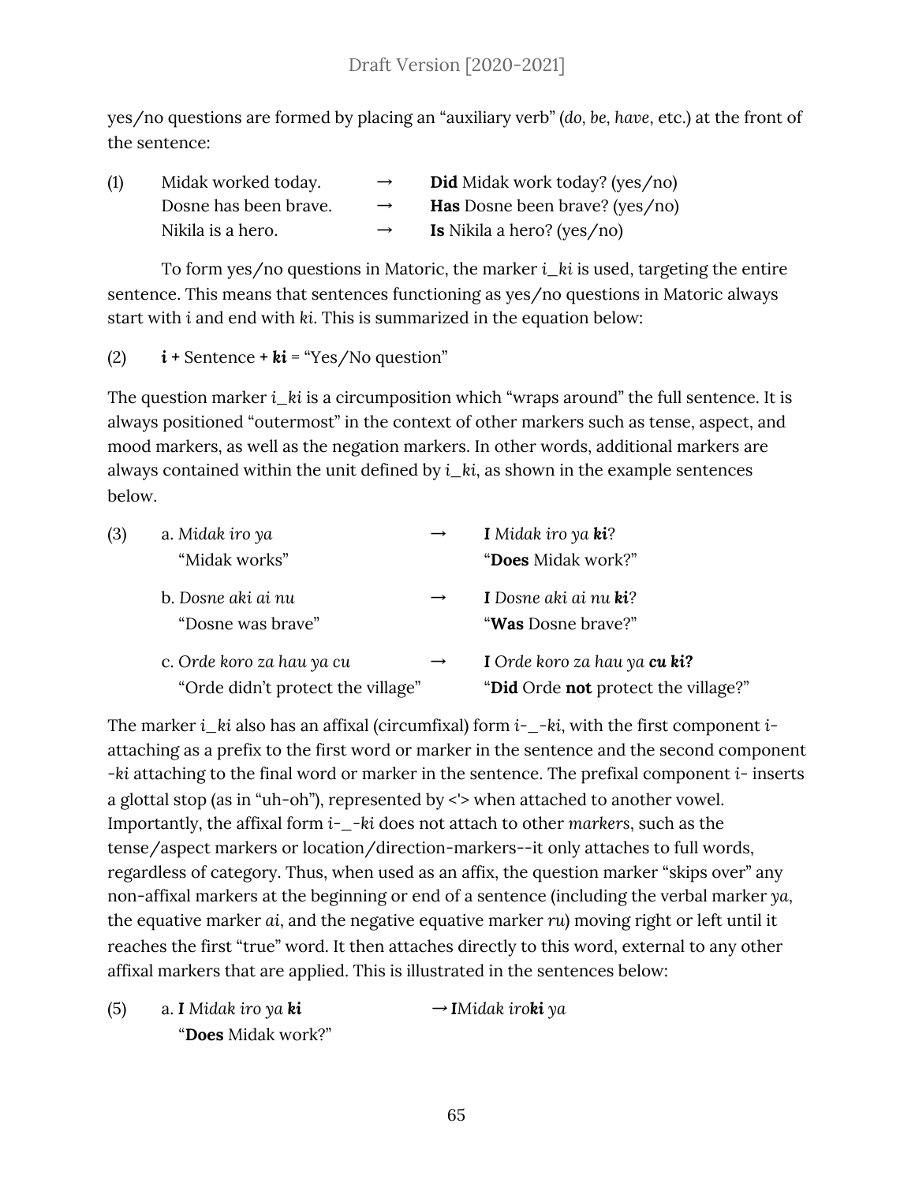yes/no questions are formed by placing an "auxiliary verb" (*do*, *be*, *have*, etc.) at the front of the sentence:

(1) Midak worked today. → **Did** Midak work today? (yes/no)
Dosne has been brave. → **Has** Dosne been brave? (yes/no)
Nikila is a hero. → **Is** Nikila a hero? (yes/no)

To form yes/no questions in Matoric, the marker *i_ki* is used, targeting the entire sentence. This means that sentences functioning as yes/no questions in Matoric always start with *i* and end with *ki*. This is summarized in the equation below:

(2) ***i*** **+** Sentence **+ *ki*** = "Yes/No question"

The question marker *i_ki* is a circumposition which "wraps around" the full sentence. It is always positioned "outermost" in the context of other markers such as tense, aspect, and mood markers, as well as the negation markers. In other words, additional markers are always contained within the unit defined by *i_ki*, as shown in the example sentences below.

(3) a. *Midak iro ya* → ***I*** *Midak iro ya* ***ki***?
"Midak works" "**Does** Midak work?"

b. *Dosne aki ai nu* → ***I*** *Dosne aki ai nu* ***ki***?
"Dosne was brave" "**Was** Dosne brave?"

c. *Orde koro za hau ya cu* → ***I*** *Orde koro za hau ya* ***cu ki?***
"Orde didn't protect the village" "**Did** Orde **not** protect the village?"

The marker *i_ki* also has an affixal (circumfixal) form *i-_-ki*, with the first component *i-* attaching as a prefix to the first word or marker in the sentence and the second component *-ki* attaching to the final word or marker in the sentence. The prefixal component *i-* inserts a glottal stop (as in "uh-oh"), represented by <'> when attached to another vowel. Importantly, the affixal form *i-_-ki* does not attach to other *markers*, such as the tense/aspect markers or location/direction-markers--it only attaches to full words, regardless of category. Thus, when used as an affix, the question marker "skips over" any non-affixal markers at the beginning or end of a sentence (including the verbal marker *ya*, the equative marker *ai*, and the negative equative marker *ru*) moving right or left until it reaches the first "true" word. It then attaches directly to this word, external to any other affixal markers that are applied. This is illustrated in the sentences below:

(5) a. ***I*** *Midak iro ya* ***ki*** → ***I****Midak iro****ki*** *ya*
"**Does** Midak work?"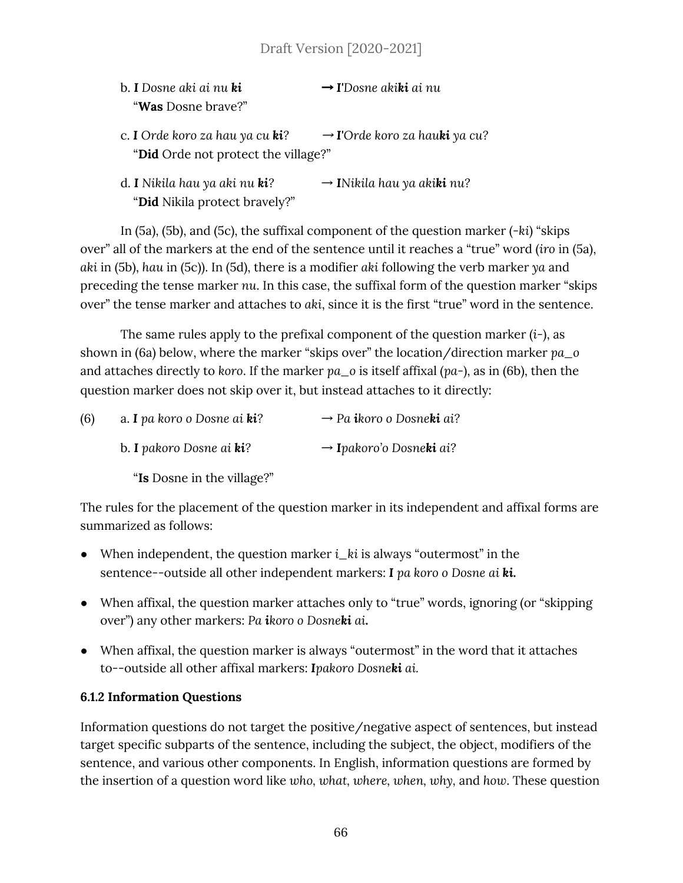b. **I** *Dosne aki ai nu* ***ki*** → ***I****'Dosne aki****ki*** *ai nu*
"**Was** Dosne brave?"

c. **I** *Orde koro za hau ya cu* ***ki****?* → ***I****'Orde koro za hau****ki*** *ya cu?*
"**Did** Orde not protect the village?"

d. **I** *Nikila hau ya aki nu* ***ki****?* → ***I****Nikila hau ya aki****ki*** *nu?*
"**Did** Nikila protect bravely?"

In (5a), (5b), and (5c), the suffixal component of the question marker (*-ki*) "skips over" all of the markers at the end of the sentence until it reaches a "true" word (*iro* in (5a), *aki* in (5b), *hau* in (5c)). In (5d), there is a modifier *aki* following the verb marker *ya* and preceding the tense marker *nu*. In this case, the suffixal form of the question marker "skips over" the tense marker and attaches to *aki*, since it is the first "true" word in the sentence.

The same rules apply to the prefixal component of the question marker (*i-*), as shown in (6a) below, where the marker "skips over" the location/direction marker *pa_o* and attaches directly to *koro*. If the marker *pa_o* is itself affixal (*pa-*), as in (6b), then the question marker does not skip over it, but instead attaches to it directly:

(6) a. **I** *pa koro o Dosne ai* ***ki****?* → *Pa* ***i****koro o Dosne****ki*** *ai?*

b. **I** *pakoro Dosne ai* ***ki****?* → ***I****pakoro'o Dosne****ki*** *ai?*

"**Is** Dosne in the village?"

The rules for the placement of the question marker in its independent and affixal forms are summarized as follows:

- When independent, the question marker *i_ki* is always "outermost" in the sentence--outside all other independent markers: ***I*** *pa koro o Dosne ai* ***ki.***
- When affixal, the question marker attaches only to "true" words, ignoring (or "skipping over") any other markers: *Pa* ***i****koro o Dosne****ki*** *ai.*
- When affixal, the question marker is always "outermost" in the word that it attaches to--outside all other affixal markers: ***I****pakoro Dosne****ki*** *ai.*

### 6.1.2 Information Questions

Information questions do not target the positive/negative aspect of sentences, but instead target specific subparts of the sentence, including the subject, the object, modifiers of the sentence, and various other components. In English, information questions are formed by the insertion of a question word like *who*, *what*, *where*, *when*, *why*, and *how*. These question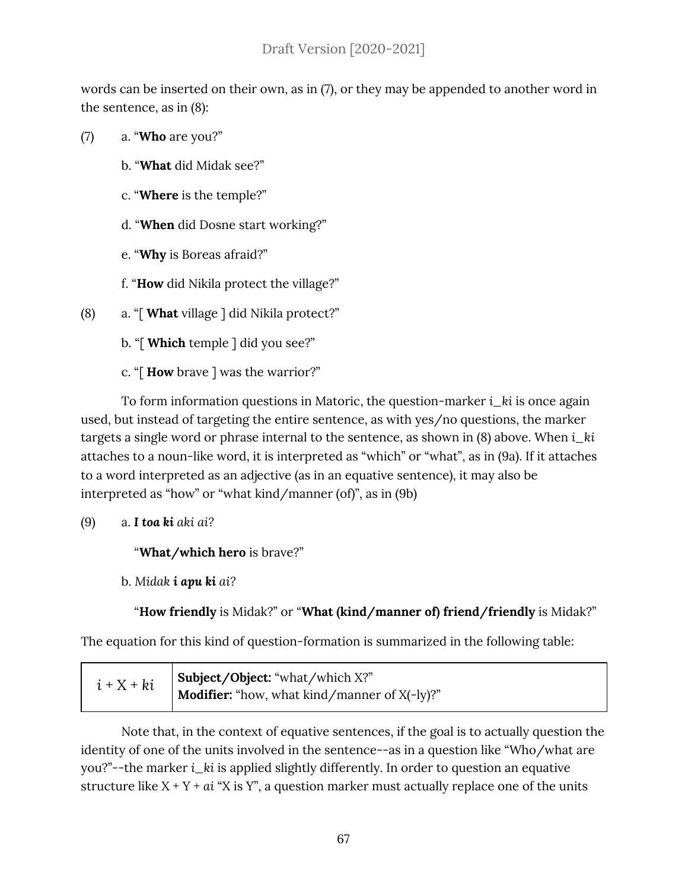words can be inserted on their own, as in (7), or they may be appended to another word in the sentence, as in (8):

(7) a. "**Who** are you?"

b. "**What** did Midak see?"

c. "**Where** is the temple?"

d. "**When** did Dosne start working?"

e. "**Why** is Boreas afraid?"

f. "**How** did Nikila protect the village?"

(8) a. "[ **What** village ] did Nikila protect?"

b. "[ **Which** temple ] did you see?"

c. "[ **How** brave ] was the warrior?"

To form information questions in Matoric, the question-marker *i_ki* is once again used, but instead of targeting the entire sentence, as with yes/no questions, the marker targets a single word or phrase internal to the sentence, as shown in (8) above. When *i_ki* attaches to a noun-like word, it is interpreted as "which" or "what", as in (9a). If it attaches to a word interpreted as an adjective (as in an equative sentence), it may also be interpreted as "how" or "what kind/manner (of)", as in (9b)

(9) a. ***I toa ki*** *aki ai?*

"**What/which hero** is brave?"

b. *Midak* ***i apu ki*** *ai?*

"**How friendly** is Midak?" or "**What (kind/manner of) friend/friendly** is Midak?"

The equation for this kind of question-formation is summarized in the following table:

| | |
|---|---|
| *i* + X + *ki* | **Subject/Object:** "what/which X?"<br>**Modifier:** "how, what kind/manner of X(-ly)?" |

Note that, in the context of equative sentences, if the goal is to actually question the identity of one of the units involved in the sentence--as in a question like "Who/what are you?"--the marker *i_ki* is applied slightly differently. In order to question an equative structure like X + Y + *ai* "X is Y", a question marker must actually replace one of the units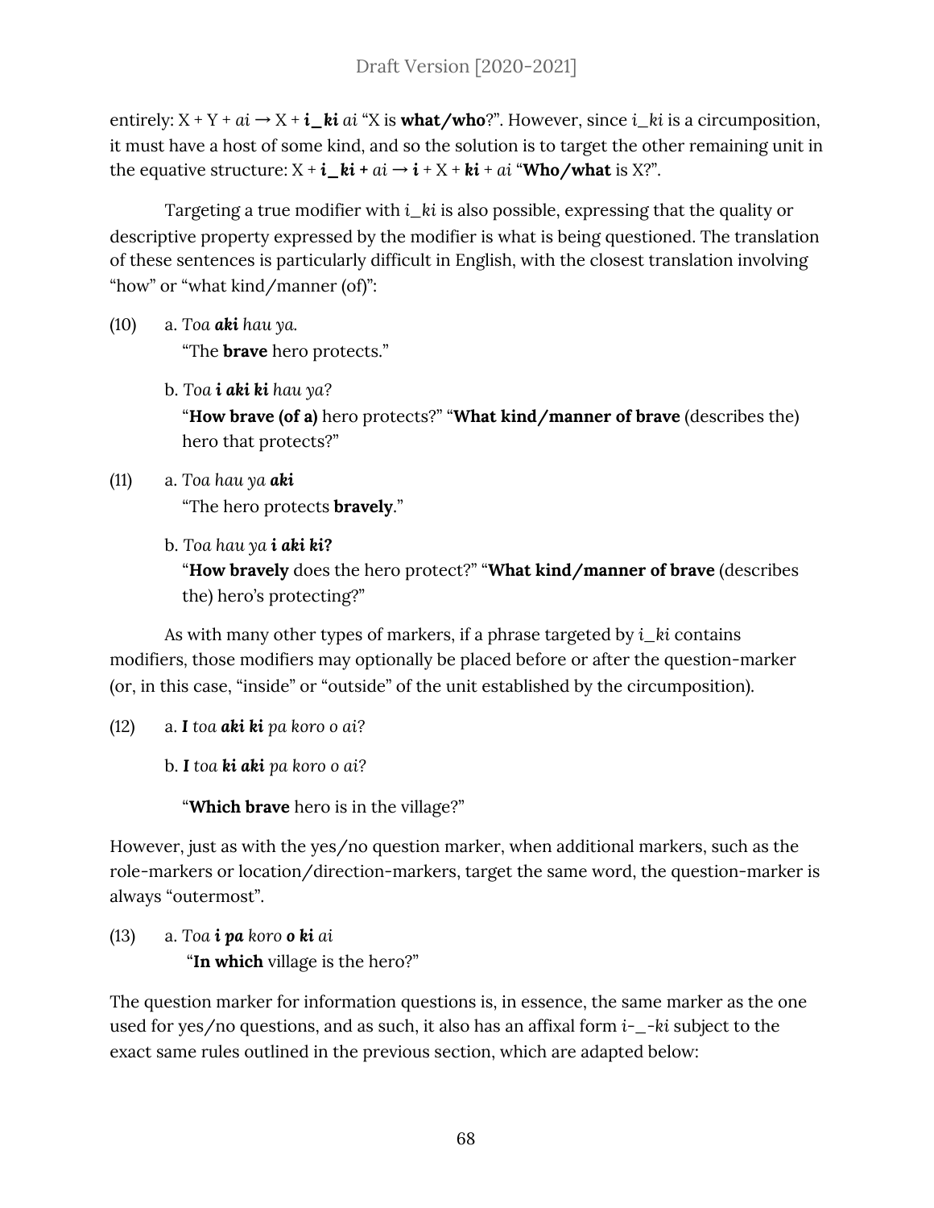entirely: X + Y + *ai* → X + ***i_ki*** *ai* "X is **what/who**?". However, since *i_ki* is a circumposition, it must have a host of some kind, and so the solution is to target the other remaining unit in the equative structure: X + ***i_ki*** + *ai* → ***i*** + X + ***ki*** + *ai* "**Who/what** is X?".

Targeting a true modifier with *i_ki* is also possible, expressing that the quality or descriptive property expressed by the modifier is what is being questioned. The translation of these sentences is particularly difficult in English, with the closest translation involving "how" or "what kind/manner (of)":

(10) a. *Toa **aki** hau ya.*
"The **brave** hero protects."

b. *Toa **i aki ki** hau ya?*
"**How brave (of a)** hero protects?" "**What kind/manner of brave** (describes the) hero that protects?"

(11) a. *Toa hau ya **aki***
"The hero protects **bravely**."

b. *Toa hau ya **i aki ki?***
"**How bravely** does the hero protect?" "**What kind/manner of brave** (describes the) hero's protecting?"

As with many other types of markers, if a phrase targeted by *i_ki* contains modifiers, those modifiers may optionally be placed before or after the question-marker (or, in this case, "inside" or "outside" of the unit established by the circumposition).

(12) a. ***I** toa **aki ki** pa koro o ai?*

b. ***I** toa **ki aki** pa koro o ai?*

"**Which brave** hero is in the village?"

However, just as with the yes/no question marker, when additional markers, such as the role-markers or location/direction-markers, target the same word, the question-marker is always "outermost".

(13) a. *Toa **i pa** koro **o ki** ai*
"**In which** village is the hero?"

The question marker for information questions is, in essence, the same marker as the one used for yes/no questions, and as such, it also has an affixal form *i-_-ki* subject to the exact same rules outlined in the previous section, which are adapted below: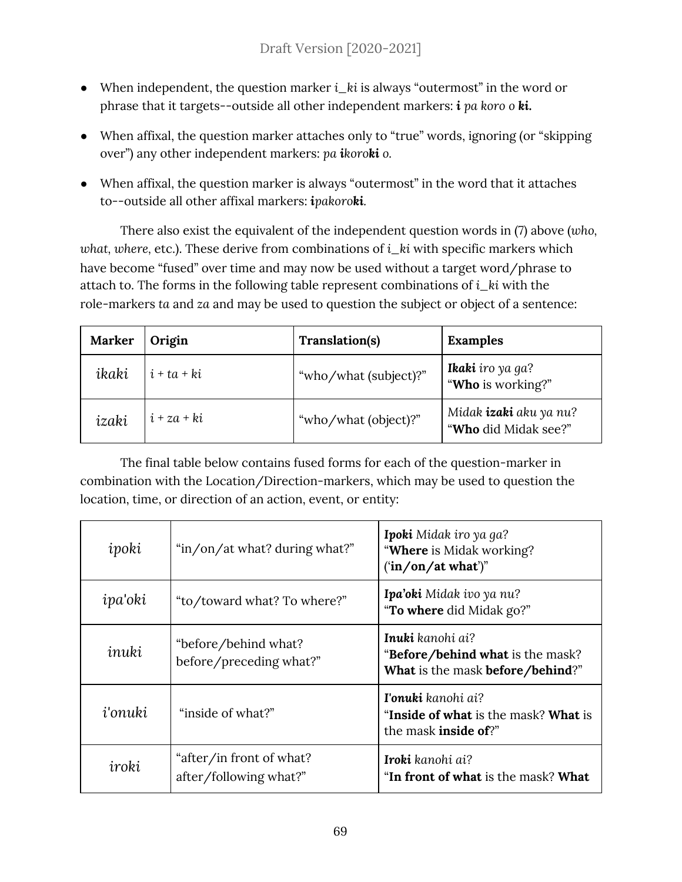- When independent, the question marker *i_ki* is always "outermost" in the word or phrase that it targets--outside all other independent markers: ***i*** *pa koro o* ***ki.***

- When affixal, the question marker attaches only to "true" words, ignoring (or "skipping over") any other independent markers: *pa* ***i****koro****ki*** *o.*

- When affixal, the question marker is always "outermost" in the word that it attaches to--outside all other affixal markers: ***i****pakoro****ki****.*

There also exist the equivalent of the independent question words in (7) above (*who*, *what*, *where*, etc.). These derive from combinations of *i_ki* with specific markers which have become "fused" over time and may now be used without a target word/phrase to attach to. The forms in the following table represent combinations of *i_ki* with the role-markers *ta* and *za* and may be used to question the subject or object of a sentence:

| Marker | Origin | Translation(s) | Examples |
|---|---|---|---|
| *ikaki* | *i + ta + ki* | "who/what (subject)?" | ***Ikaki*** *iro ya ga?*<br>"**Who** is working?" |
| *izaki* | *i + za + ki* | "who/what (object)?" | *Midak* ***izaki*** *aku ya nu?*<br>"**Who** did Midak see?" |

The final table below contains fused forms for each of the question-marker in combination with the Location/Direction-markers, which may be used to question the location, time, or direction of an action, event, or entity:

| | | |
|---|---|---|
| *ipoki* | "in/on/at what? during what?" | ***Ipoki*** *Midak iro ya ga?*<br>"**Where** is Midak working? ('**in/on/at what**')" |
| *ipa'oki* | "to/toward what? To where?" | ***Ipa'oki*** *Midak ivo ya nu?*<br>"**To where** did Midak go?" |
| *inuki* | "before/behind what? before/preceding what?" | ***Inuki*** *kanohi ai?*<br>"**Before/behind what** is the mask? **What** is the mask **before/behind**?" |
| *i'onuki* | "inside of what?" | ***I'onuki*** *kanohi ai?*<br>"**Inside of what** is the mask? **What** is the mask **inside of**?" |
| *iroki* | "after/in front of what? after/following what?" | ***Iroki*** *kanohi ai?*<br>"**In front of what** is the mask? **What** |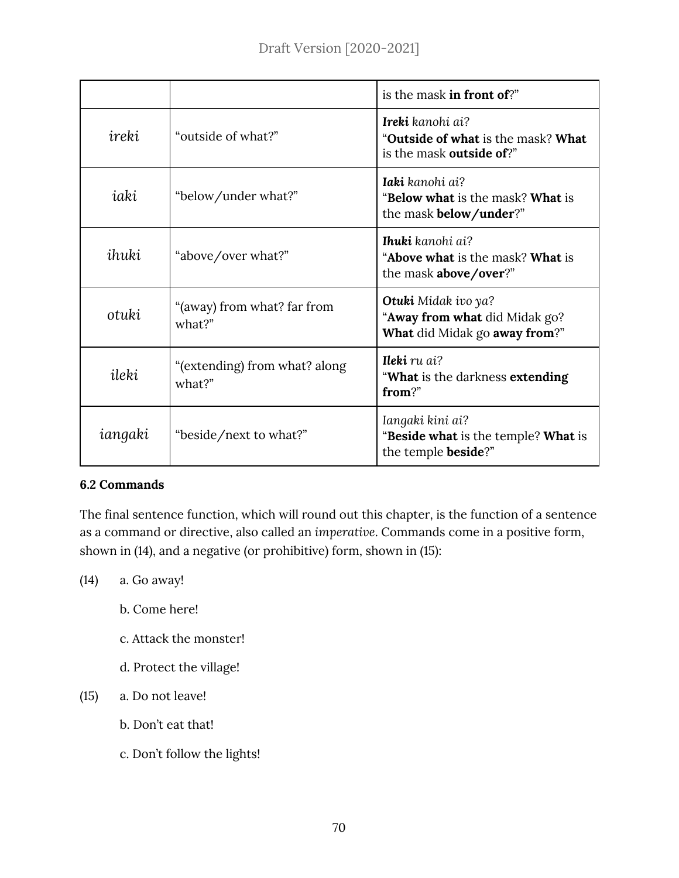| | | |
|---|---|---|
| | | is the mask **in front of**?" |
| *ireki* | "outside of what?" | ***Ireki*** *kanohi ai?*<br>"**Outside of what** is the mask? **What** is the mask **outside of**?" |
| *iaki* | "below/under what?" | ***Iaki*** *kanohi ai?*<br>"**Below what** is the mask? **What** is the mask **below/under**?" |
| *ihuki* | "above/over what?" | ***Ihuki*** *kanohi ai?*<br>"**Above what** is the mask? **What** is the mask **above/over**?" |
| *otuki* | "(away) from what? far from what?" | ***Otuki*** *Midak ivo ya?*<br>"**Away from what** did Midak go? **What** did Midak go **away from**?" |
| *ileki* | "(extending) from what? along what?" | ***Ileki*** *ru ai?*<br>"**What** is the darkness **extending from**?" |
| *iangaki* | "beside/next to what?" | *Iangaki kini ai?*<br>"**Beside what** is the temple? **What** is the temple **beside**?" |

**6.2 Commands**

The final sentence function, which will round out this chapter, is the function of a sentence as a command or directive, also called an *imperative*. Commands come in a positive form, shown in (14), and a negative (or prohibitive) form, shown in (15):

(14) a. Go away!

b. Come here!

c. Attack the monster!

d. Protect the village!

(15) a. Do not leave!

b. Don't eat that!

c. Don't follow the lights!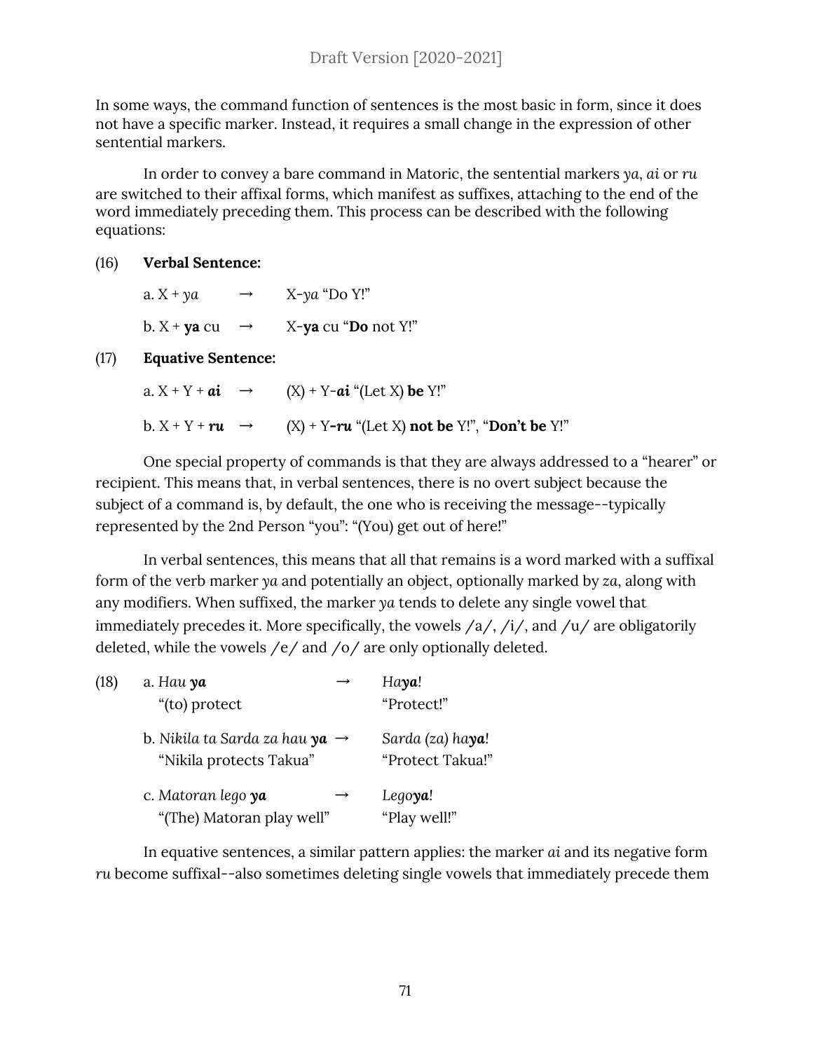In some ways, the command function of sentences is the most basic in form, since it does not have a specific marker. Instead, it requires a small change in the expression of other sentential markers.

In order to convey a bare command in Matoric, the sentential markers *ya*, *ai* or *ru* are switched to their affixal forms, which manifest as suffixes, attaching to the end of the word immediately preceding them. This process can be described with the following equations:

(16) **Verbal Sentence:**

a. X + *ya* → X-*ya* "Do Y!"

b. X + **ya** cu → X-**ya** cu "**Do** not Y!"

(17) **Equative Sentence:**

a. X + Y + ***ai*** → (X) + Y-***ai*** "(Let X) **be** Y!"

b. X + Y + ***ru*** → (X) + Y-***ru*** "(Let X) **not be** Y!", "**Don't be** Y!"

One special property of commands is that they are always addressed to a "hearer" or recipient. This means that, in verbal sentences, there is no overt subject because the subject of a command is, by default, the one who is receiving the message--typically represented by the 2nd Person "you": "(You) get out of here!"

In verbal sentences, this means that all that remains is a word marked with a suffixal form of the verb marker *ya* and potentially an object, optionally marked by *za*, along with any modifiers. When suffixed, the marker *ya* tends to delete any single vowel that immediately precedes it. More specifically, the vowels /a/, /i/, and /u/ are obligatorily deleted, while the vowels /e/ and /o/ are only optionally deleted.

(18)

a. *Hau* ***ya*** → *Ha**ya**!*
"(to) protect → "Protect!"

b. *Nikila ta Sarda za hau* ***ya*** → *Sarda (za) ha**ya**!*
"Nikila protects Takua" → "Protect Takua!"

c. *Matoran lego* ***ya*** → *Lego**ya**!*
"(The) Matoran play well" → "Play well!"

In equative sentences, a similar pattern applies: the marker *ai* and its negative form *ru* become suffixal--also sometimes deleting single vowels that immediately precede them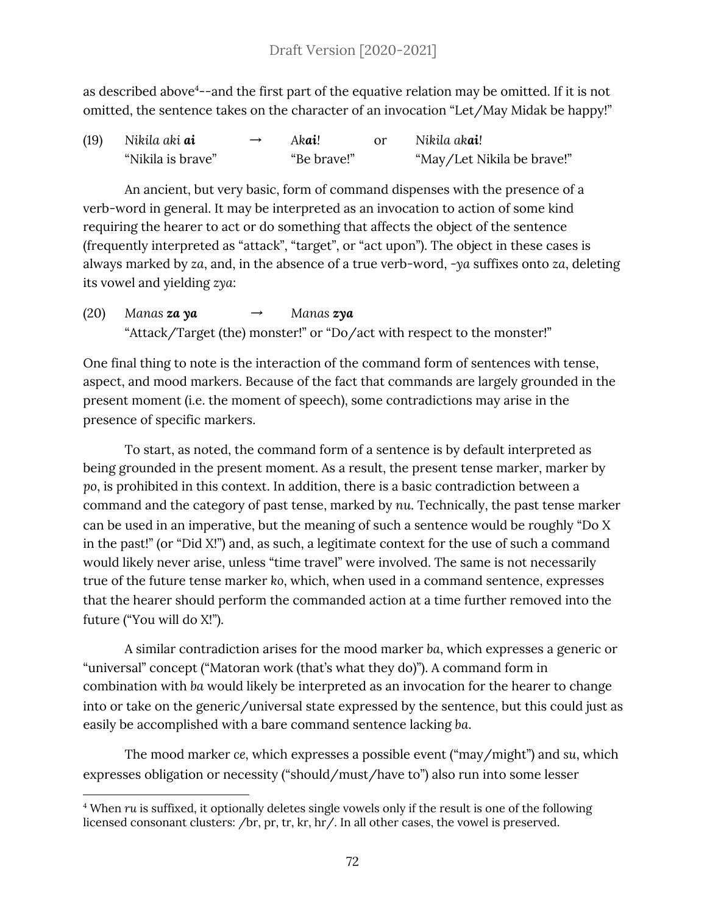as described above[4]--and the first part of the equative relation may be omitted. If it is not omitted, the sentence takes on the character of an invocation "Let/May Midak be happy!"

(19) *Nikila aki* ***ai*** → *Ak****ai****!* or *Nikila ak****ai****!*
"Nikila is brave" "Be brave!" "May/Let Nikila be brave!"

An ancient, but very basic, form of command dispenses with the presence of a verb-word in general. It may be interpreted as an invocation to action of some kind requiring the hearer to act or do something that affects the object of the sentence (frequently interpreted as "attack", "target", or "act upon"). The object in these cases is always marked by *za*, and, in the absence of a true verb-word, *-ya* suffixes onto *za*, deleting its vowel and yielding *zya*:

(20) *Manas* ***za ya*** → *Manas* ***zya***
"Attack/Target (the) monster!" or "Do/act with respect to the monster!"

One final thing to note is the interaction of the command form of sentences with tense, aspect, and mood markers. Because of the fact that commands are largely grounded in the present moment (i.e. the moment of speech), some contradictions may arise in the presence of specific markers.

To start, as noted, the command form of a sentence is by default interpreted as being grounded in the present moment. As a result, the present tense marker, marker by *po*, is prohibited in this context. In addition, there is a basic contradiction between a command and the category of past tense, marked by *nu*. Technically, the past tense marker can be used in an imperative, but the meaning of such a sentence would be roughly "Do X in the past!" (or "Did X!") and, as such, a legitimate context for the use of such a command would likely never arise, unless "time travel" were involved. The same is not necessarily true of the future tense marker *ko*, which, when used in a command sentence, expresses that the hearer should perform the commanded action at a time further removed into the future ("You will do X!").

A similar contradiction arises for the mood marker *ba*, which expresses a generic or "universal" concept ("Matoran work (that's what they do)"). A command form in combination with *ba* would likely be interpreted as an invocation for the hearer to change into or take on the generic/universal state expressed by the sentence, but this could just as easily be accomplished with a bare command sentence lacking *ba*.

The mood marker *ce*, which expresses a possible event ("may/might") and *su*, which expresses obligation or necessity ("should/must/have to") also run into some lesser

[4] When *ru* is suffixed, it optionally deletes single vowels only if the result is one of the following licensed consonant clusters: /br, pr, tr, kr, hr/. In all other cases, the vowel is preserved.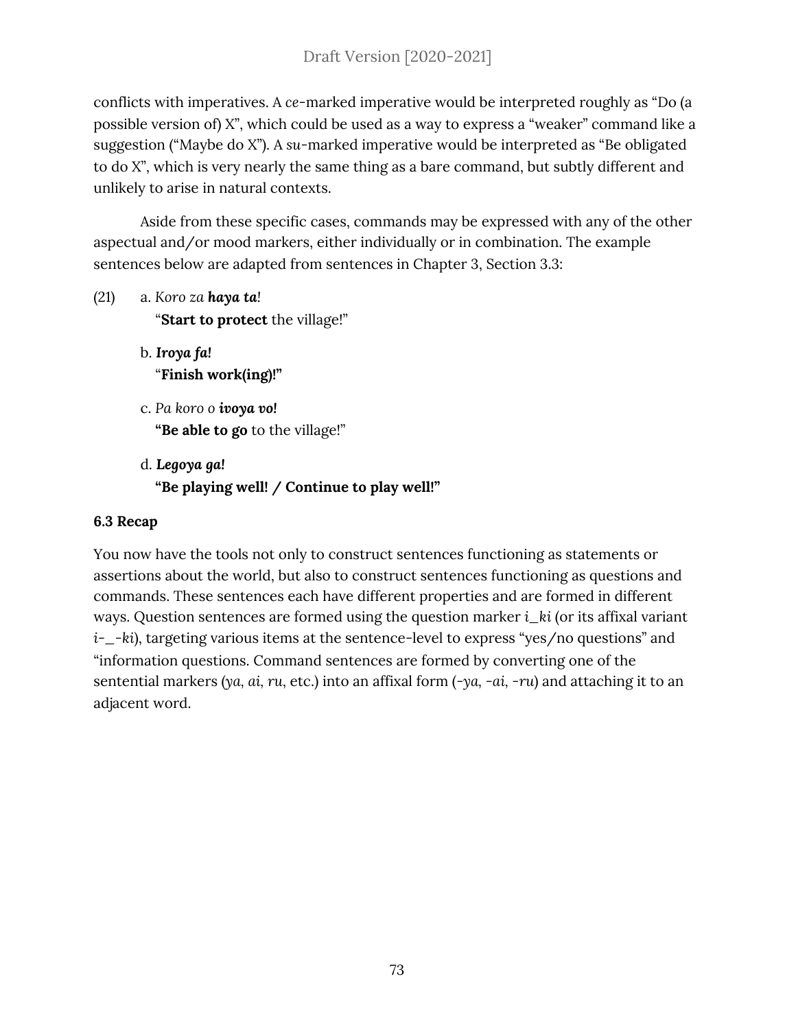conflicts with imperatives. A *ce*-marked imperative would be interpreted roughly as "Do (a possible version of) X", which could be used as a way to express a "weaker" command like a suggestion ("Maybe do X"). A *su*-marked imperative would be interpreted as "Be obligated to do X", which is very nearly the same thing as a bare command, but subtly different and unlikely to arise in natural contexts.

Aside from these specific cases, commands may be expressed with any of the other aspectual and/or mood markers, either individually or in combination. The example sentences below are adapted from sentences in Chapter 3, Section 3.3:

(21) a. *Koro za **haya ta**!*
"**Start to protect** the village!"

b. ***Iroya fa!***
"**Finish work(ing)!"**

c. *Pa koro o **ivoya vo!***
**"Be able to go** to the village!"

d. ***Legoya ga!***
**"Be playing well! / Continue to play well!"**

**6.3 Recap**

You now have the tools not only to construct sentences functioning as statements or assertions about the world, but also to construct sentences functioning as questions and commands. These sentences each have different properties and are formed in different ways. Question sentences are formed using the question marker *i_ki* (or its affixal variant *i-_-ki*), targeting various items at the sentence-level to express "yes/no questions" and "information questions. Command sentences are formed by converting one of the sentential markers (*ya*, *ai*, *ru*, etc.) into an affixal form (*-ya*, *-ai*, *-ru*) and attaching it to an adjacent word.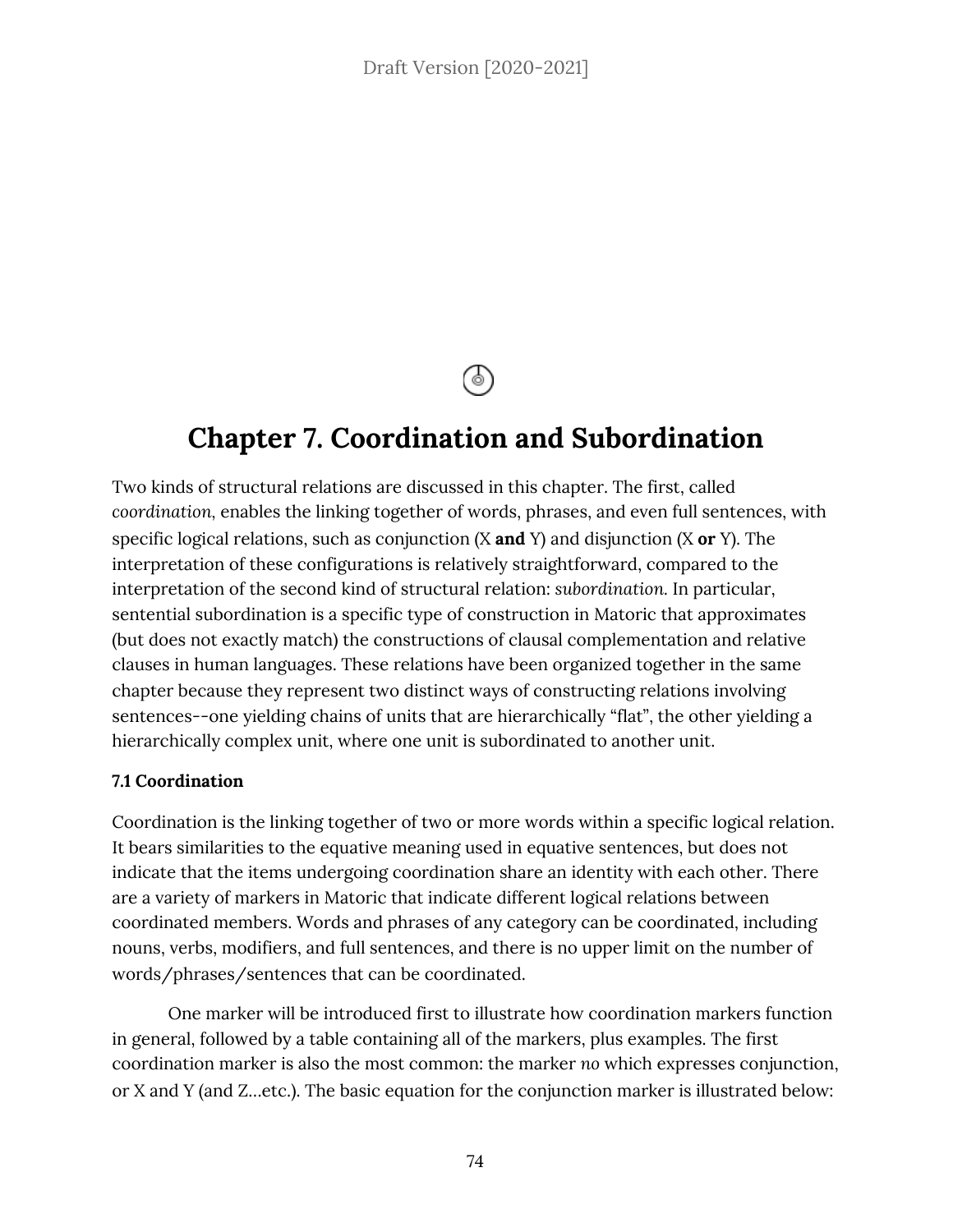# Chapter 7. Coordination and Subordination

Two kinds of structural relations are discussed in this chapter. The first, called *coordination*, enables the linking together of words, phrases, and even full sentences, with specific logical relations, such as conjunction (X **and** Y) and disjunction (X **or** Y). The interpretation of these configurations is relatively straightforward, compared to the interpretation of the second kind of structural relation: *subordination*. In particular, sentential subordination is a specific type of construction in Matoric that approximates (but does not exactly match) the constructions of clausal complementation and relative clauses in human languages. These relations have been organized together in the same chapter because they represent two distinct ways of constructing relations involving sentences--one yielding chains of units that are hierarchically "flat", the other yielding a hierarchically complex unit, where one unit is subordinated to another unit.

### 7.1 Coordination

Coordination is the linking together of two or more words within a specific logical relation. It bears similarities to the equative meaning used in equative sentences, but does not indicate that the items undergoing coordination share an identity with each other. There are a variety of markers in Matoric that indicate different logical relations between coordinated members. Words and phrases of any category can be coordinated, including nouns, verbs, modifiers, and full sentences, and there is no upper limit on the number of words/phrases/sentences that can be coordinated.

One marker will be introduced first to illustrate how coordination markers function in general, followed by a table containing all of the markers, plus examples. The first coordination marker is also the most common: the marker *no* which expresses conjunction, or X and Y (and Z…etc.). The basic equation for the conjunction marker is illustrated below: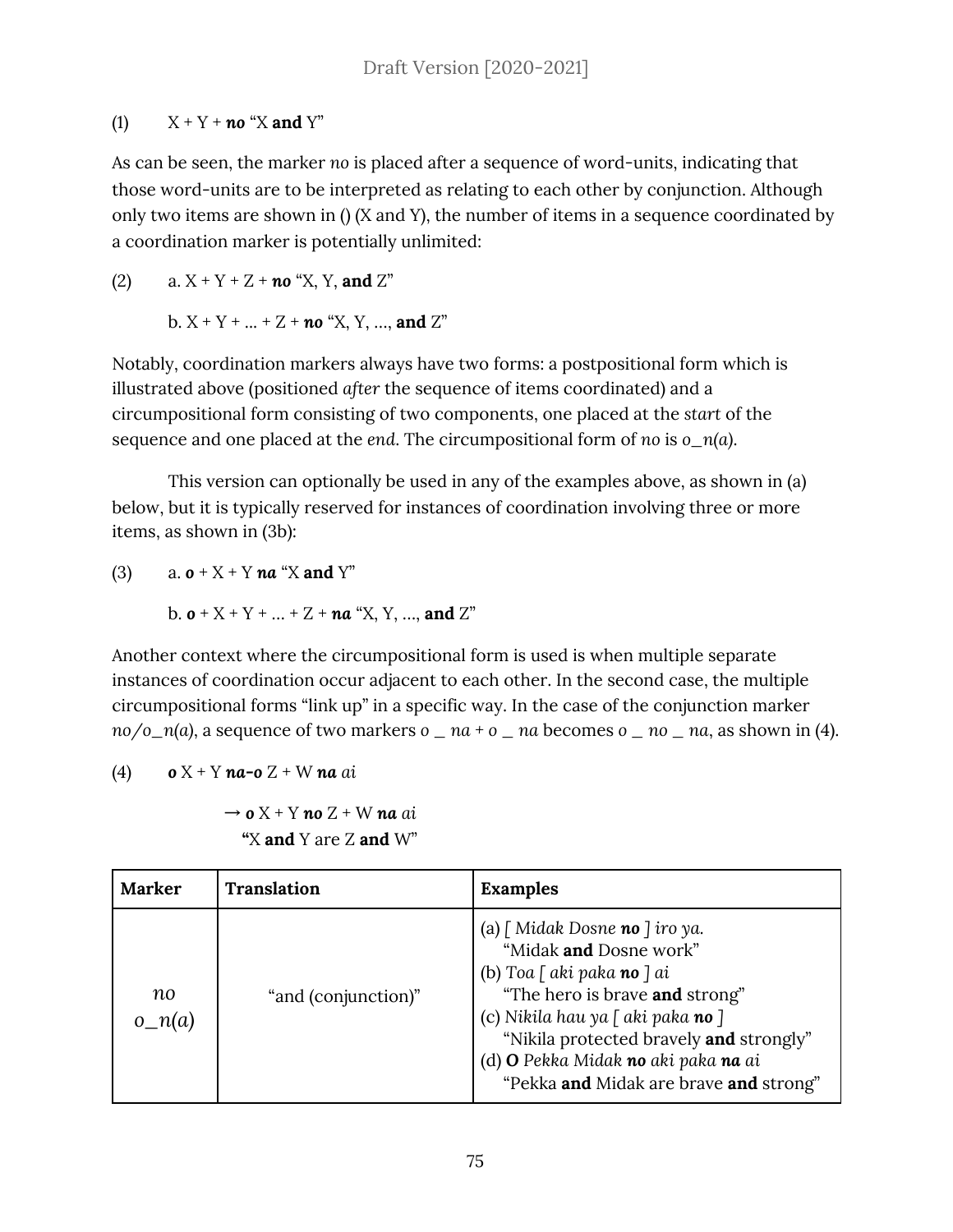(1) X + Y + ***no*** "X **and** Y"

As can be seen, the marker *no* is placed after a sequence of word-units, indicating that those word-units are to be interpreted as relating to each other by conjunction. Although only two items are shown in () (X and Y), the number of items in a sequence coordinated by a coordination marker is potentially unlimited:

(2) a. X + Y + Z + ***no*** "X, Y, **and** Z"

b. X + Y + ... + Z + ***no*** "X, Y, ..., **and** Z"

Notably, coordination markers always have two forms: a postpositional form which is illustrated above (positioned *after* the sequence of items coordinated) and a circumpositional form consisting of two components, one placed at the *start* of the sequence and one placed at the *end*. The circumpositional form of *no* is *o_n(a)*.

This version can optionally be used in any of the examples above, as shown in (a) below, but it is typically reserved for instances of coordination involving three or more items, as shown in (3b):

(3) a. ***o*** + X + Y ***na*** "X **and** Y"

b. ***o*** + X + Y + ... + Z + ***na*** "X, Y, ..., **and** Z"

Another context where the circumpositional form is used is when multiple separate instances of coordination occur adjacent to each other. In the second case, the multiple circumpositional forms "link up" in a specific way. In the case of the conjunction marker *no/o_n(a)*, a sequence of two markers *o _ na* + *o _ na* becomes *o _ no _ na*, as shown in (4).

(4) ***o*** X + Y ***na-o*** Z + W ***na*** *ai*

→ ***o*** X + Y ***no*** Z + W ***na*** *ai*
"X **and** Y are Z **and** W"

| Marker | Translation | Examples |
|---|---|---|
| *no*<br>*o_n(a)* | "and (conjunction)" | (a) *[ Midak Dosne **no** ] iro ya.*<br>"Midak **and** Dosne work"<br>(b) *Toa [ aki paka **no** ] ai*<br>"The hero is brave **and** strong"<br>(c) *Nikila hau ya [ aki paka **no** ]*<br>"Nikila protected bravely **and** strongly"<br>(d) ***O*** *Pekka Midak **no** aki paka **na** ai*<br>"Pekka **and** Midak are brave **and** strong" |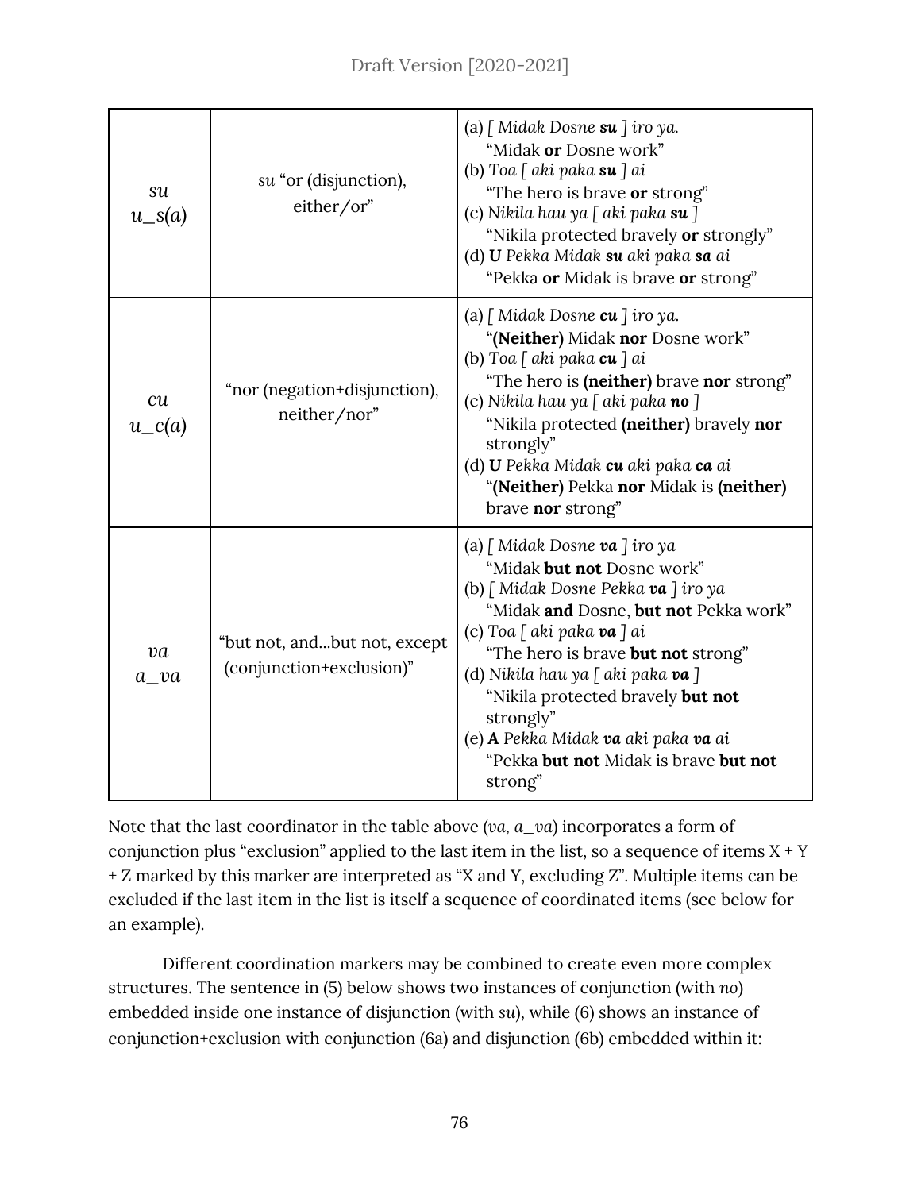| *su*<br>*u_s(a)* | *su* "or (disjunction), either/or" | (a) *[ Midak Dosne **su** ] iro ya.*<br>"Midak **or** Dosne work"<br>(b) *Toa [ aki paka **su** ] ai*<br>"The hero is brave **or** strong"<br>(c) *Nikila hau ya [ aki paka **su** ]*<br>"Nikila protected bravely **or** strongly"<br>(d) ***U** Pekka Midak **su** aki paka **sa** ai*<br>"Pekka **or** Midak is brave **or** strong" |
|---|---|---|
| *cu*<br>*u_c(a)* | "nor (negation+disjunction), neither/nor" | (a) *[ Midak Dosne **cu** ] iro ya.*<br>"**(Neither)** Midak **nor** Dosne work"<br>(b) *Toa [ aki paka **cu** ] ai*<br>"The hero is **(neither)** brave **nor** strong"<br>(c) *Nikila hau ya [ aki paka **no** ]*<br>"Nikila protected **(neither)** bravely **nor** strongly"<br>(d) ***U** Pekka Midak **cu** aki paka **ca** ai*<br>"**(Neither)** Pekka **nor** Midak is **(neither)** brave **nor** strong" |
| *va*<br>*a_va* | "but not, and...but not, except (conjunction+exclusion)" | (a) *[ Midak Dosne **va** ] iro ya*<br>"Midak **but not** Dosne work"<br>(b) *[ Midak Dosne Pekka **va** ] iro ya*<br>"Midak **and** Dosne, **but not** Pekka work"<br>(c) *Toa [ aki paka **va** ] ai*<br>"The hero is brave **but not** strong"<br>(d) *Nikila hau ya [ aki paka **va** ]*<br>"Nikila protected bravely **but not** strongly"<br>(e) ***A** Pekka Midak **va** aki paka **va** ai*<br>"Pekka **but not** Midak is brave **but not** strong" |

Note that the last coordinator in the table above (*va*, *a_va*) incorporates a form of conjunction plus "exclusion" applied to the last item in the list, so a sequence of items X + Y + Z marked by this marker are interpreted as "X and Y, excluding Z". Multiple items can be excluded if the last item in the list is itself a sequence of coordinated items (see below for an example).

Different coordination markers may be combined to create even more complex structures. The sentence in (5) below shows two instances of conjunction (with *no*) embedded inside one instance of disjunction (with *su*), while (6) shows an instance of conjunction+exclusion with conjunction (6a) and disjunction (6b) embedded within it: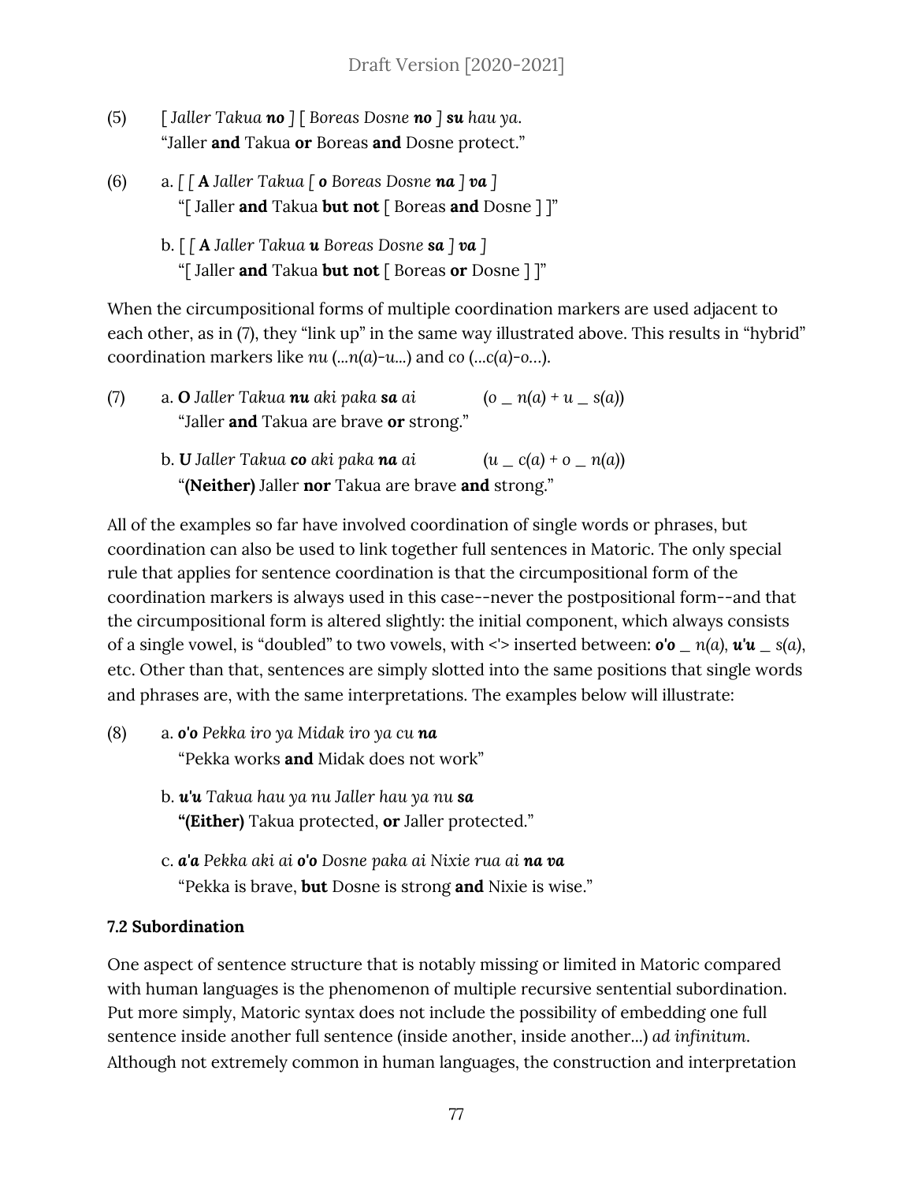(5) [ *Jaller Takua* ***no*** ] [ *Boreas Dosne* ***no*** ] ***su*** *hau ya.*
"Jaller **and** Takua **or** Boreas **and** Dosne protect."

(6) a. [ [ ***A*** *Jaller Takua* [ ***o*** *Boreas Dosne* ***na*** ] ***va*** ]
"[ Jaller **and** Takua **but not** [ Boreas **and** Dosne ] ]"

b. [ [ ***A*** *Jaller Takua* ***u*** *Boreas Dosne* ***sa*** ] ***va*** ]
"[ Jaller **and** Takua **but not** [ Boreas **or** Dosne ] ]"

When the circumpositional forms of multiple coordination markers are used adjacent to each other, as in (7), they "link up" in the same way illustrated above. This results in "hybrid" coordination markers like *nu* (...*n*(*a*)-*u*...) and *co* (...*c*(*a*)-*o*...).

(7) a. ***O*** *Jaller Takua* ***nu*** *aki paka* ***sa*** *ai* (*o* _ *n*(*a*) + *u* _ *s*(*a*))
"Jaller **and** Takua are brave **or** strong."

b. ***U*** *Jaller Takua* ***co*** *aki paka* ***na*** *ai* (*u* _ *c*(*a*) + *o* _ *n*(*a*))
"**(Neither)** Jaller **nor** Takua are brave **and** strong."

All of the examples so far have involved coordination of single words or phrases, but coordination can also be used to link together full sentences in Matoric. The only special rule that applies for sentence coordination is that the circumpositional form of the coordination markers is always used in this case--never the postpositional form--and that the circumpositional form is altered slightly: the initial component, which always consists of a single vowel, is "doubled" to two vowels, with <'> inserted between: ***o'o*** _ *n*(*a*), ***u'u*** _ *s*(*a*), etc. Other than that, sentences are simply slotted into the same positions that single words and phrases are, with the same interpretations. The examples below will illustrate:

(8) a. ***o'o*** *Pekka iro ya Midak iro ya cu* ***na***
"Pekka works **and** Midak does not work"

b. ***u'u*** *Takua hau ya nu Jaller hau ya nu* ***sa***
**"(Either)** Takua protected, **or** Jaller protected."

c. ***a'a*** *Pekka aki ai* ***o'o*** *Dosne paka ai Nixie rua ai* ***na va***
"Pekka is brave, **but** Dosne is strong **and** Nixie is wise."

**7.2 Subordination**

One aspect of sentence structure that is notably missing or limited in Matoric compared with human languages is the phenomenon of multiple recursive sentential subordination. Put more simply, Matoric syntax does not include the possibility of embedding one full sentence inside another full sentence (inside another, inside another...) *ad infinitum*. Although not extremely common in human languages, the construction and interpretation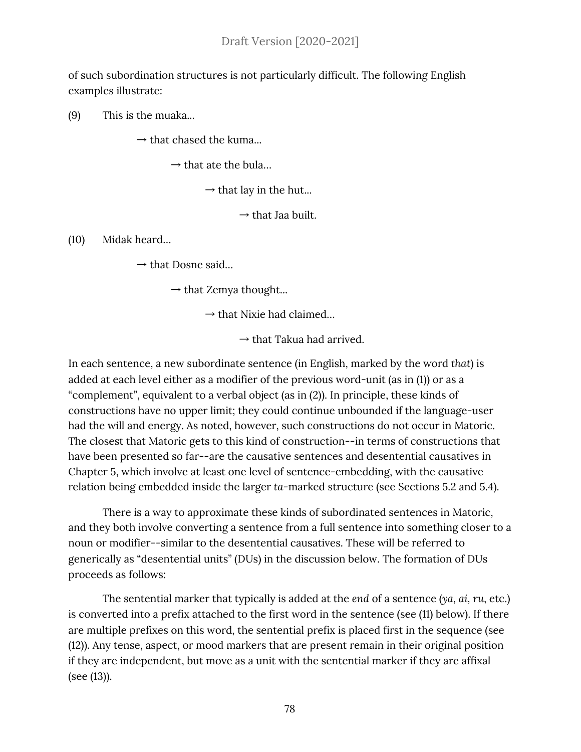of such subordination structures is not particularly difficult. The following English examples illustrate:

(9) This is the muaka…

→ that chased the kuma…

→ that ate the bula…

→ that lay in the hut…

→ that Jaa built.

(10) Midak heard…

→ that Dosne said…

→ that Zemya thought…

→ that Nixie had claimed…

→ that Takua had arrived.

In each sentence, a new subordinate sentence (in English, marked by the word *that*) is added at each level either as a modifier of the previous word-unit (as in (1)) or as a "complement", equivalent to a verbal object (as in (2)). In principle, these kinds of constructions have no upper limit; they could continue unbounded if the language-user had the will and energy. As noted, however, such constructions do not occur in Matoric. The closest that Matoric gets to this kind of construction--in terms of constructions that have been presented so far--are the causative sentences and desentential causatives in Chapter 5, which involve at least one level of sentence-embedding, with the causative relation being embedded inside the larger *ta*-marked structure (see Sections 5.2 and 5.4).

There is a way to approximate these kinds of subordinated sentences in Matoric, and they both involve converting a sentence from a full sentence into something closer to a noun or modifier--similar to the desentential causatives. These will be referred to generically as "desentential units" (DUs) in the discussion below. The formation of DUs proceeds as follows:

The sentential marker that typically is added at the *end* of a sentence (*ya*, *ai*, *ru*, etc.) is converted into a prefix attached to the first word in the sentence (see (11) below). If there are multiple prefixes on this word, the sentential prefix is placed first in the sequence (see (12)). Any tense, aspect, or mood markers that are present remain in their original position if they are independent, but move as a unit with the sentential marker if they are affixal (see (13)).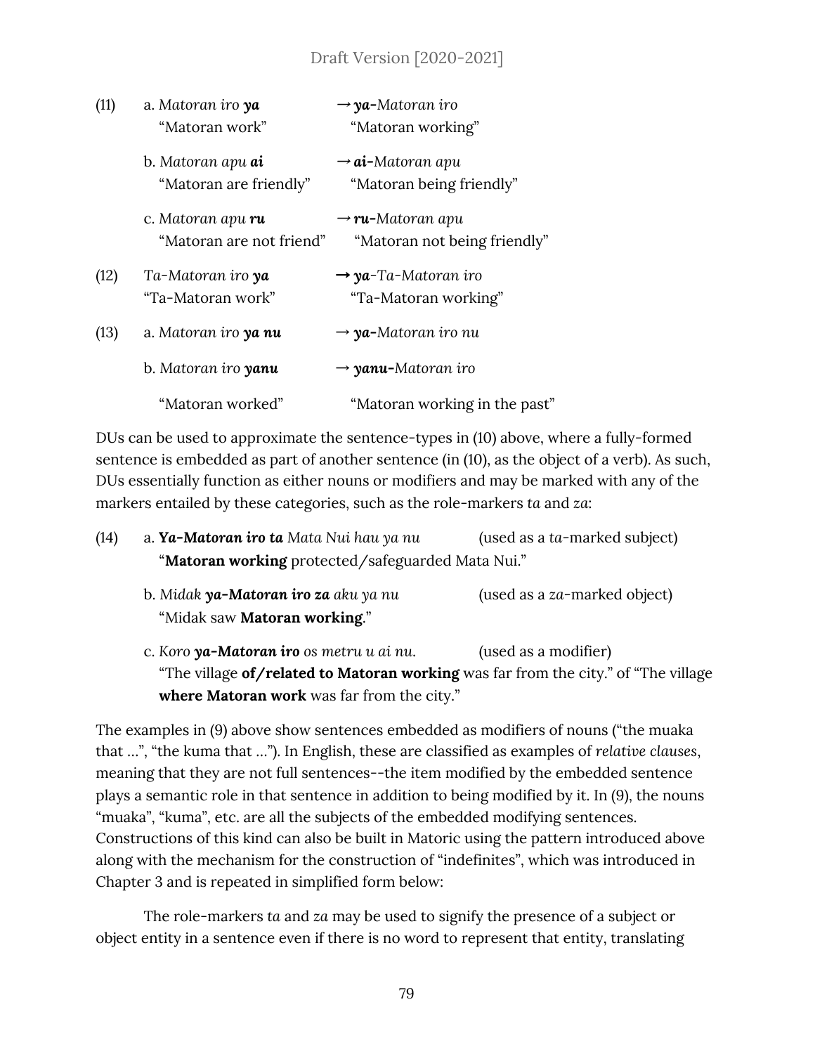(11) a. *Matoran iro **ya*** → ***ya**-Matoran iro*
"Matoran work" "Matoran working"

b. *Matoran apu **ai*** → ***ai**-Matoran apu*
"Matoran are friendly" "Matoran being friendly"

c. *Matoran apu **ru*** → ***ru**-Matoran apu*
"Matoran are not friend" "Matoran not being friendly"

(12) *Ta-Matoran iro **ya*** → ***ya**-Ta-Matoran iro*
"Ta-Matoran work" "Ta-Matoran working"

(13) a. *Matoran iro **ya nu*** → ***ya**-Matoran iro nu*

b. *Matoran iro **yanu*** → ***yanu**-Matoran iro*

"Matoran worked" "Matoran working in the past"

DUs can be used to approximate the sentence-types in (10) above, where a fully-formed sentence is embedded as part of another sentence (in (10), as the object of a verb). As such, DUs essentially function as either nouns or modifiers and may be marked with any of the markers entailed by these categories, such as the role-markers *ta* and *za*:

(14) a. ***Ya-Matoran iro ta** Mata Nui hau ya nu* (used as a *ta*-marked subject)
"**Matoran working** protected/safeguarded Mata Nui."

b. *Midak **ya-Matoran iro za** aku ya nu* (used as a *za*-marked object)
"Midak saw **Matoran working**."

c. *Koro **ya-Matoran iro** os metru u ai nu.* (used as a modifier)
"The village **of/related to Matoran working** was far from the city." of "The village **where Matoran work** was far from the city."

The examples in (9) above show sentences embedded as modifiers of nouns ("the muaka that ...", "the kuma that ..."). In English, these are classified as examples of *relative clauses*, meaning that they are not full sentences--the item modified by the embedded sentence plays a semantic role in that sentence in addition to being modified by it. In (9), the nouns "muaka", "kuma", etc. are all the subjects of the embedded modifying sentences. Constructions of this kind can also be built in Matoric using the pattern introduced above along with the mechanism for the construction of "indefinites", which was introduced in Chapter 3 and is repeated in simplified form below:

The role-markers *ta* and *za* may be used to signify the presence of a subject or object entity in a sentence even if there is no word to represent that entity, translating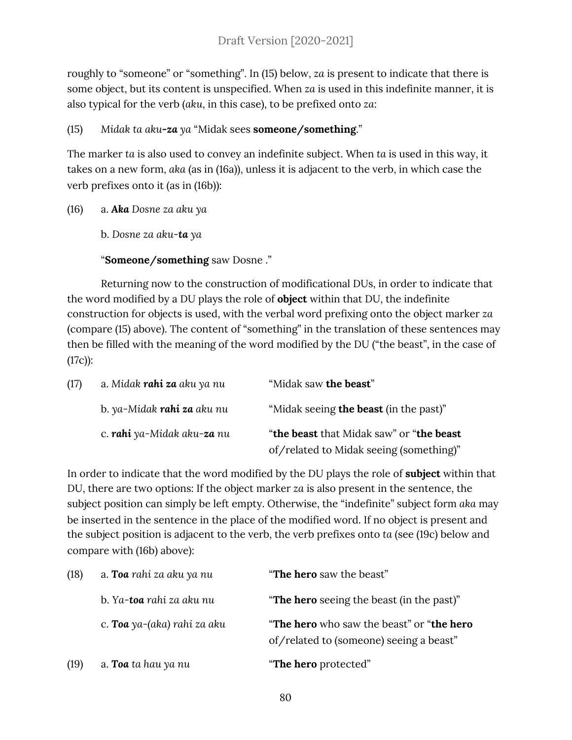roughly to "someone" or "something". In (15) below, *za* is present to indicate that there is some object, but its content is unspecified. When *za* is used in this indefinite manner, it is also typical for the verb (*aku*, in this case), to be prefixed onto *za*:

(15) *Midak ta aku-**za** ya* "Midak sees **someone/something**."

The marker *ta* is also used to convey an indefinite subject. When *ta* is used in this way, it takes on a new form, *aka* (as in (16a)), unless it is adjacent to the verb, in which case the verb prefixes onto it (as in (16b)):

(16) a. ***Aka*** *Dosne za aku ya*

b. *Dosne za aku-**ta** ya*

"**Someone/something** saw Dosne ."

Returning now to the construction of modificational DUs, in order to indicate that the word modified by a DU plays the role of **object** within that DU, the indefinite construction for objects is used, with the verbal word prefixing onto the object marker *za* (compare (15) above). The content of "something" in the translation of these sentences may then be filled with the meaning of the word modified by the DU ("the beast", in the case of (17c)):

| | | |
|---|---|---|
| (17) | a. *Midak **rahi za** aku ya nu* | "Midak saw **the beast**" |
| | b. *ya-Midak **rahi za** aku nu* | "Midak seeing **the beast** (in the past)" |
| | c. ***rahi*** *ya-Midak aku-**za** nu* | "**the beast** that Midak saw" or "**the beast** of/related to Midak seeing (something)" |

In order to indicate that the word modified by the DU plays the role of **subject** within that DU, there are two options: If the object marker *za* is also present in the sentence, the subject position can simply be left empty. Otherwise, the "indefinite" subject form *aka* may be inserted in the sentence in the place of the modified word. If no object is present and the subject position is adjacent to the verb, the verb prefixes onto *ta* (see (19c) below and compare with (16b) above):

| | | |
|---|---|---|
| (18) | a. ***Toa*** *rahi za aku ya nu* | "**The hero** saw the beast" |
| | b. *Ya-**toa** rahi za aku nu* | "**The hero** seeing the beast (in the past)" |
| | c. ***Toa*** *ya-(aka) rahi za aku* | "**The hero** who saw the beast" or "**the hero** of/related to (someone) seeing a beast" |
| (19) | a. ***Toa*** *ta hau ya nu* | "**The hero** protected" |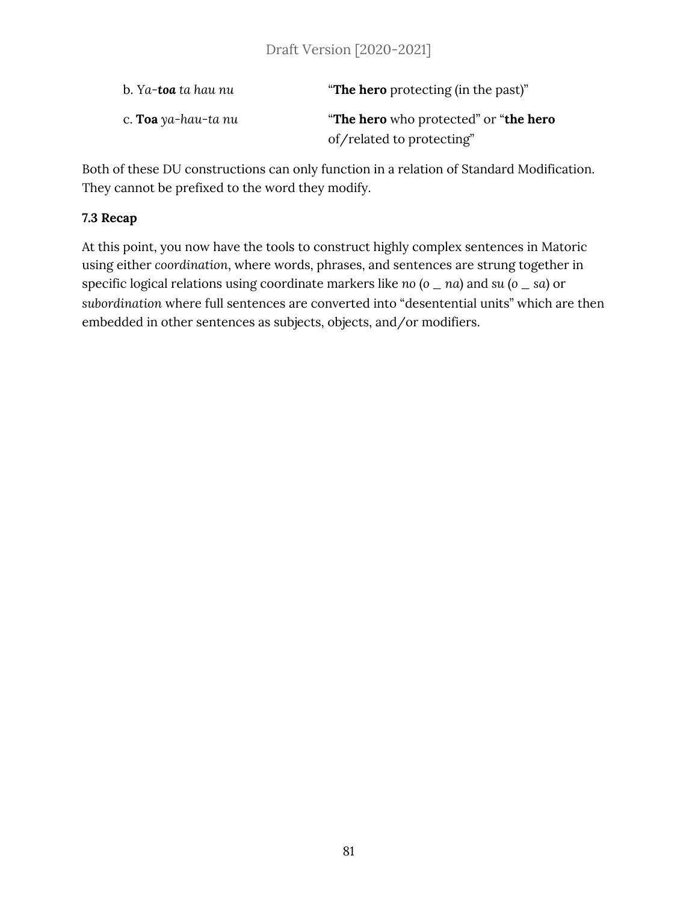b. *Ya-**toa** ta hau nu* — "**The hero** protecting (in the past)"

c. **Toa** *ya-hau-ta nu* — "**The hero** who protected" or "**the hero** of/related to protecting"

Both of these DU constructions can only function in a relation of Standard Modification. They cannot be prefixed to the word they modify.

**7.3 Recap**

At this point, you now have the tools to construct highly complex sentences in Matoric using either *coordination*, where words, phrases, and sentences are strung together in specific logical relations using coordinate markers like *no* (*o _ na*) and *su* (*o _ sa*) or *subordination* where full sentences are converted into "desentential units" which are then embedded in other sentences as subjects, objects, and/or modifiers.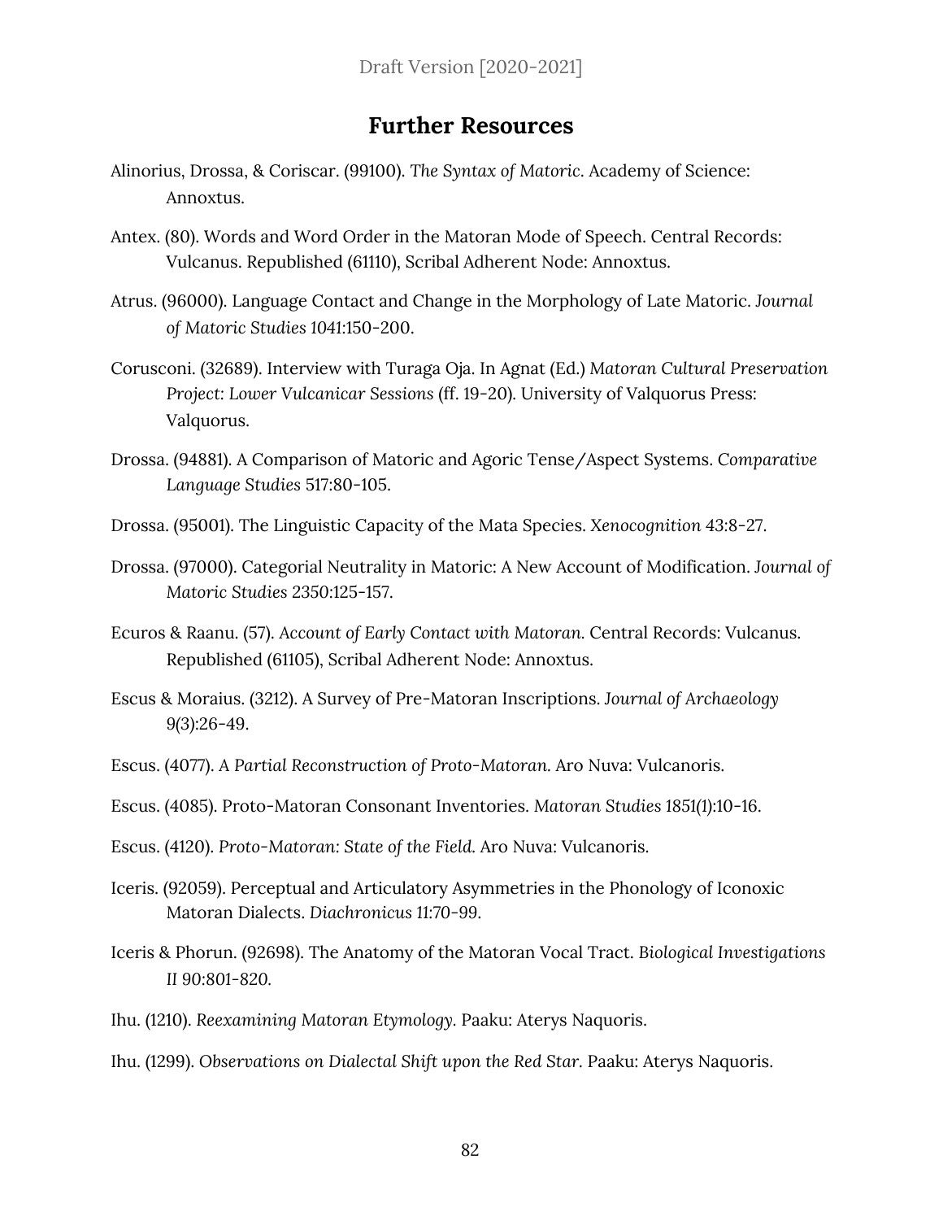## Further Resources

Alinorius, Drossa, & Coriscar. (99100). *The Syntax of Matoric*. Academy of Science: Annoxtus.

Antex. (80). Words and Word Order in the Matoran Mode of Speech. Central Records: Vulcanus. Republished (61110), Scribal Adherent Node: Annoxtus.

Atrus. (96000). Language Contact and Change in the Morphology of Late Matoric. *Journal of Matoric Studies 1041*:150-200.

Corusconi. (32689). Interview with Turaga Oja. In Agnat (Ed.) *Matoran Cultural Preservation Project: Lower Vulcanicar Sessions* (ff. 19-20). University of Valquorus Press: Valquorus.

Drossa. (94881). A Comparison of Matoric and Agoric Tense/Aspect Systems. *Comparative Language Studies* 517:80-105.

Drossa. (95001). The Linguistic Capacity of the Mata Species. *Xenocognition* 43:8-27.

Drossa. (97000). Categorial Neutrality in Matoric: A New Account of Modification. *Journal of Matoric Studies* 2350:125-157.

Ecuros & Raanu. (57). *Account of Early Contact with Matoran.* Central Records: Vulcanus. Republished (61105), Scribal Adherent Node: Annoxtus.

Escus & Moraius. (3212). A Survey of Pre-Matoran Inscriptions. *Journal of Archaeology* 9(3):26-49.

Escus. (4077). A *Partial Reconstruction of Proto-Matoran.* Aro Nuva: Vulcanoris.

Escus. (4085). Proto-Matoran Consonant Inventories. *Matoran Studies* 1851(1):10-16.

Escus. (4120). *Proto-Matoran: State of the Field.* Aro Nuva: Vulcanoris.

Iceris. (92059). Perceptual and Articulatory Asymmetries in the Phonology of Iconoxic Matoran Dialects. *Diachronicus* 11:70-99.

Iceris & Phorun. (92698). The Anatomy of the Matoran Vocal Tract. *Biological Investigations II 90:801-820.*

Ihu. (1210). *Reexamining Matoran Etymology.* Paaku: Aterys Naquoris.

Ihu. (1299). *Observations on Dialectal Shift upon the Red Star.* Paaku: Aterys Naquoris.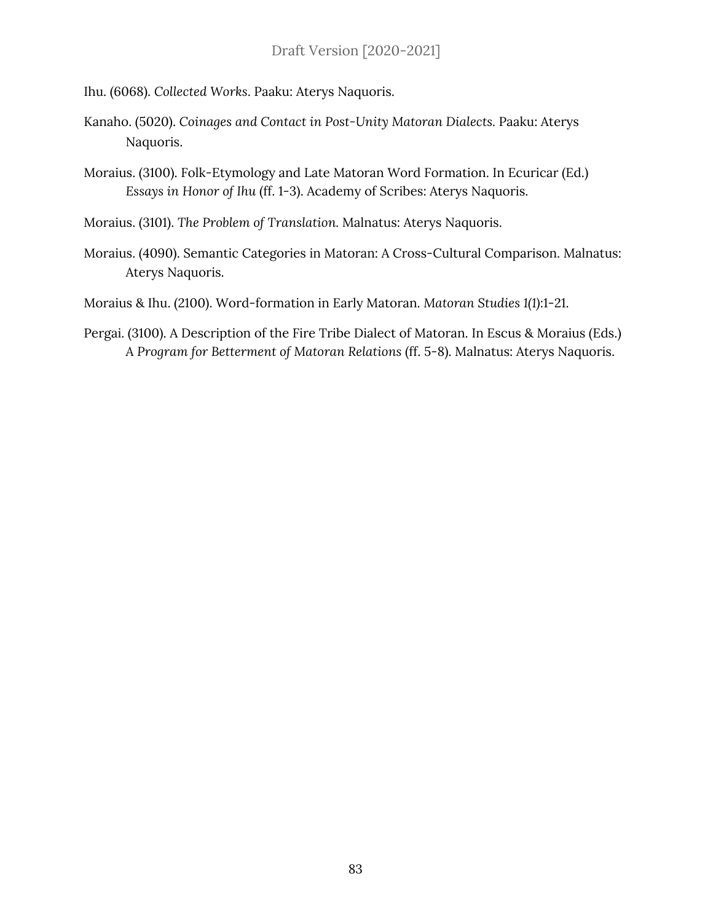Ihu. (6068). *Collected Works*. Paaku: Aterys Naquoris.

Kanaho. (5020). *Coinages and Contact in Post-Unity Matoran Dialects*. Paaku: Aterys Naquoris.

Moraius. (3100). Folk-Etymology and Late Matoran Word Formation. In Ecuricar (Ed.) *Essays in Honor of Ihu* (ff. 1-3). Academy of Scribes: Aterys Naquoris.

Moraius. (3101). *The Problem of Translation*. Malnatus: Aterys Naquoris.

Moraius. (4090). Semantic Categories in Matoran: A Cross-Cultural Comparison. Malnatus: Aterys Naquoris.

Moraius & Ihu. (2100). Word-formation in Early Matoran. *Matoran Studies 1(1)*:1-21.

Pergai. (3100). A Description of the Fire Tribe Dialect of Matoran. In Escus & Moraius (Eds.) *A Program for Betterment of Matoran Relations* (ff. 5-8). Malnatus: Aterys Naquoris.